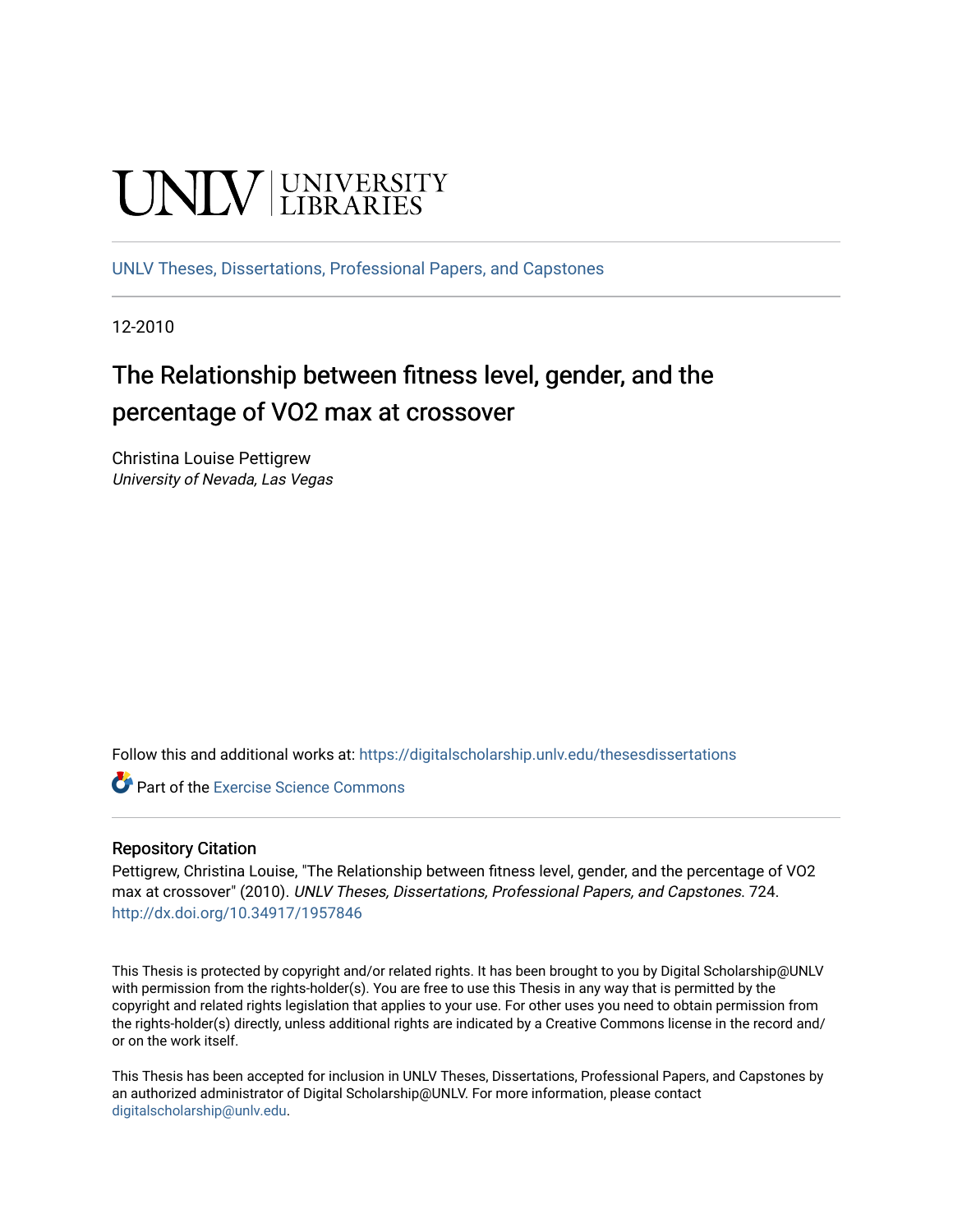UNLV | UNIVERSITY LIBRARIES

UNLV Theses, Dissertations, Professional Papers, and Capstones

12-2010

# The Relationship between fitness level, gender, and the percentage of VO2 max at crossover

Christina Louise Pettigrew
*University of Nevada, Las Vegas*

Follow this and additional works at: https://digitalscholarship.unlv.edu/thesesdissertations

Part of the Exercise Science Commons

## Repository Citation

Pettigrew, Christina Louise, "The Relationship between fitness level, gender, and the percentage of VO2 max at crossover" (2010). *UNLV Theses, Dissertations, Professional Papers, and Capstones*. 724.
http://dx.doi.org/10.34917/1957846

This Thesis is protected by copyright and/or related rights. It has been brought to you by Digital Scholarship@UNLV with permission from the rights-holder(s). You are free to use this Thesis in any way that is permitted by the copyright and related rights legislation that applies to your use. For other uses you need to obtain permission from the rights-holder(s) directly, unless additional rights are indicated by a Creative Commons license in the record and/or on the work itself.

This Thesis has been accepted for inclusion in UNLV Theses, Dissertations, Professional Papers, and Capstones by an authorized administrator of Digital Scholarship@UNLV. For more information, please contact digitalscholarship@unlv.edu.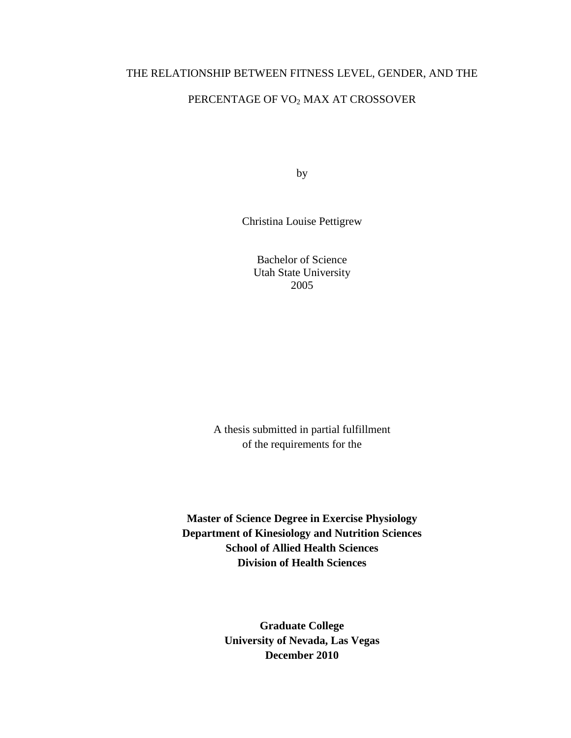THE RELATIONSHIP BETWEEN FITNESS LEVEL, GENDER, AND THE

PERCENTAGE OF $VO_2$ MAX AT CROSSOVER

by

Christina Louise Pettigrew

Bachelor of Science
Utah State University
2005

A thesis submitted in partial fulfillment
of the requirements for the

**Master of Science Degree in Exercise Physiology**
**Department of Kinesiology and Nutrition Sciences**
**School of Allied Health Sciences**
**Division of Health Sciences**

**Graduate College**
**University of Nevada, Las Vegas**
**December 2010**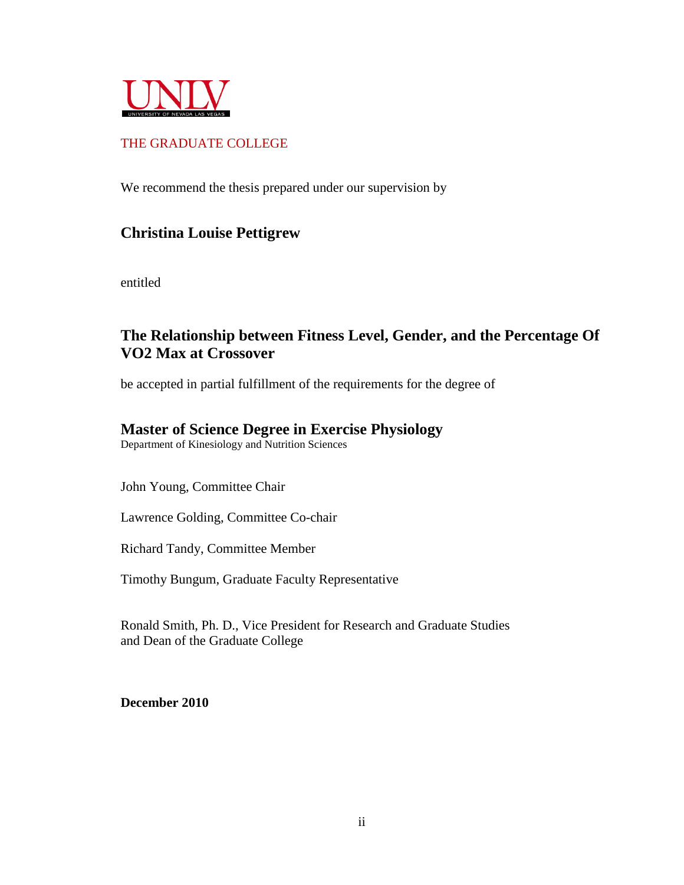UNLV
UNIVERSITY OF NEVADA LAS VEGAS

THE GRADUATE COLLEGE

We recommend the thesis prepared under our supervision by

**Christina Louise Pettigrew**

entitled

**The Relationship between Fitness Level, Gender, and the Percentage Of VO2 Max at Crossover**

be accepted in partial fulfillment of the requirements for the degree of

**Master of Science Degree in Exercise Physiology**
Department of Kinesiology and Nutrition Sciences

John Young, Committee Chair

Lawrence Golding, Committee Co-chair

Richard Tandy, Committee Member

Timothy Bungum, Graduate Faculty Representative

Ronald Smith, Ph. D., Vice President for Research and Graduate Studies
and Dean of the Graduate College

**December 2010**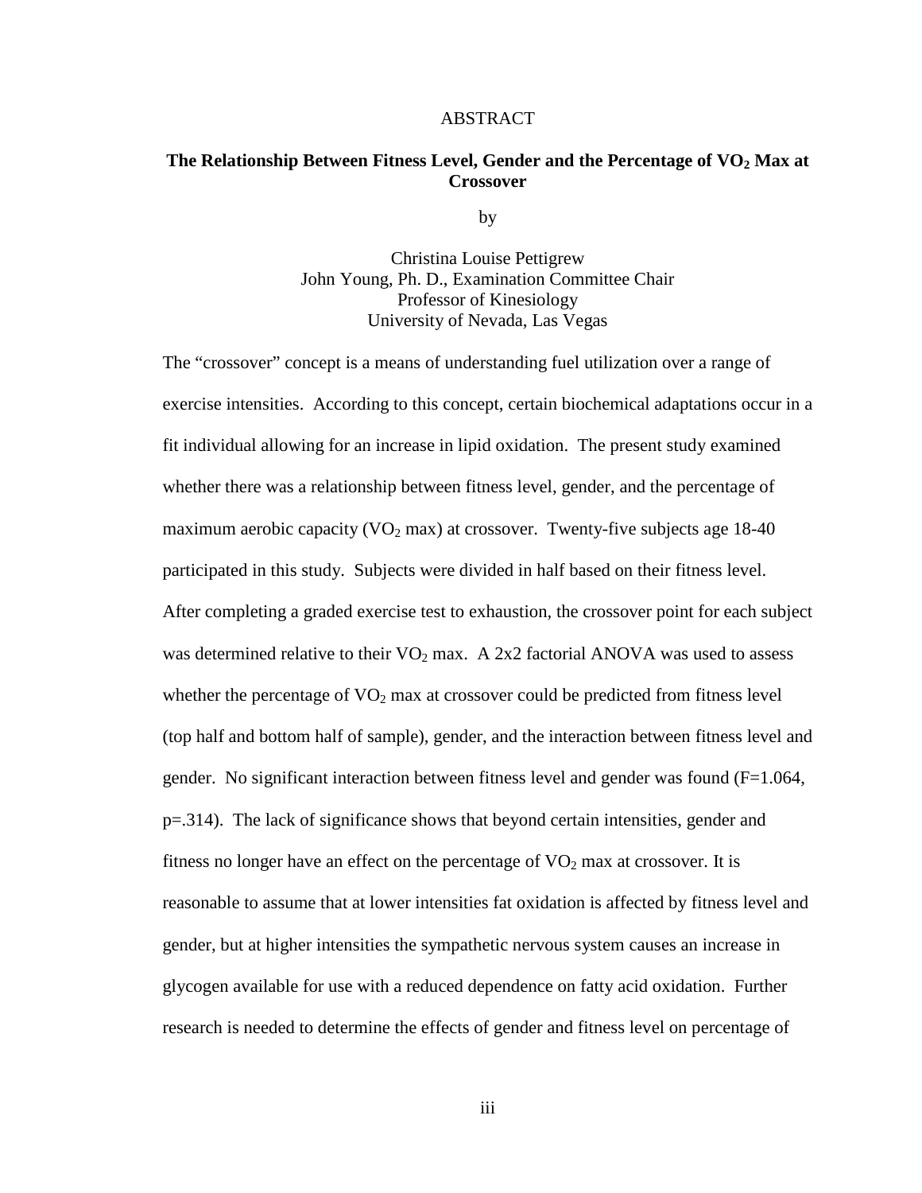# ABSTRACT

## The Relationship Between Fitness Level, Gender and the Percentage of $VO_2$ Max at Crossover

by

Christina Louise Pettigrew
John Young, Ph. D., Examination Committee Chair
Professor of Kinesiology
University of Nevada, Las Vegas

The "crossover" concept is a means of understanding fuel utilization over a range of exercise intensities. According to this concept, certain biochemical adaptations occur in a fit individual allowing for an increase in lipid oxidation. The present study examined whether there was a relationship between fitness level, gender, and the percentage of maximum aerobic capacity ($VO_2$ max) at crossover. Twenty-five subjects age 18-40 participated in this study. Subjects were divided in half based on their fitness level. After completing a graded exercise test to exhaustion, the crossover point for each subject was determined relative to their $VO_2$ max. A 2x2 factorial ANOVA was used to assess whether the percentage of $VO_2$ max at crossover could be predicted from fitness level (top half and bottom half of sample), gender, and the interaction between fitness level and gender. No significant interaction between fitness level and gender was found ($F=1.064$, $p=.314$). The lack of significance shows that beyond certain intensities, gender and fitness no longer have an effect on the percentage of $VO_2$ max at crossover. It is reasonable to assume that at lower intensities fat oxidation is affected by fitness level and gender, but at higher intensities the sympathetic nervous system causes an increase in glycogen available for use with a reduced dependence on fatty acid oxidation. Further research is needed to determine the effects of gender and fitness level on percentage of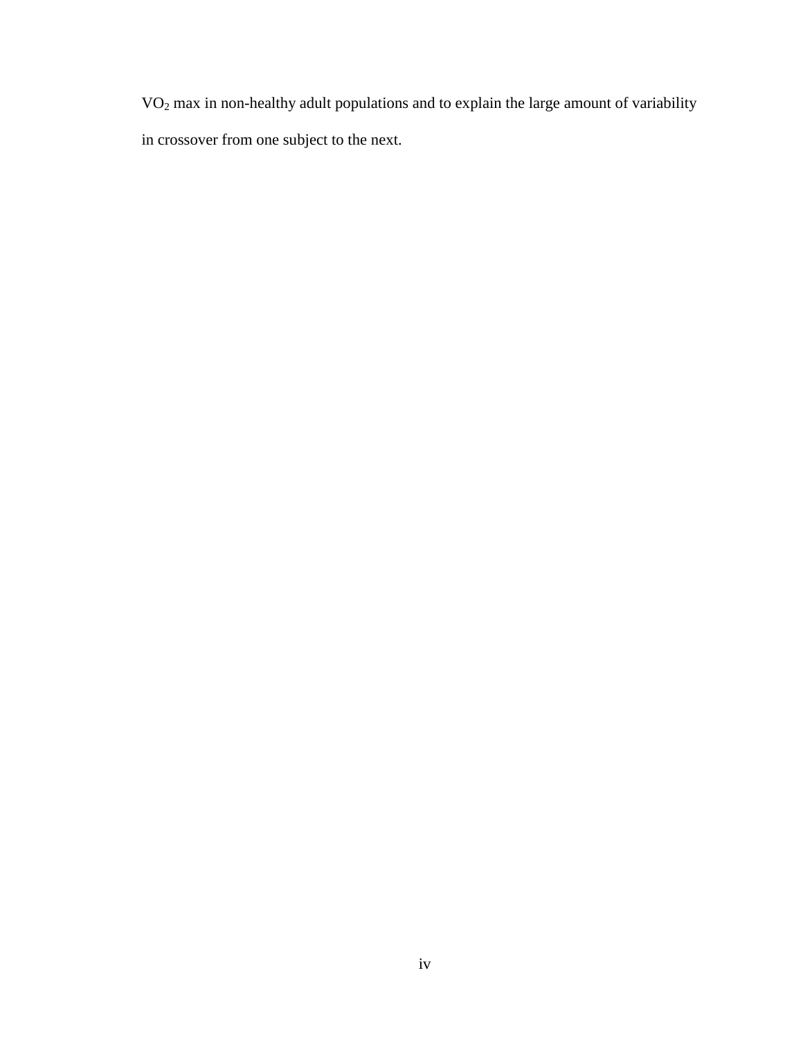$VO_2$ max in non-healthy adult populations and to explain the large amount of variability in crossover from one subject to the next.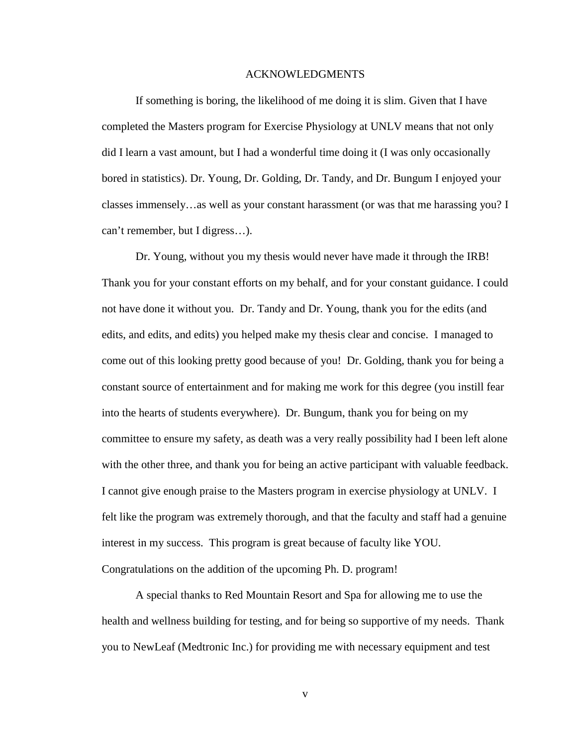# ACKNOWLEDGMENTS

If something is boring, the likelihood of me doing it is slim. Given that I have completed the Masters program for Exercise Physiology at UNLV means that not only did I learn a vast amount, but I had a wonderful time doing it (I was only occasionally bored in statistics). Dr. Young, Dr. Golding, Dr. Tandy, and Dr. Bungum I enjoyed your classes immensely…as well as your constant harassment (or was that me harassing you? I can't remember, but I digress…).

Dr. Young, without you my thesis would never have made it through the IRB! Thank you for your constant efforts on my behalf, and for your constant guidance. I could not have done it without you. Dr. Tandy and Dr. Young, thank you for the edits (and edits, and edits, and edits) you helped make my thesis clear and concise. I managed to come out of this looking pretty good because of you! Dr. Golding, thank you for being a constant source of entertainment and for making me work for this degree (you instill fear into the hearts of students everywhere). Dr. Bungum, thank you for being on my committee to ensure my safety, as death was a very really possibility had I been left alone with the other three, and thank you for being an active participant with valuable feedback. I cannot give enough praise to the Masters program in exercise physiology at UNLV. I felt like the program was extremely thorough, and that the faculty and staff had a genuine interest in my success. This program is great because of faculty like YOU. Congratulations on the addition of the upcoming Ph. D. program!

A special thanks to Red Mountain Resort and Spa for allowing me to use the health and wellness building for testing, and for being so supportive of my needs. Thank you to NewLeaf (Medtronic Inc.) for providing me with necessary equipment and test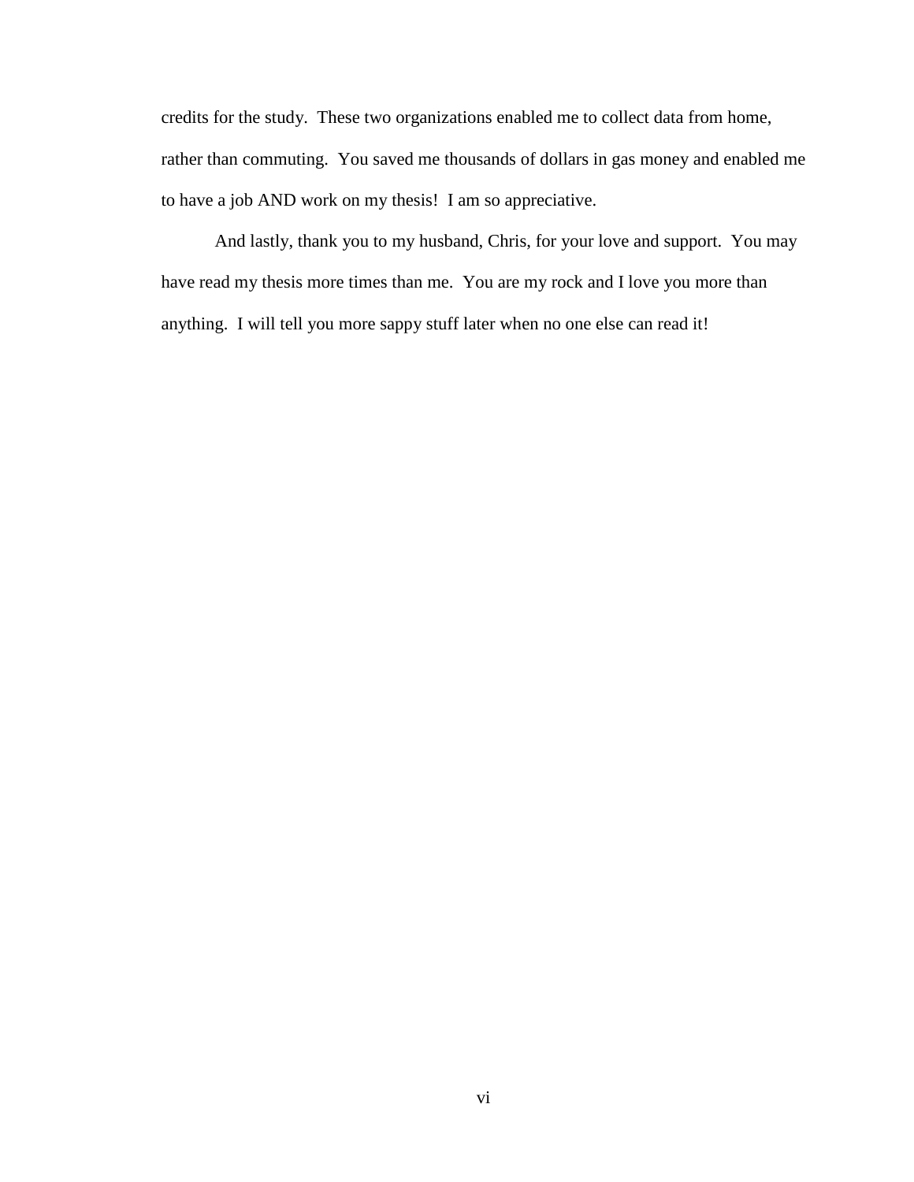credits for the study. These two organizations enabled me to collect data from home, rather than commuting. You saved me thousands of dollars in gas money and enabled me to have a job AND work on my thesis! I am so appreciative.

And lastly, thank you to my husband, Chris, for your love and support. You may have read my thesis more times than me. You are my rock and I love you more than anything. I will tell you more sappy stuff later when no one else can read it!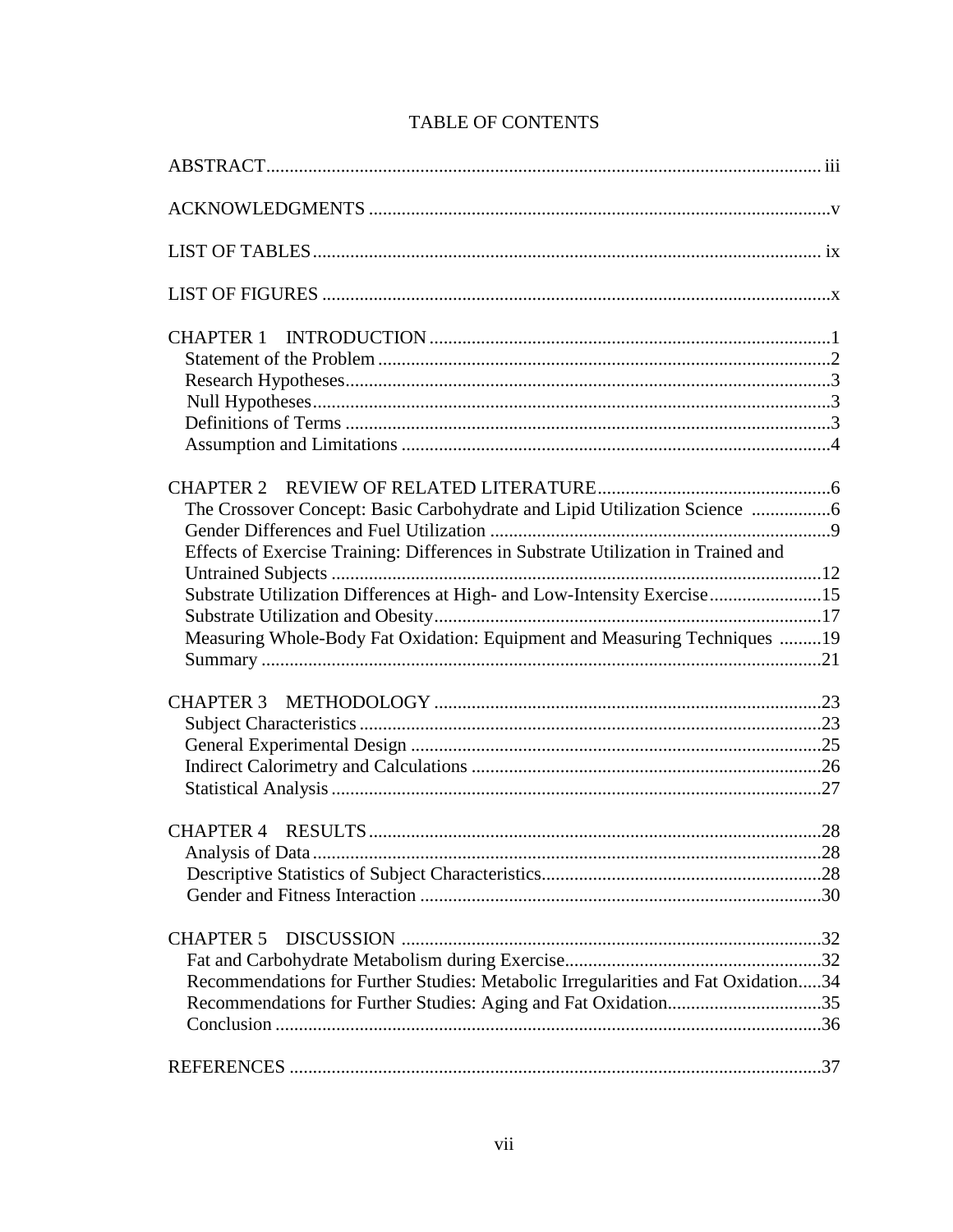# TABLE OF CONTENTS

ABSTRACT .......... iii

ACKNOWLEDGMENTS .......... v

LIST OF TABLES .......... ix

LIST OF FIGURES .......... x

CHAPTER 1 INTRODUCTION .......... 1
- Statement of the Problem .......... 2
- Research Hypotheses .......... 3
- Null Hypotheses .......... 3
- Definitions of Terms .......... 3
- Assumption and Limitations .......... 4

CHAPTER 2 REVIEW OF RELATED LITERATURE .......... 6
- The Crossover Concept: Basic Carbohydrate and Lipid Utilization Science .......... 6
- Gender Differences and Fuel Utilization .......... 9
- Effects of Exercise Training: Differences in Substrate Utilization in Trained and Untrained Subjects .......... 12
- Substrate Utilization Differences at High- and Low-Intensity Exercise .......... 15
- Substrate Utilization and Obesity .......... 17
- Measuring Whole-Body Fat Oxidation: Equipment and Measuring Techniques .......... 19
- Summary .......... 21

CHAPTER 3 METHODOLOGY .......... 23
- Subject Characteristics .......... 23
- General Experimental Design .......... 25
- Indirect Calorimetry and Calculations .......... 26
- Statistical Analysis .......... 27

CHAPTER 4 RESULTS .......... 28
- Analysis of Data .......... 28
- Descriptive Statistics of Subject Characteristics .......... 28
- Gender and Fitness Interaction .......... 30

CHAPTER 5 DISCUSSION .......... 32
- Fat and Carbohydrate Metabolism during Exercise .......... 32
- Recommendations for Further Studies: Metabolic Irregularities and Fat Oxidation .......... 34
- Recommendations for Further Studies: Aging and Fat Oxidation .......... 35
- Conclusion .......... 36

REFERENCES .......... 37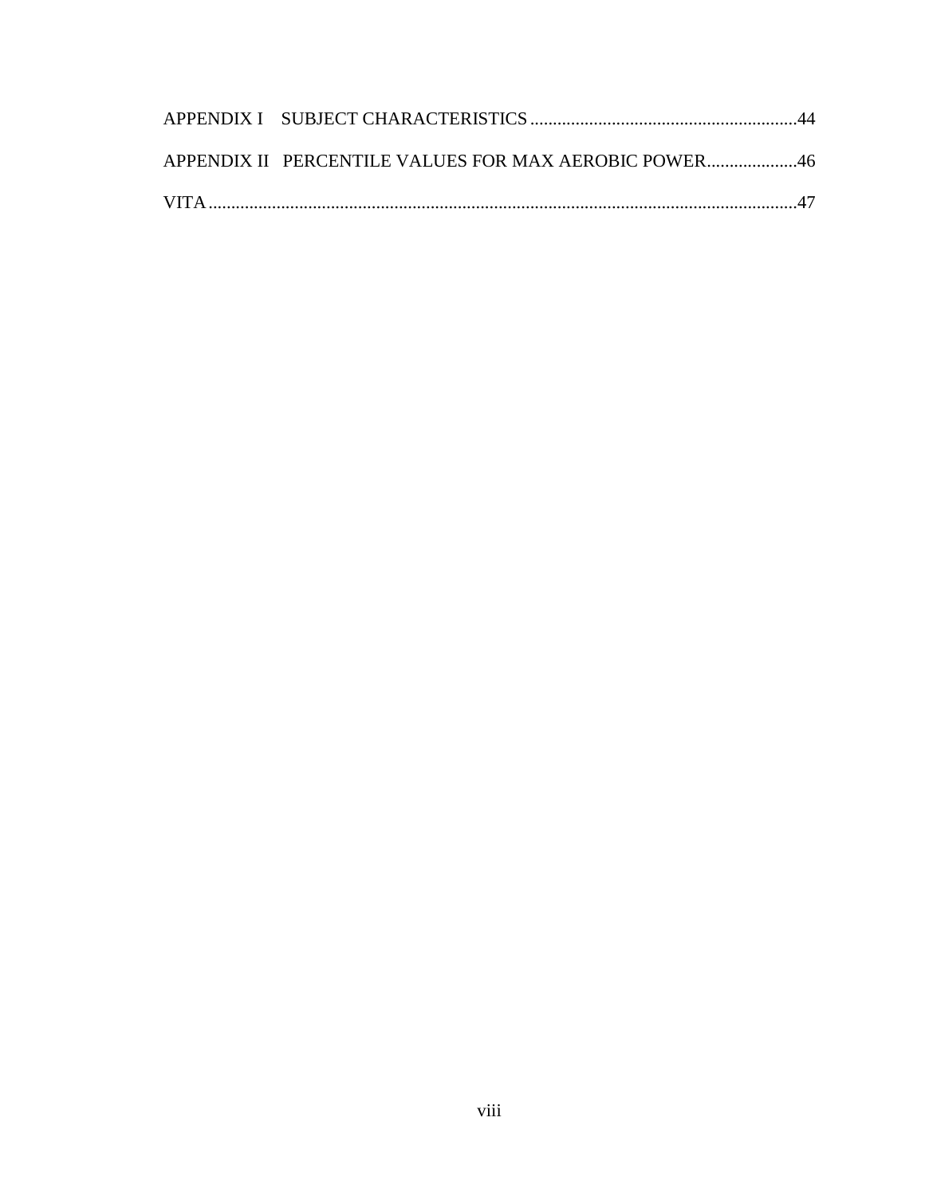APPENDIX I SUBJECT CHARACTERISTICS ....................................................44

APPENDIX II PERCENTILE VALUES FOR MAX AEROBIC POWER....................46

VITA ..................................................................................................................47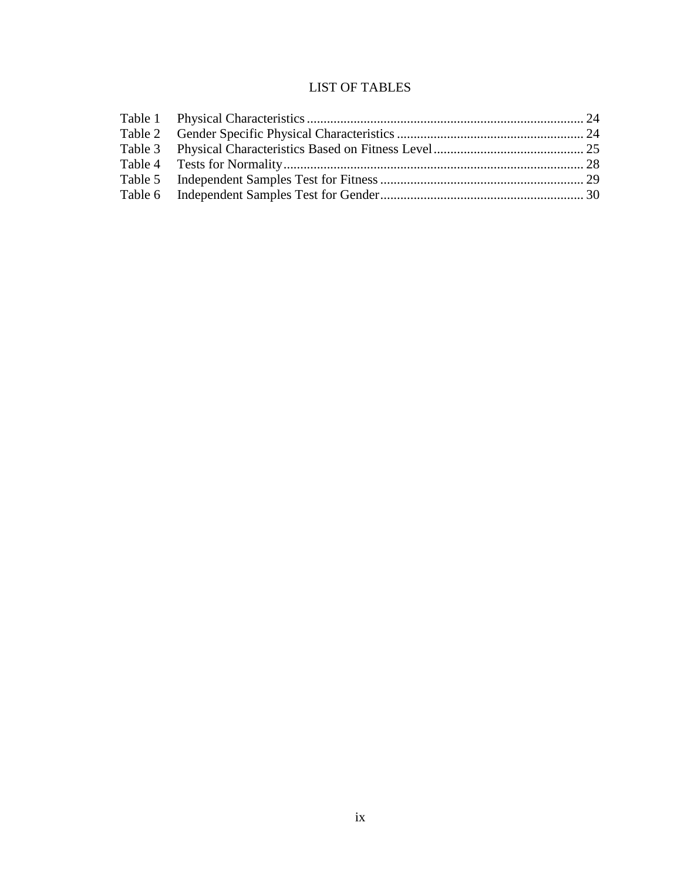# LIST OF TABLES

| | | |
|---|---|---|
| Table 1 | Physical Characteristics | 24 |
| Table 2 | Gender Specific Physical Characteristics | 24 |
| Table 3 | Physical Characteristics Based on Fitness Level | 25 |
| Table 4 | Tests for Normality | 28 |
| Table 5 | Independent Samples Test for Fitness | 29 |
| Table 6 | Independent Samples Test for Gender | 30 |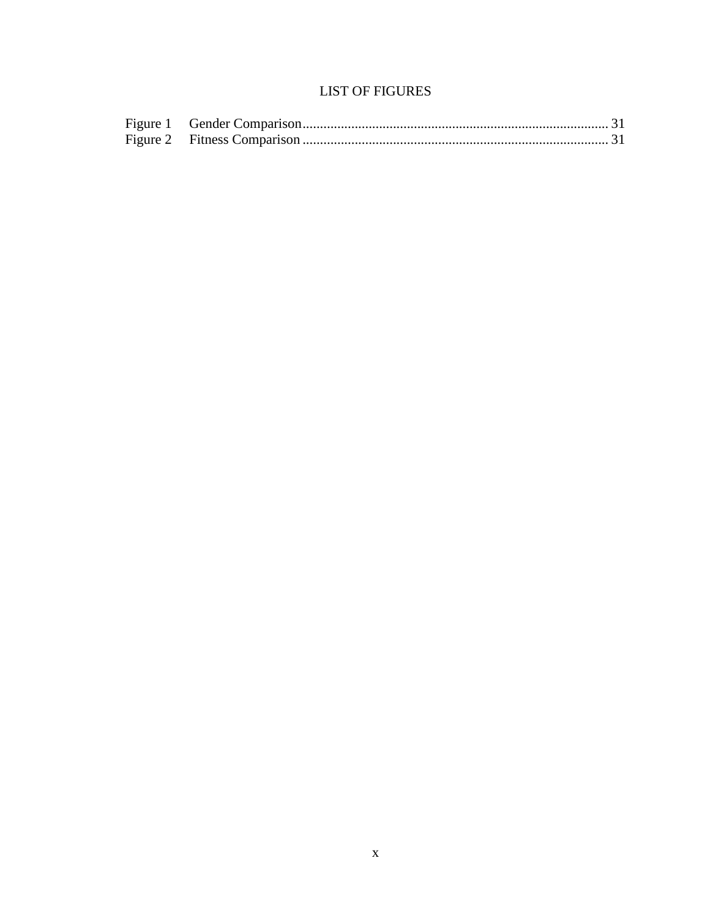# LIST OF FIGURES

Figure 1 Gender Comparison....................................................................................... 31
Figure 2 Fitness Comparison ....................................................................................... 31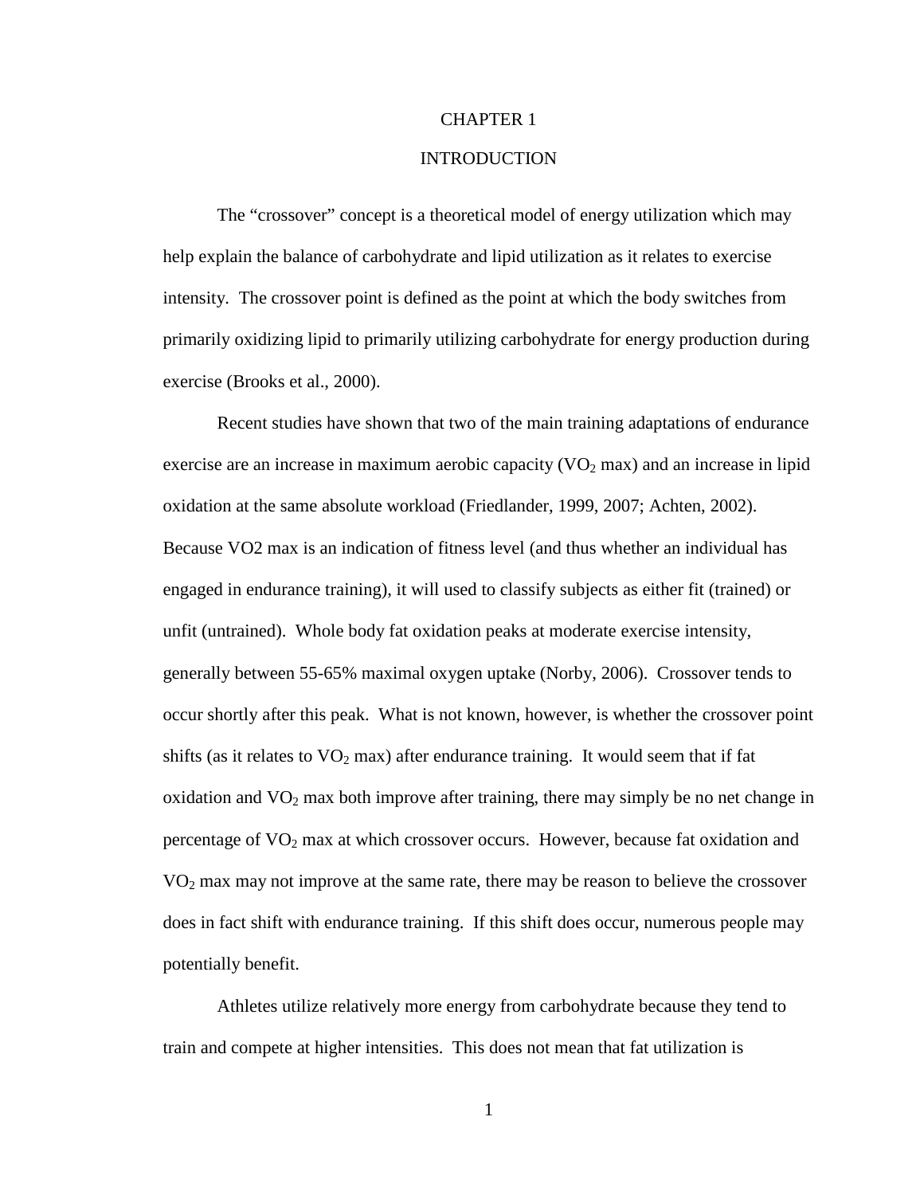# CHAPTER 1

# INTRODUCTION

The "crossover" concept is a theoretical model of energy utilization which may help explain the balance of carbohydrate and lipid utilization as it relates to exercise intensity. The crossover point is defined as the point at which the body switches from primarily oxidizing lipid to primarily utilizing carbohydrate for energy production during exercise (Brooks et al., 2000).

Recent studies have shown that two of the main training adaptations of endurance exercise are an increase in maximum aerobic capacity ($VO_2$ max) and an increase in lipid oxidation at the same absolute workload (Friedlander, 1999, 2007; Achten, 2002). Because VO2 max is an indication of fitness level (and thus whether an individual has engaged in endurance training), it will used to classify subjects as either fit (trained) or unfit (untrained). Whole body fat oxidation peaks at moderate exercise intensity, generally between 55-65% maximal oxygen uptake (Norby, 2006). Crossover tends to occur shortly after this peak. What is not known, however, is whether the crossover point shifts (as it relates to $VO_2$ max) after endurance training. It would seem that if fat oxidation and $VO_2$ max both improve after training, there may simply be no net change in percentage of $VO_2$ max at which crossover occurs. However, because fat oxidation and $VO_2$ max may not improve at the same rate, there may be reason to believe the crossover does in fact shift with endurance training. If this shift does occur, numerous people may potentially benefit.

Athletes utilize relatively more energy from carbohydrate because they tend to train and compete at higher intensities. This does not mean that fat utilization is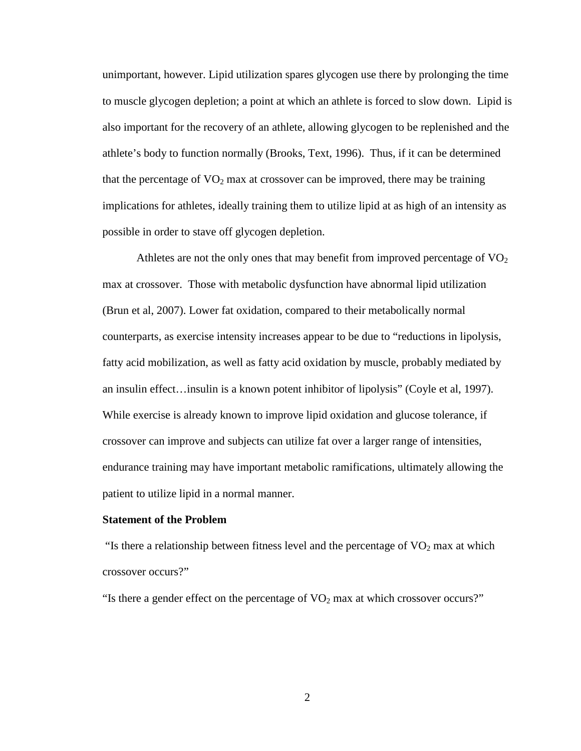unimportant, however. Lipid utilization spares glycogen use there by prolonging the time to muscle glycogen depletion; a point at which an athlete is forced to slow down. Lipid is also important for the recovery of an athlete, allowing glycogen to be replenished and the athlete's body to function normally (Brooks, Text, 1996). Thus, if it can be determined that the percentage of $VO_2$ max at crossover can be improved, there may be training implications for athletes, ideally training them to utilize lipid at as high of an intensity as possible in order to stave off glycogen depletion.

Athletes are not the only ones that may benefit from improved percentage of $VO_2$ max at crossover. Those with metabolic dysfunction have abnormal lipid utilization (Brun et al, 2007). Lower fat oxidation, compared to their metabolically normal counterparts, as exercise intensity increases appear to be due to "reductions in lipolysis, fatty acid mobilization, as well as fatty acid oxidation by muscle, probably mediated by an insulin effect…insulin is a known potent inhibitor of lipolysis" (Coyle et al, 1997). While exercise is already known to improve lipid oxidation and glucose tolerance, if crossover can improve and subjects can utilize fat over a larger range of intensities, endurance training may have important metabolic ramifications, ultimately allowing the patient to utilize lipid in a normal manner.

**Statement of the Problem**

"Is there a relationship between fitness level and the percentage of $VO_2$ max at which crossover occurs?"

"Is there a gender effect on the percentage of $VO_2$ max at which crossover occurs?"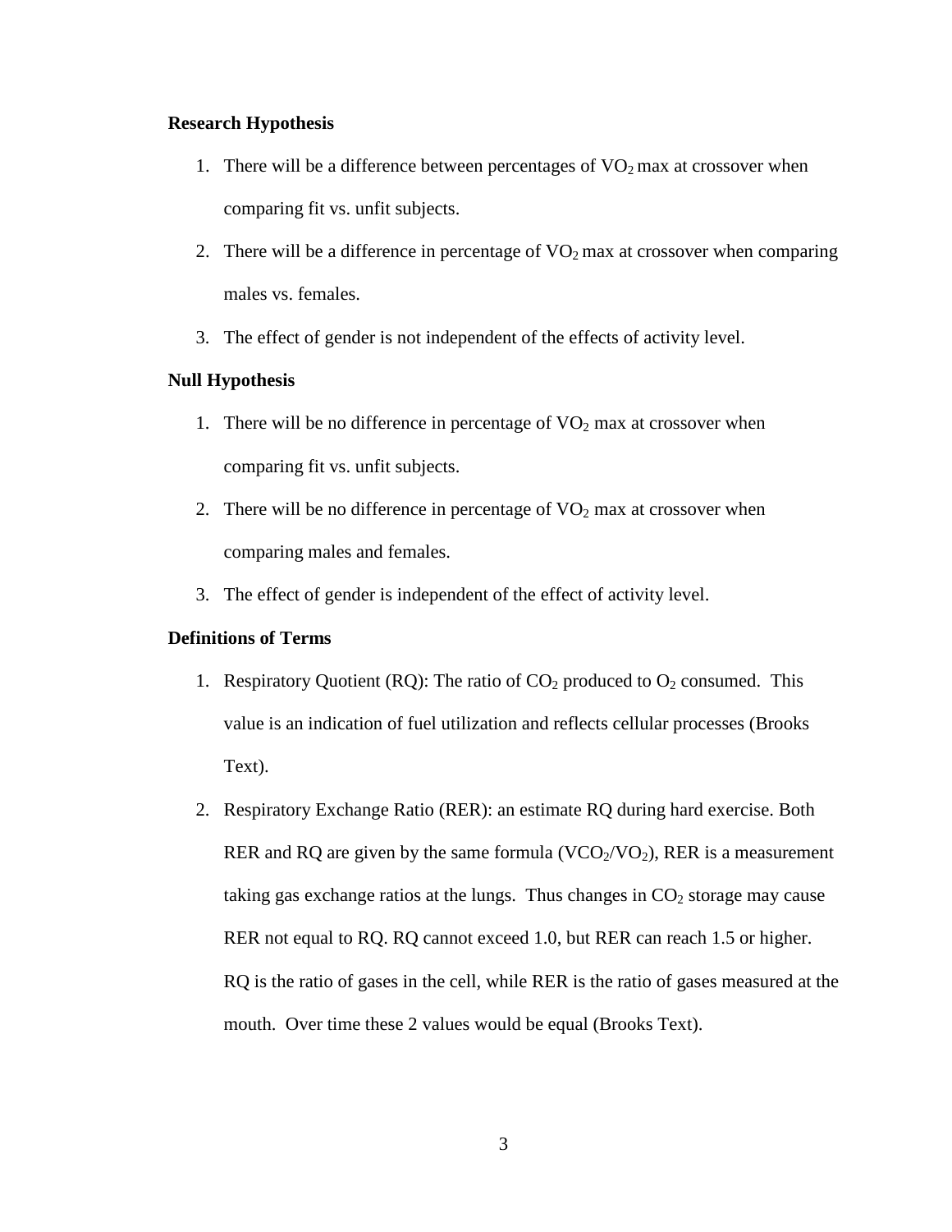**Research Hypothesis**

1. There will be a difference between percentages of $VO_2$ max at crossover when comparing fit vs. unfit subjects.
2. There will be a difference in percentage of $VO_2$ max at crossover when comparing males vs. females.
3. The effect of gender is not independent of the effects of activity level.

**Null Hypothesis**

1. There will be no difference in percentage of $VO_2$ max at crossover when comparing fit vs. unfit subjects.
2. There will be no difference in percentage of $VO_2$ max at crossover when comparing males and females.
3. The effect of gender is independent of the effect of activity level.

**Definitions of Terms**

1. Respiratory Quotient (RQ): The ratio of $CO_2$ produced to $O_2$ consumed. This value is an indication of fuel utilization and reflects cellular processes (Brooks Text).
2. Respiratory Exchange Ratio (RER): an estimate RQ during hard exercise. Both RER and RQ are given by the same formula ($VCO_2/VO_2$), RER is a measurement taking gas exchange ratios at the lungs. Thus changes in $CO_2$ storage may cause RER not equal to RQ. RQ cannot exceed 1.0, but RER can reach 1.5 or higher. RQ is the ratio of gases in the cell, while RER is the ratio of gases measured at the mouth. Over time these 2 values would be equal (Brooks Text).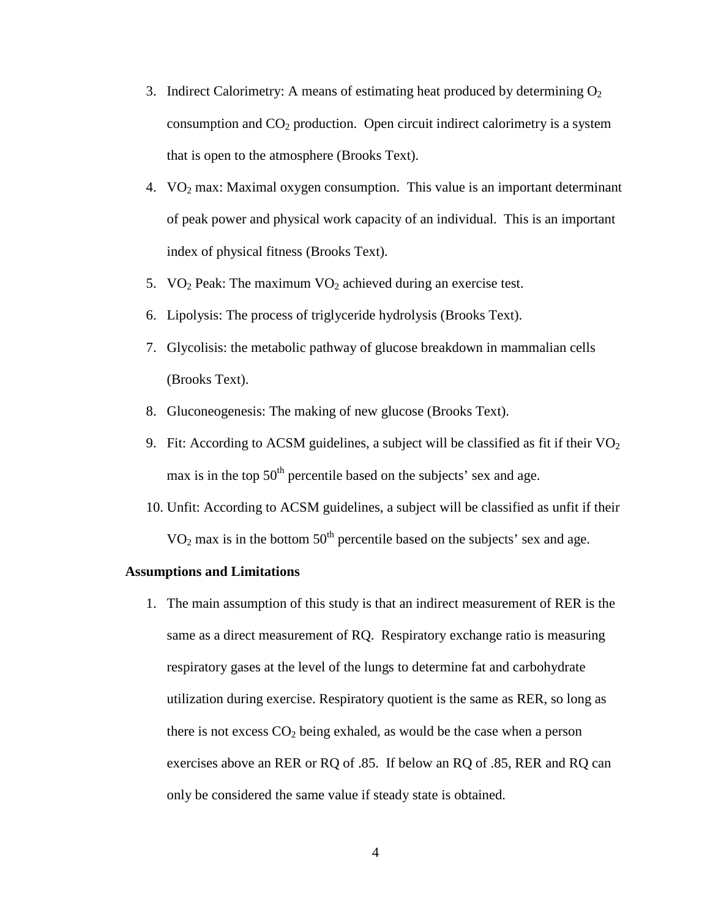3. Indirect Calorimetry: A means of estimating heat produced by determining $O_2$ consumption and $CO_2$ production. Open circuit indirect calorimetry is a system that is open to the atmosphere (Brooks Text).
4. $VO_2$ max: Maximal oxygen consumption. This value is an important determinant of peak power and physical work capacity of an individual. This is an important index of physical fitness (Brooks Text).
5. $VO_2$ Peak: The maximum $VO_2$ achieved during an exercise test.
6. Lipolysis: The process of triglyceride hydrolysis (Brooks Text).
7. Glycolisis: the metabolic pathway of glucose breakdown in mammalian cells (Brooks Text).
8. Gluconeogenesis: The making of new glucose (Brooks Text).
9. Fit: According to ACSM guidelines, a subject will be classified as fit if their $VO_2$ max is in the top $50^{th}$ percentile based on the subjects' sex and age.
10. Unfit: According to ACSM guidelines, a subject will be classified as unfit if their $VO_2$ max is in the bottom $50^{th}$ percentile based on the subjects' sex and age.

**Assumptions and Limitations**

1. The main assumption of this study is that an indirect measurement of RER is the same as a direct measurement of RQ. Respiratory exchange ratio is measuring respiratory gases at the level of the lungs to determine fat and carbohydrate utilization during exercise. Respiratory quotient is the same as RER, so long as there is not excess $CO_2$ being exhaled, as would be the case when a person exercises above an RER or RQ of .85. If below an RQ of .85, RER and RQ can only be considered the same value if steady state is obtained.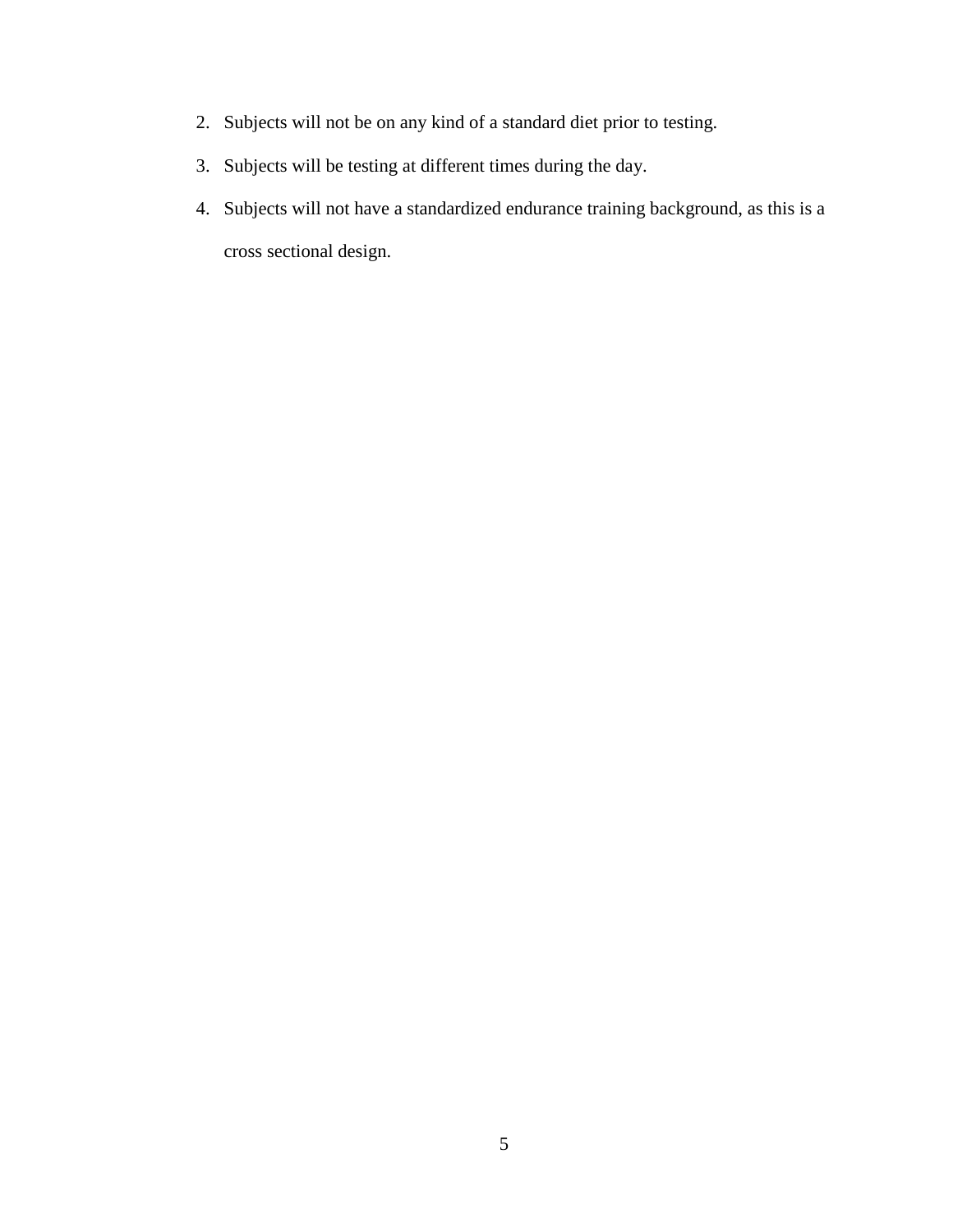2. Subjects will not be on any kind of a standard diet prior to testing.
3. Subjects will be testing at different times during the day.
4. Subjects will not have a standardized endurance training background, as this is a cross sectional design.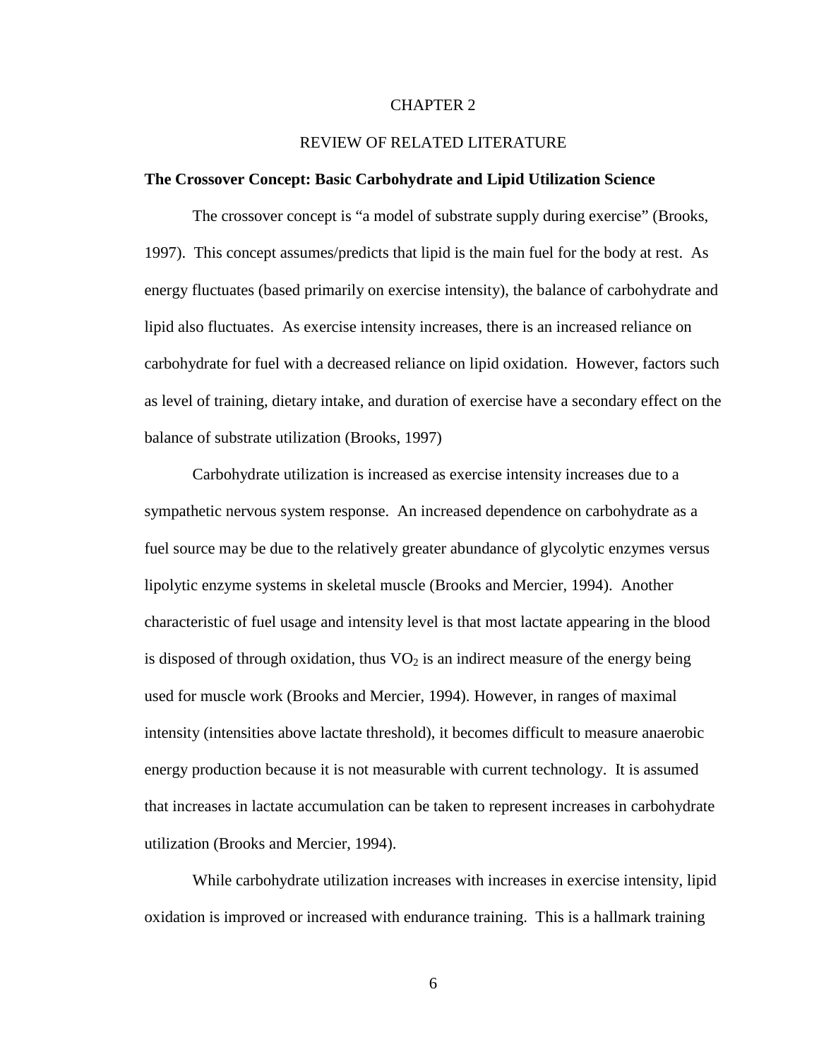# CHAPTER 2

## REVIEW OF RELATED LITERATURE

### The Crossover Concept: Basic Carbohydrate and Lipid Utilization Science

The crossover concept is "a model of substrate supply during exercise" (Brooks, 1997). This concept assumes/predicts that lipid is the main fuel for the body at rest. As energy fluctuates (based primarily on exercise intensity), the balance of carbohydrate and lipid also fluctuates. As exercise intensity increases, there is an increased reliance on carbohydrate for fuel with a decreased reliance on lipid oxidation. However, factors such as level of training, dietary intake, and duration of exercise have a secondary effect on the balance of substrate utilization (Brooks, 1997)

Carbohydrate utilization is increased as exercise intensity increases due to a sympathetic nervous system response. An increased dependence on carbohydrate as a fuel source may be due to the relatively greater abundance of glycolytic enzymes versus lipolytic enzyme systems in skeletal muscle (Brooks and Mercier, 1994). Another characteristic of fuel usage and intensity level is that most lactate appearing in the blood is disposed of through oxidation, thus $VO_2$ is an indirect measure of the energy being used for muscle work (Brooks and Mercier, 1994). However, in ranges of maximal intensity (intensities above lactate threshold), it becomes difficult to measure anaerobic energy production because it is not measurable with current technology. It is assumed that increases in lactate accumulation can be taken to represent increases in carbohydrate utilization (Brooks and Mercier, 1994).

While carbohydrate utilization increases with increases in exercise intensity, lipid oxidation is improved or increased with endurance training. This is a hallmark training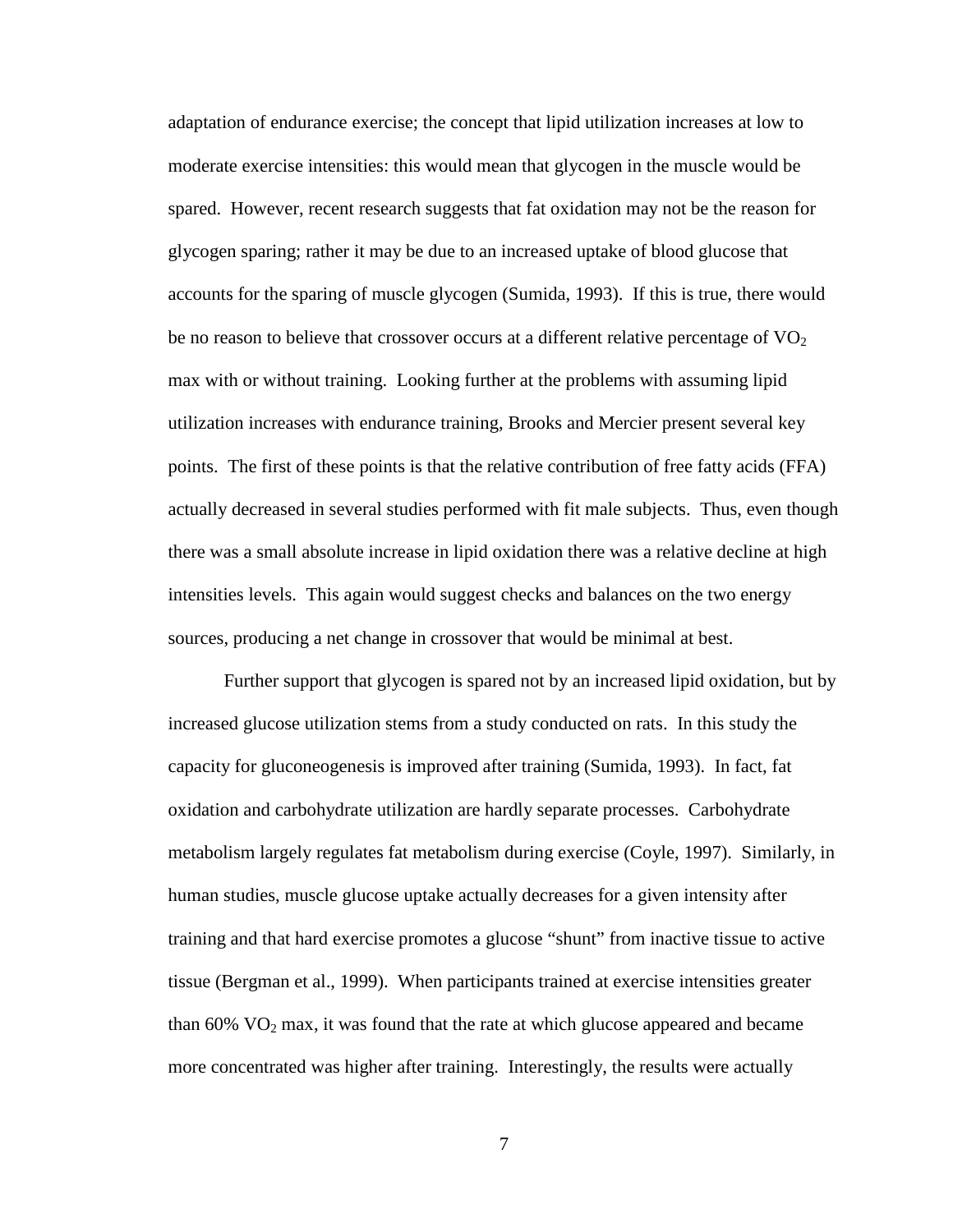adaptation of endurance exercise; the concept that lipid utilization increases at low to moderate exercise intensities: this would mean that glycogen in the muscle would be spared. However, recent research suggests that fat oxidation may not be the reason for glycogen sparing; rather it may be due to an increased uptake of blood glucose that accounts for the sparing of muscle glycogen (Sumida, 1993). If this is true, there would be no reason to believe that crossover occurs at a different relative percentage of $VO_2$ max with or without training. Looking further at the problems with assuming lipid utilization increases with endurance training, Brooks and Mercier present several key points. The first of these points is that the relative contribution of free fatty acids (FFA) actually decreased in several studies performed with fit male subjects. Thus, even though there was a small absolute increase in lipid oxidation there was a relative decline at high intensities levels. This again would suggest checks and balances on the two energy sources, producing a net change in crossover that would be minimal at best.

Further support that glycogen is spared not by an increased lipid oxidation, but by increased glucose utilization stems from a study conducted on rats. In this study the capacity for gluconeogenesis is improved after training (Sumida, 1993). In fact, fat oxidation and carbohydrate utilization are hardly separate processes. Carbohydrate metabolism largely regulates fat metabolism during exercise (Coyle, 1997). Similarly, in human studies, muscle glucose uptake actually decreases for a given intensity after training and that hard exercise promotes a glucose "shunt" from inactive tissue to active tissue (Bergman et al., 1999). When participants trained at exercise intensities greater than 60% $VO_2$ max, it was found that the rate at which glucose appeared and became more concentrated was higher after training. Interestingly, the results were actually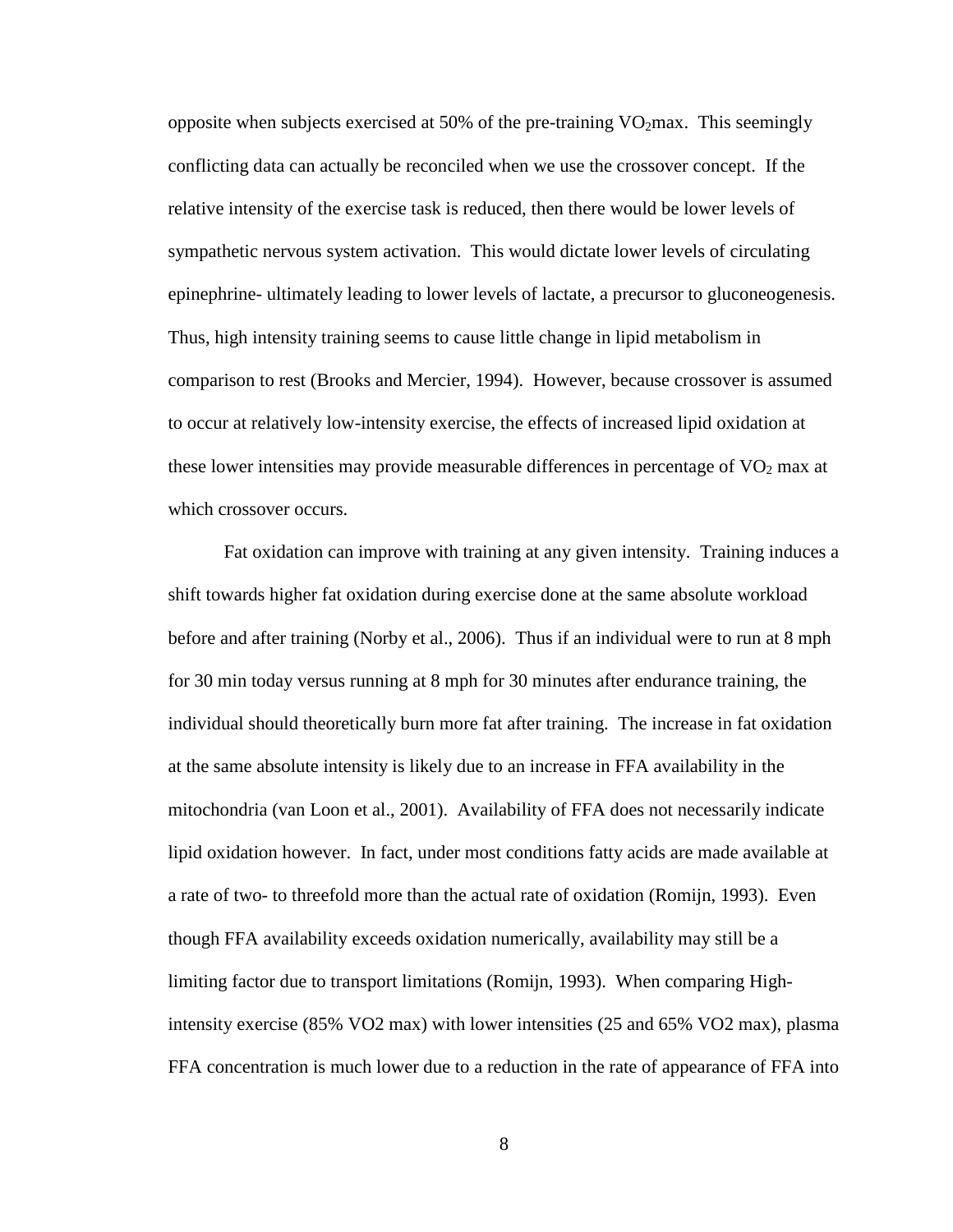opposite when subjects exercised at 50% of the pre-training $VO_2$max. This seemingly conflicting data can actually be reconciled when we use the crossover concept. If the relative intensity of the exercise task is reduced, then there would be lower levels of sympathetic nervous system activation. This would dictate lower levels of circulating epinephrine- ultimately leading to lower levels of lactate, a precursor to gluconeogenesis. Thus, high intensity training seems to cause little change in lipid metabolism in comparison to rest (Brooks and Mercier, 1994). However, because crossover is assumed to occur at relatively low-intensity exercise, the effects of increased lipid oxidation at these lower intensities may provide measurable differences in percentage of $VO_2$ max at which crossover occurs.

Fat oxidation can improve with training at any given intensity. Training induces a shift towards higher fat oxidation during exercise done at the same absolute workload before and after training (Norby et al., 2006). Thus if an individual were to run at 8 mph for 30 min today versus running at 8 mph for 30 minutes after endurance training, the individual should theoretically burn more fat after training. The increase in fat oxidation at the same absolute intensity is likely due to an increase in FFA availability in the mitochondria (van Loon et al., 2001). Availability of FFA does not necessarily indicate lipid oxidation however. In fact, under most conditions fatty acids are made available at a rate of two- to threefold more than the actual rate of oxidation (Romijn, 1993). Even though FFA availability exceeds oxidation numerically, availability may still be a limiting factor due to transport limitations (Romijn, 1993). When comparing High-intensity exercise (85% VO2 max) with lower intensities (25 and 65% VO2 max), plasma FFA concentration is much lower due to a reduction in the rate of appearance of FFA into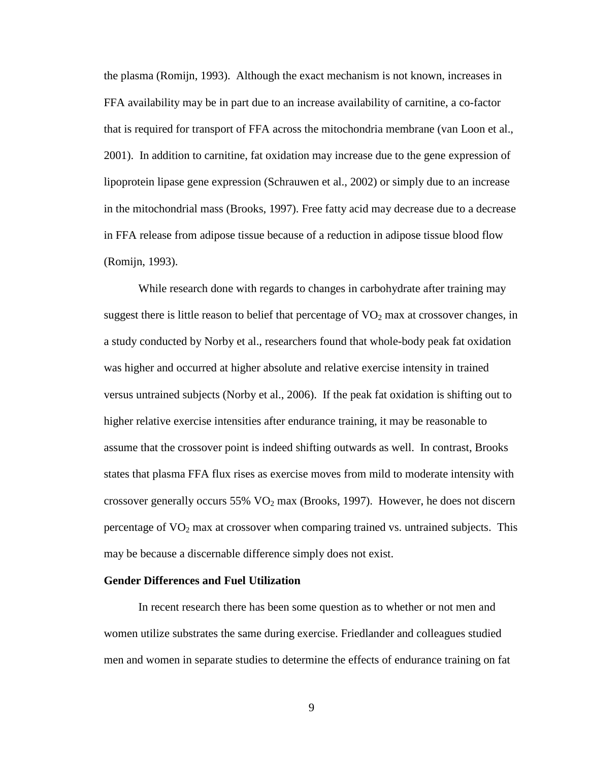the plasma (Romijn, 1993). Although the exact mechanism is not known, increases in FFA availability may be in part due to an increase availability of carnitine, a co-factor that is required for transport of FFA across the mitochondria membrane (van Loon et al., 2001). In addition to carnitine, fat oxidation may increase due to the gene expression of lipoprotein lipase gene expression (Schrauwen et al., 2002) or simply due to an increase in the mitochondrial mass (Brooks, 1997). Free fatty acid may decrease due to a decrease in FFA release from adipose tissue because of a reduction in adipose tissue blood flow (Romijn, 1993).

While research done with regards to changes in carbohydrate after training may suggest there is little reason to belief that percentage of $VO_2$ max at crossover changes, in a study conducted by Norby et al., researchers found that whole-body peak fat oxidation was higher and occurred at higher absolute and relative exercise intensity in trained versus untrained subjects (Norby et al., 2006). If the peak fat oxidation is shifting out to higher relative exercise intensities after endurance training, it may be reasonable to assume that the crossover point is indeed shifting outwards as well. In contrast, Brooks states that plasma FFA flux rises as exercise moves from mild to moderate intensity with crossover generally occurs 55% $VO_2$ max (Brooks, 1997). However, he does not discern percentage of $VO_2$ max at crossover when comparing trained vs. untrained subjects. This may be because a discernable difference simply does not exist.

**Gender Differences and Fuel Utilization**

In recent research there has been some question as to whether or not men and women utilize substrates the same during exercise. Friedlander and colleagues studied men and women in separate studies to determine the effects of endurance training on fat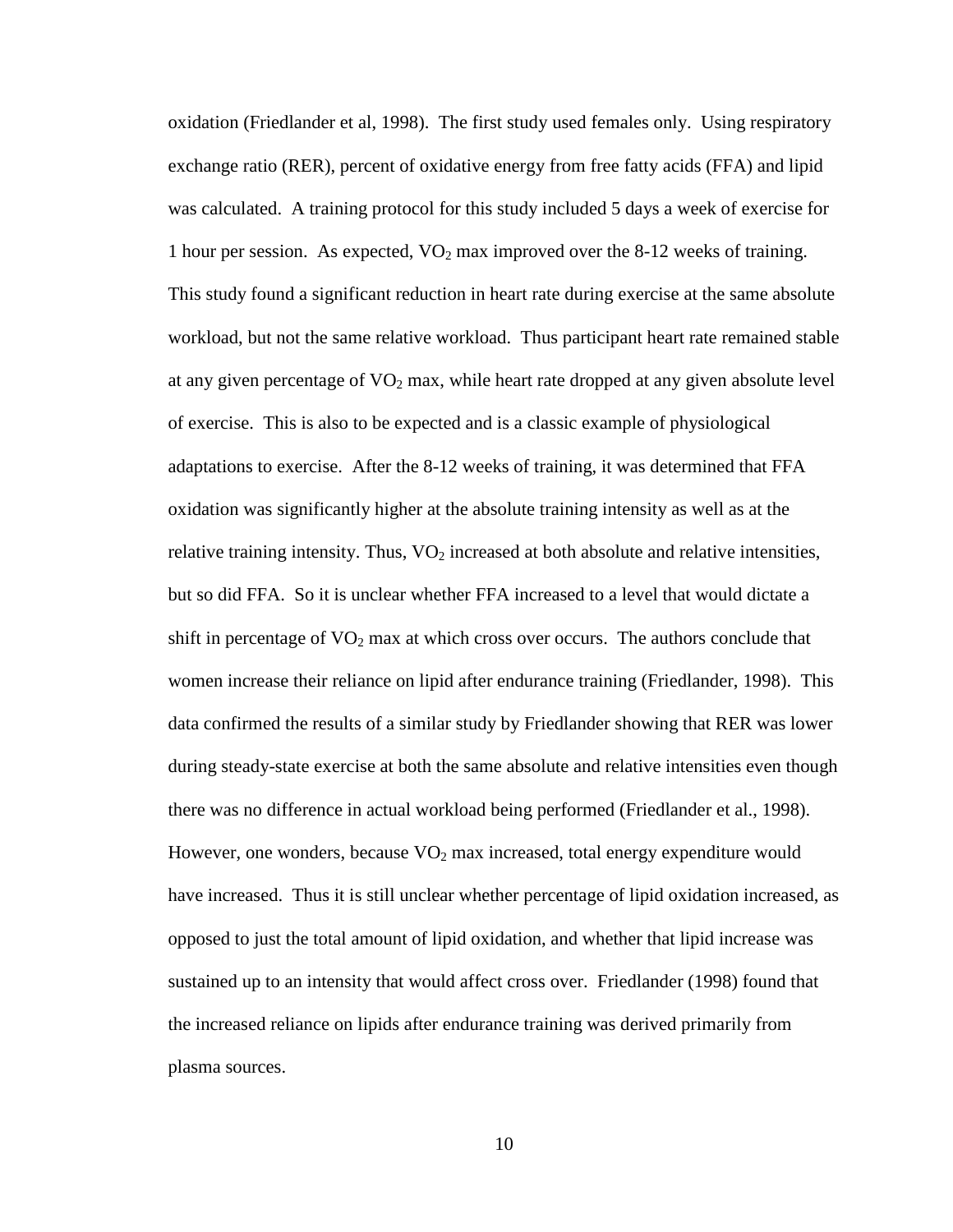oxidation (Friedlander et al, 1998). The first study used females only. Using respiratory exchange ratio (RER), percent of oxidative energy from free fatty acids (FFA) and lipid was calculated. A training protocol for this study included 5 days a week of exercise for 1 hour per session. As expected, $VO_2$ max improved over the 8-12 weeks of training. This study found a significant reduction in heart rate during exercise at the same absolute workload, but not the same relative workload. Thus participant heart rate remained stable at any given percentage of $VO_2$ max, while heart rate dropped at any given absolute level of exercise. This is also to be expected and is a classic example of physiological adaptations to exercise. After the 8-12 weeks of training, it was determined that FFA oxidation was significantly higher at the absolute training intensity as well as at the relative training intensity. Thus, $VO_2$ increased at both absolute and relative intensities, but so did FFA. So it is unclear whether FFA increased to a level that would dictate a shift in percentage of $VO_2$ max at which cross over occurs. The authors conclude that women increase their reliance on lipid after endurance training (Friedlander, 1998). This data confirmed the results of a similar study by Friedlander showing that RER was lower during steady-state exercise at both the same absolute and relative intensities even though there was no difference in actual workload being performed (Friedlander et al., 1998). However, one wonders, because $VO_2$ max increased, total energy expenditure would have increased. Thus it is still unclear whether percentage of lipid oxidation increased, as opposed to just the total amount of lipid oxidation, and whether that lipid increase was sustained up to an intensity that would affect cross over. Friedlander (1998) found that the increased reliance on lipids after endurance training was derived primarily from plasma sources.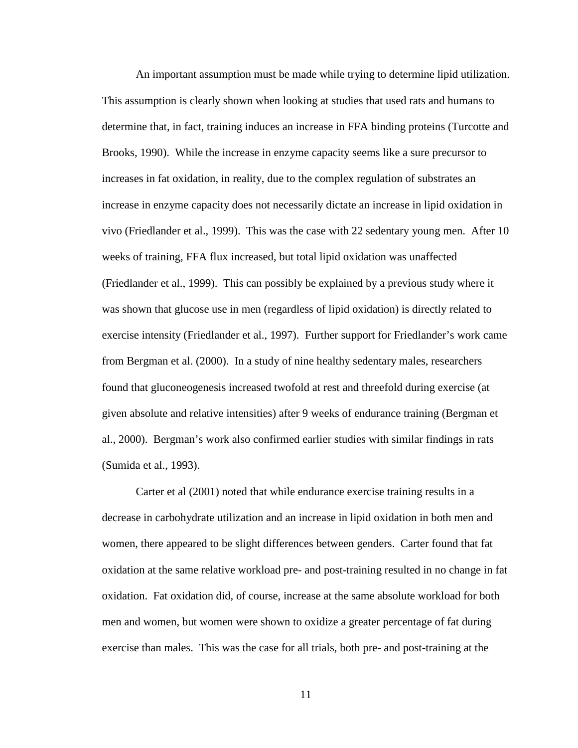An important assumption must be made while trying to determine lipid utilization. This assumption is clearly shown when looking at studies that used rats and humans to determine that, in fact, training induces an increase in FFA binding proteins (Turcotte and Brooks, 1990). While the increase in enzyme capacity seems like a sure precursor to increases in fat oxidation, in reality, due to the complex regulation of substrates an increase in enzyme capacity does not necessarily dictate an increase in lipid oxidation in vivo (Friedlander et al., 1999). This was the case with 22 sedentary young men. After 10 weeks of training, FFA flux increased, but total lipid oxidation was unaffected (Friedlander et al., 1999). This can possibly be explained by a previous study where it was shown that glucose use in men (regardless of lipid oxidation) is directly related to exercise intensity (Friedlander et al., 1997). Further support for Friedlander's work came from Bergman et al. (2000). In a study of nine healthy sedentary males, researchers found that gluconeogenesis increased twofold at rest and threefold during exercise (at given absolute and relative intensities) after 9 weeks of endurance training (Bergman et al., 2000). Bergman's work also confirmed earlier studies with similar findings in rats (Sumida et al., 1993).

Carter et al (2001) noted that while endurance exercise training results in a decrease in carbohydrate utilization and an increase in lipid oxidation in both men and women, there appeared to be slight differences between genders. Carter found that fat oxidation at the same relative workload pre- and post-training resulted in no change in fat oxidation. Fat oxidation did, of course, increase at the same absolute workload for both men and women, but women were shown to oxidize a greater percentage of fat during exercise than males. This was the case for all trials, both pre- and post-training at the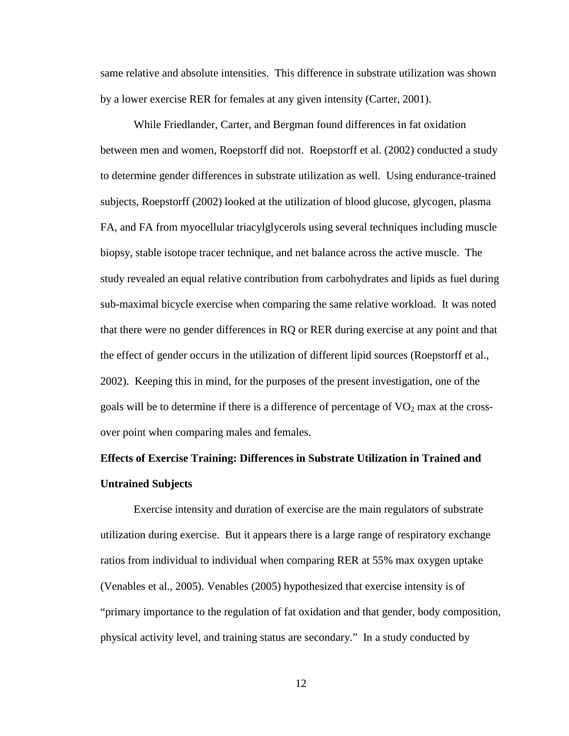same relative and absolute intensities. This difference in substrate utilization was shown by a lower exercise RER for females at any given intensity (Carter, 2001).

While Friedlander, Carter, and Bergman found differences in fat oxidation between men and women, Roepstorff did not. Roepstorff et al. (2002) conducted a study to determine gender differences in substrate utilization as well. Using endurance-trained subjects, Roepstorff (2002) looked at the utilization of blood glucose, glycogen, plasma FA, and FA from myocellular triacylglycerols using several techniques including muscle biopsy, stable isotope tracer technique, and net balance across the active muscle. The study revealed an equal relative contribution from carbohydrates and lipids as fuel during sub-maximal bicycle exercise when comparing the same relative workload. It was noted that there were no gender differences in RQ or RER during exercise at any point and that the effect of gender occurs in the utilization of different lipid sources (Roepstorff et al., 2002). Keeping this in mind, for the purposes of the present investigation, one of the goals will be to determine if there is a difference of percentage of $VO_2$ max at the cross-over point when comparing males and females.

**Effects of Exercise Training: Differences in Substrate Utilization in Trained and Untrained Subjects**

Exercise intensity and duration of exercise are the main regulators of substrate utilization during exercise. But it appears there is a large range of respiratory exchange ratios from individual to individual when comparing RER at 55% max oxygen uptake (Venables et al., 2005). Venables (2005) hypothesized that exercise intensity is of "primary importance to the regulation of fat oxidation and that gender, body composition, physical activity level, and training status are secondary." In a study conducted by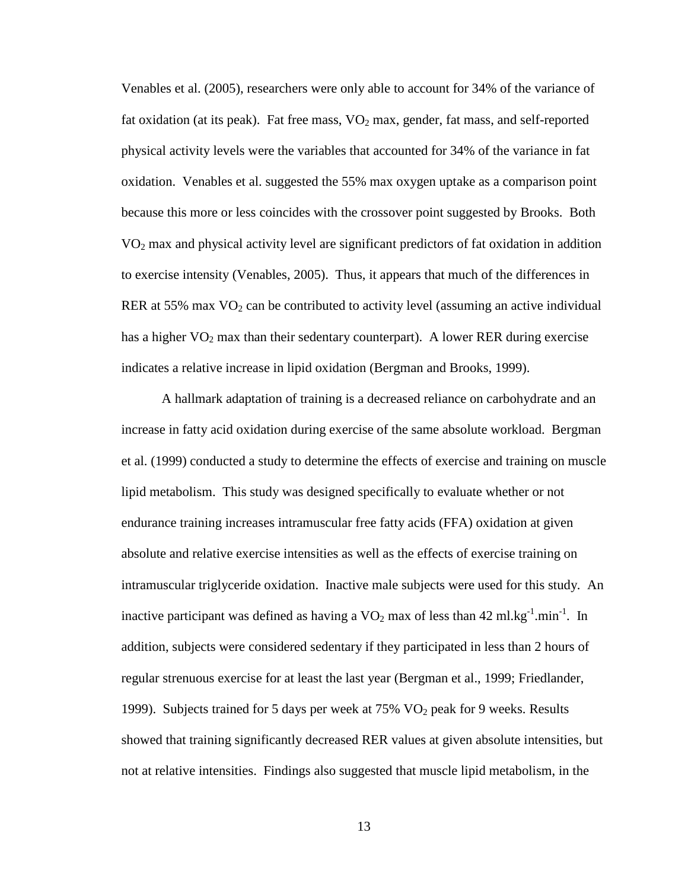Venables et al. (2005), researchers were only able to account for 34% of the variance of fat oxidation (at its peak). Fat free mass, $VO_2$ max, gender, fat mass, and self-reported physical activity levels were the variables that accounted for 34% of the variance in fat oxidation. Venables et al. suggested the 55% max oxygen uptake as a comparison point because this more or less coincides with the crossover point suggested by Brooks. Both $VO_2$ max and physical activity level are significant predictors of fat oxidation in addition to exercise intensity (Venables, 2005). Thus, it appears that much of the differences in RER at 55% max $VO_2$ can be contributed to activity level (assuming an active individual has a higher $VO_2$ max than their sedentary counterpart). A lower RER during exercise indicates a relative increase in lipid oxidation (Bergman and Brooks, 1999).

A hallmark adaptation of training is a decreased reliance on carbohydrate and an increase in fatty acid oxidation during exercise of the same absolute workload. Bergman et al. (1999) conducted a study to determine the effects of exercise and training on muscle lipid metabolism. This study was designed specifically to evaluate whether or not endurance training increases intramuscular free fatty acids (FFA) oxidation at given absolute and relative exercise intensities as well as the effects of exercise training on intramuscular triglyceride oxidation. Inactive male subjects were used for this study. An inactive participant was defined as having a $VO_2$ max of less than 42 $ml.kg^{-1}.min^{-1}$. In addition, subjects were considered sedentary if they participated in less than 2 hours of regular strenuous exercise for at least the last year (Bergman et al., 1999; Friedlander, 1999). Subjects trained for 5 days per week at 75% $VO_2$ peak for 9 weeks. Results showed that training significantly decreased RER values at given absolute intensities, but not at relative intensities. Findings also suggested that muscle lipid metabolism, in the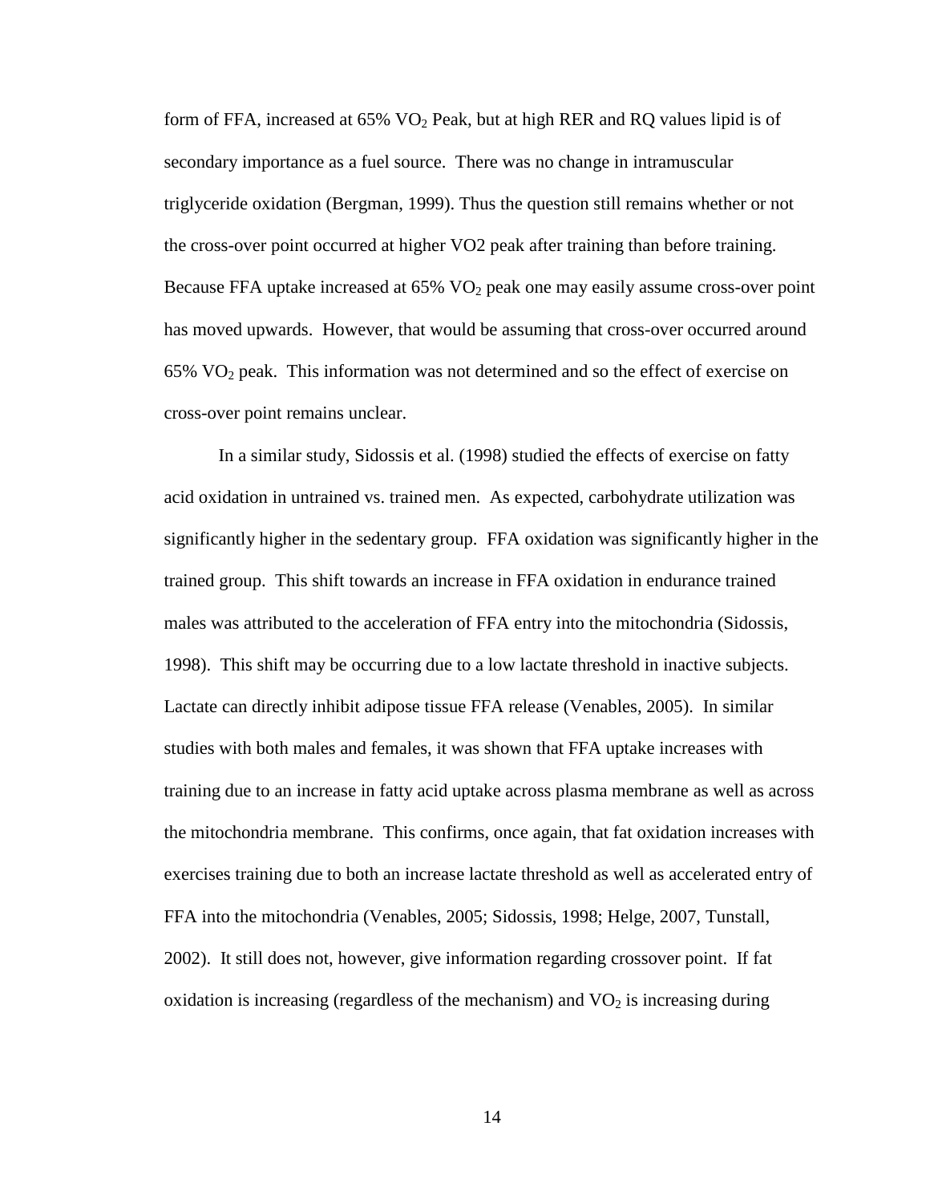form of FFA, increased at 65% $VO_2$ Peak, but at high RER and RQ values lipid is of secondary importance as a fuel source. There was no change in intramuscular triglyceride oxidation (Bergman, 1999). Thus the question still remains whether or not the cross-over point occurred at higher VO2 peak after training than before training. Because FFA uptake increased at 65% $VO_2$ peak one may easily assume cross-over point has moved upwards. However, that would be assuming that cross-over occurred around 65% $VO_2$ peak. This information was not determined and so the effect of exercise on cross-over point remains unclear.

In a similar study, Sidossis et al. (1998) studied the effects of exercise on fatty acid oxidation in untrained vs. trained men. As expected, carbohydrate utilization was significantly higher in the sedentary group. FFA oxidation was significantly higher in the trained group. This shift towards an increase in FFA oxidation in endurance trained males was attributed to the acceleration of FFA entry into the mitochondria (Sidossis, 1998). This shift may be occurring due to a low lactate threshold in inactive subjects. Lactate can directly inhibit adipose tissue FFA release (Venables, 2005). In similar studies with both males and females, it was shown that FFA uptake increases with training due to an increase in fatty acid uptake across plasma membrane as well as across the mitochondria membrane. This confirms, once again, that fat oxidation increases with exercises training due to both an increase lactate threshold as well as accelerated entry of FFA into the mitochondria (Venables, 2005; Sidossis, 1998; Helge, 2007, Tunstall, 2002). It still does not, however, give information regarding crossover point. If fat oxidation is increasing (regardless of the mechanism) and $VO_2$ is increasing during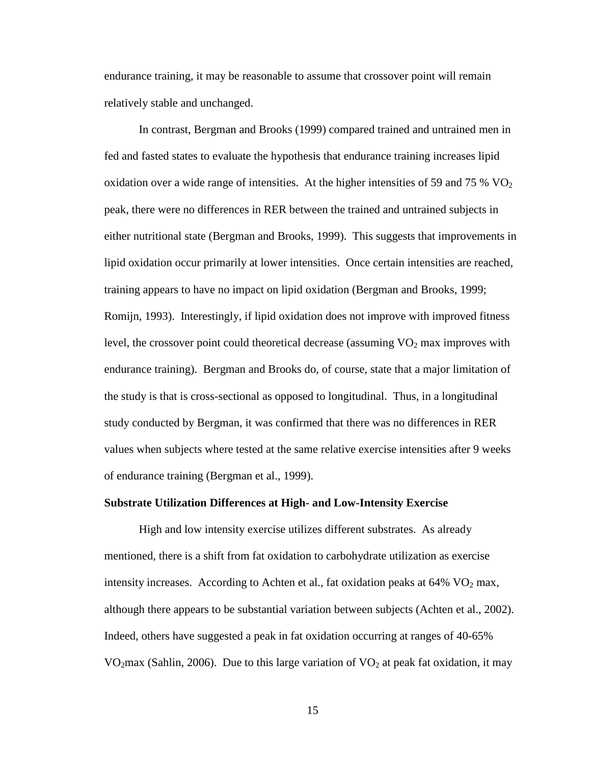endurance training, it may be reasonable to assume that crossover point will remain relatively stable and unchanged.

In contrast, Bergman and Brooks (1999) compared trained and untrained men in fed and fasted states to evaluate the hypothesis that endurance training increases lipid oxidation over a wide range of intensities. At the higher intensities of 59 and 75 % $VO_2$ peak, there were no differences in RER between the trained and untrained subjects in either nutritional state (Bergman and Brooks, 1999). This suggests that improvements in lipid oxidation occur primarily at lower intensities. Once certain intensities are reached, training appears to have no impact on lipid oxidation (Bergman and Brooks, 1999; Romijn, 1993). Interestingly, if lipid oxidation does not improve with improved fitness level, the crossover point could theoretical decrease (assuming $VO_2$ max improves with endurance training). Bergman and Brooks do, of course, state that a major limitation of the study is that is cross-sectional as opposed to longitudinal. Thus, in a longitudinal study conducted by Bergman, it was confirmed that there was no differences in RER values when subjects where tested at the same relative exercise intensities after 9 weeks of endurance training (Bergman et al., 1999).

**Substrate Utilization Differences at High- and Low-Intensity Exercise**

High and low intensity exercise utilizes different substrates. As already mentioned, there is a shift from fat oxidation to carbohydrate utilization as exercise intensity increases. According to Achten et al., fat oxidation peaks at 64% $VO_2$ max, although there appears to be substantial variation between subjects (Achten et al., 2002). Indeed, others have suggested a peak in fat oxidation occurring at ranges of 40-65% $VO_2$max (Sahlin, 2006). Due to this large variation of $VO_2$ at peak fat oxidation, it may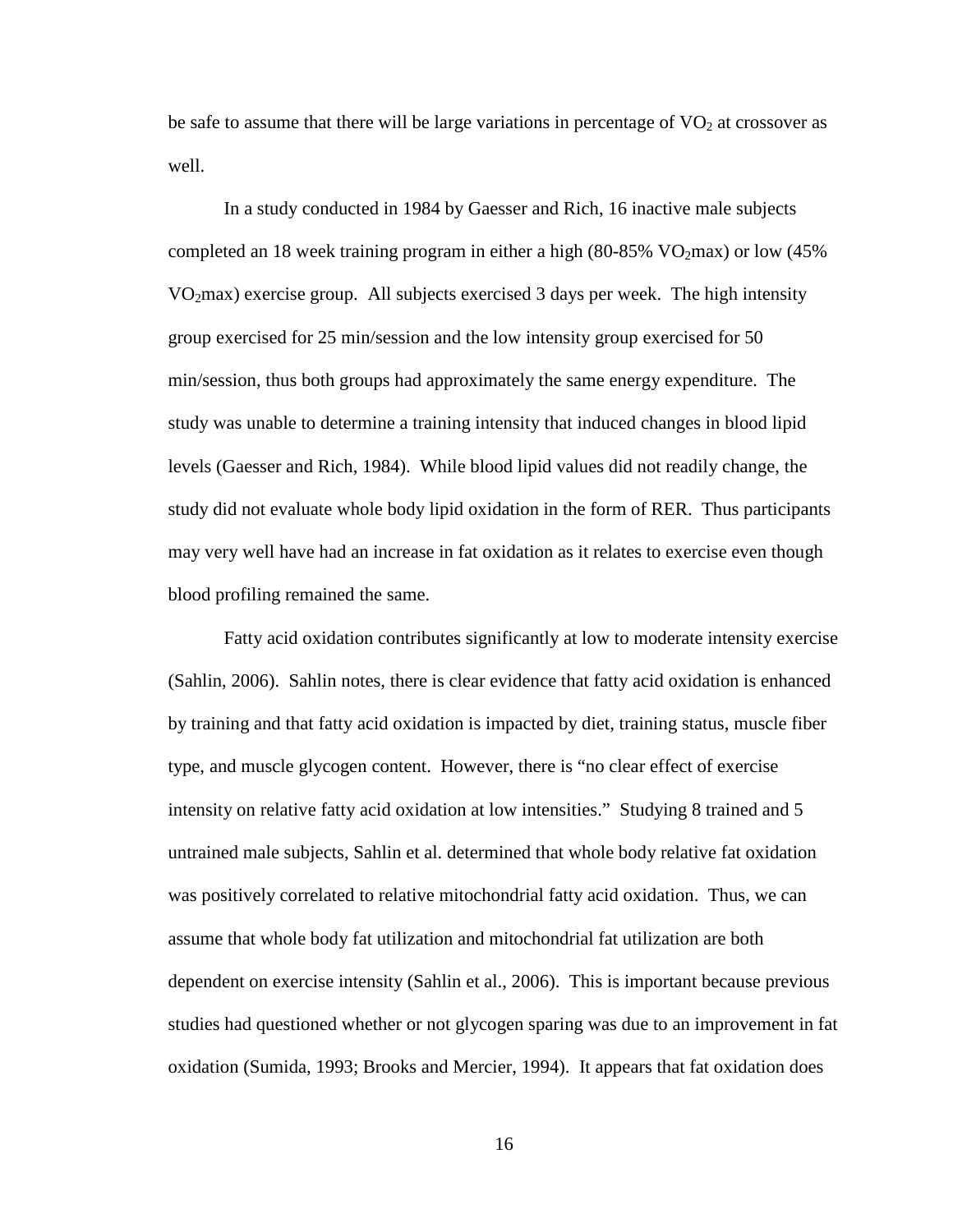be safe to assume that there will be large variations in percentage of $VO_2$ at crossover as well.

In a study conducted in 1984 by Gaesser and Rich, 16 inactive male subjects completed an 18 week training program in either a high (80-85% $VO_2$max) or low (45% $VO_2$max) exercise group. All subjects exercised 3 days per week. The high intensity group exercised for 25 min/session and the low intensity group exercised for 50 min/session, thus both groups had approximately the same energy expenditure. The study was unable to determine a training intensity that induced changes in blood lipid levels (Gaesser and Rich, 1984). While blood lipid values did not readily change, the study did not evaluate whole body lipid oxidation in the form of RER. Thus participants may very well have had an increase in fat oxidation as it relates to exercise even though blood profiling remained the same.

Fatty acid oxidation contributes significantly at low to moderate intensity exercise (Sahlin, 2006). Sahlin notes, there is clear evidence that fatty acid oxidation is enhanced by training and that fatty acid oxidation is impacted by diet, training status, muscle fiber type, and muscle glycogen content. However, there is "no clear effect of exercise intensity on relative fatty acid oxidation at low intensities." Studying 8 trained and 5 untrained male subjects, Sahlin et al. determined that whole body relative fat oxidation was positively correlated to relative mitochondrial fatty acid oxidation. Thus, we can assume that whole body fat utilization and mitochondrial fat utilization are both dependent on exercise intensity (Sahlin et al., 2006). This is important because previous studies had questioned whether or not glycogen sparing was due to an improvement in fat oxidation (Sumida, 1993; Brooks and Mercier, 1994). It appears that fat oxidation does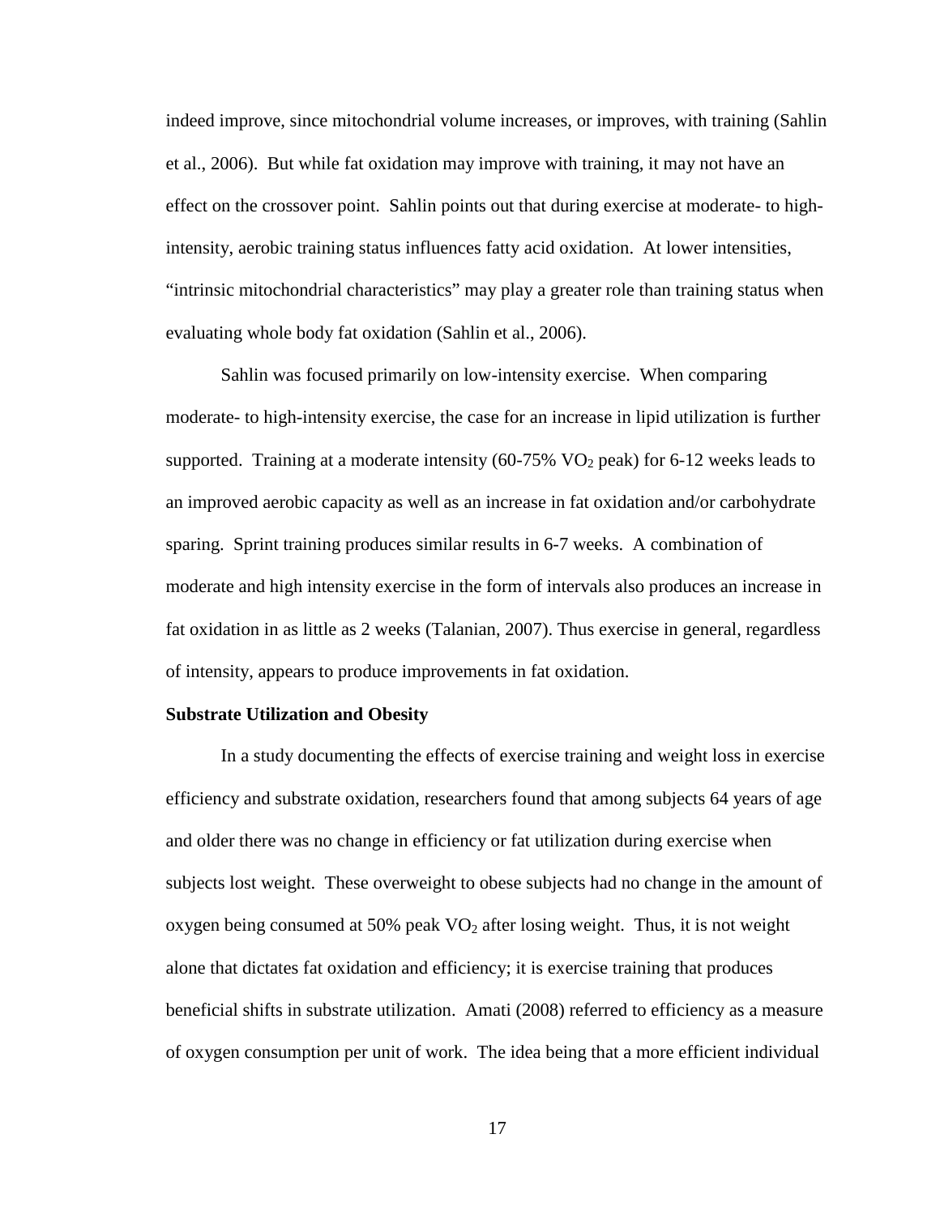indeed improve, since mitochondrial volume increases, or improves, with training (Sahlin et al., 2006). But while fat oxidation may improve with training, it may not have an effect on the crossover point. Sahlin points out that during exercise at moderate- to high-intensity, aerobic training status influences fatty acid oxidation. At lower intensities, "intrinsic mitochondrial characteristics" may play a greater role than training status when evaluating whole body fat oxidation (Sahlin et al., 2006).

Sahlin was focused primarily on low-intensity exercise. When comparing moderate- to high-intensity exercise, the case for an increase in lipid utilization is further supported. Training at a moderate intensity (60-75% $VO_2$ peak) for 6-12 weeks leads to an improved aerobic capacity as well as an increase in fat oxidation and/or carbohydrate sparing. Sprint training produces similar results in 6-7 weeks. A combination of moderate and high intensity exercise in the form of intervals also produces an increase in fat oxidation in as little as 2 weeks (Talanian, 2007). Thus exercise in general, regardless of intensity, appears to produce improvements in fat oxidation.

**Substrate Utilization and Obesity**

In a study documenting the effects of exercise training and weight loss in exercise efficiency and substrate oxidation, researchers found that among subjects 64 years of age and older there was no change in efficiency or fat utilization during exercise when subjects lost weight. These overweight to obese subjects had no change in the amount of oxygen being consumed at 50% peak $VO_2$ after losing weight. Thus, it is not weight alone that dictates fat oxidation and efficiency; it is exercise training that produces beneficial shifts in substrate utilization. Amati (2008) referred to efficiency as a measure of oxygen consumption per unit of work. The idea being that a more efficient individual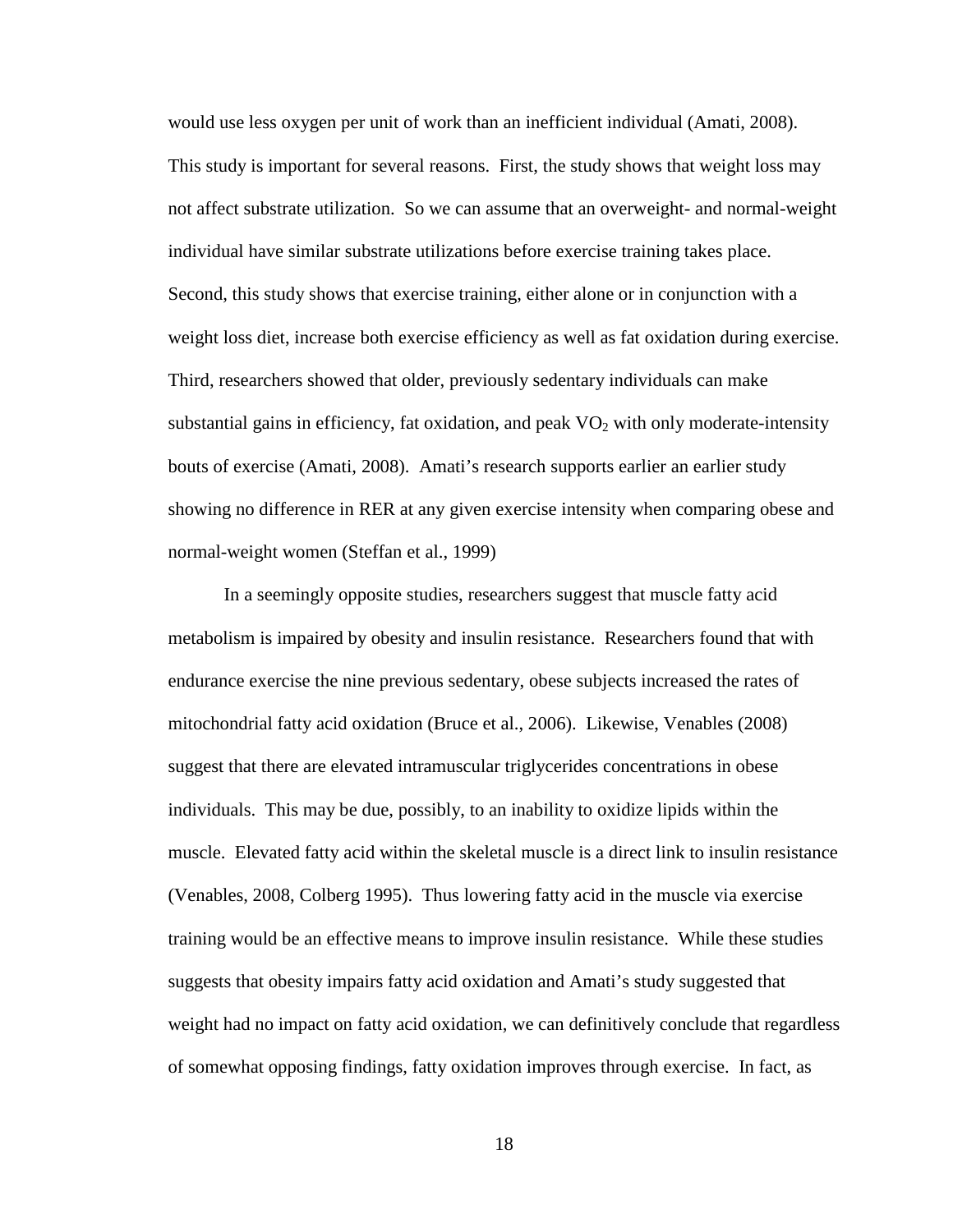would use less oxygen per unit of work than an inefficient individual (Amati, 2008). This study is important for several reasons. First, the study shows that weight loss may not affect substrate utilization. So we can assume that an overweight- and normal-weight individual have similar substrate utilizations before exercise training takes place. Second, this study shows that exercise training, either alone or in conjunction with a weight loss diet, increase both exercise efficiency as well as fat oxidation during exercise. Third, researchers showed that older, previously sedentary individuals can make substantial gains in efficiency, fat oxidation, and peak $VO_2$ with only moderate-intensity bouts of exercise (Amati, 2008). Amati's research supports earlier an earlier study showing no difference in RER at any given exercise intensity when comparing obese and normal-weight women (Steffan et al., 1999)

In a seemingly opposite studies, researchers suggest that muscle fatty acid metabolism is impaired by obesity and insulin resistance. Researchers found that with endurance exercise the nine previous sedentary, obese subjects increased the rates of mitochondrial fatty acid oxidation (Bruce et al., 2006). Likewise, Venables (2008) suggest that there are elevated intramuscular triglycerides concentrations in obese individuals. This may be due, possibly, to an inability to oxidize lipids within the muscle. Elevated fatty acid within the skeletal muscle is a direct link to insulin resistance (Venables, 2008, Colberg 1995). Thus lowering fatty acid in the muscle via exercise training would be an effective means to improve insulin resistance. While these studies suggests that obesity impairs fatty acid oxidation and Amati's study suggested that weight had no impact on fatty acid oxidation, we can definitively conclude that regardless of somewhat opposing findings, fatty oxidation improves through exercise. In fact, as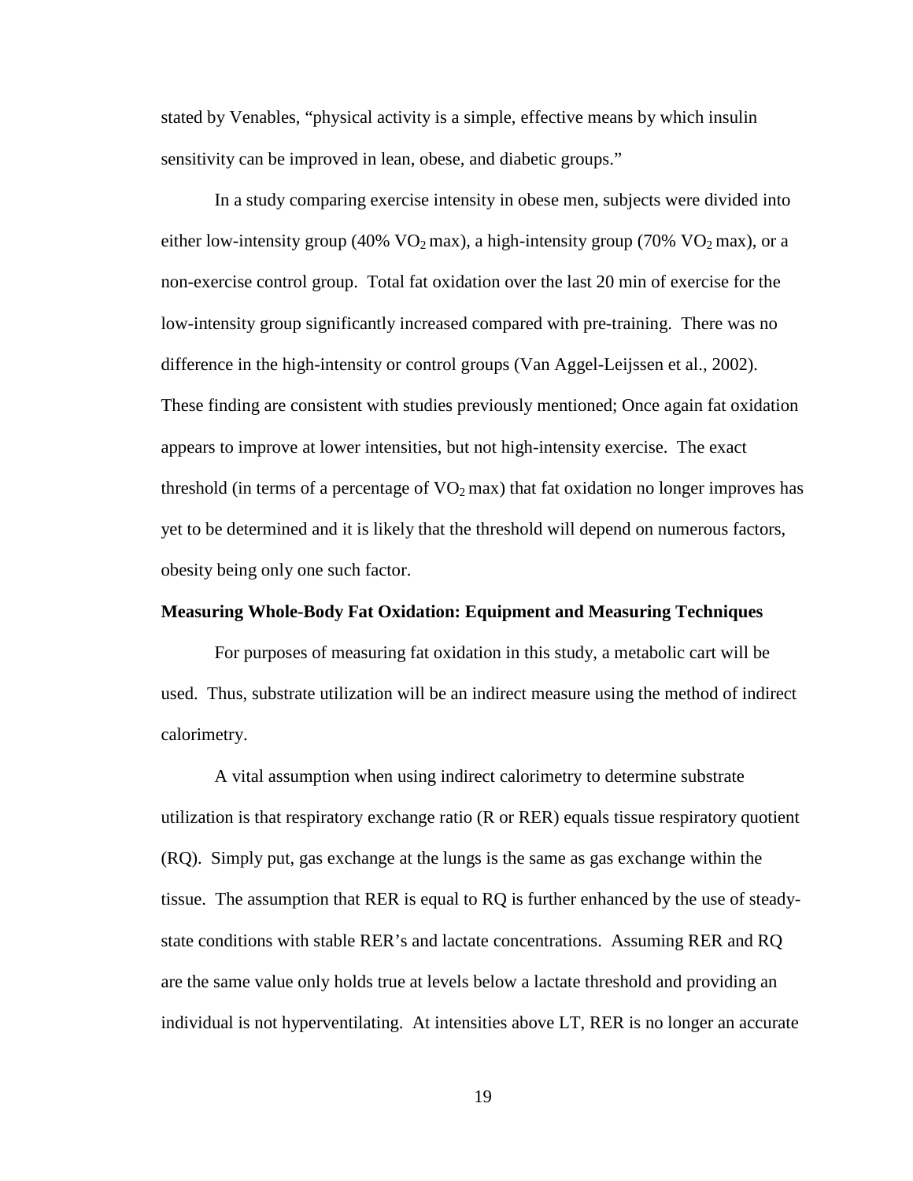stated by Venables, "physical activity is a simple, effective means by which insulin sensitivity can be improved in lean, obese, and diabetic groups."

In a study comparing exercise intensity in obese men, subjects were divided into either low-intensity group (40% $VO_2$ max), a high-intensity group (70% $VO_2$ max), or a non-exercise control group. Total fat oxidation over the last 20 min of exercise for the low-intensity group significantly increased compared with pre-training. There was no difference in the high-intensity or control groups (Van Aggel-Leijssen et al., 2002). These finding are consistent with studies previously mentioned; Once again fat oxidation appears to improve at lower intensities, but not high-intensity exercise. The exact threshold (in terms of a percentage of $VO_2$ max) that fat oxidation no longer improves has yet to be determined and it is likely that the threshold will depend on numerous factors, obesity being only one such factor.

**Measuring Whole-Body Fat Oxidation: Equipment and Measuring Techniques**

For purposes of measuring fat oxidation in this study, a metabolic cart will be used. Thus, substrate utilization will be an indirect measure using the method of indirect calorimetry.

A vital assumption when using indirect calorimetry to determine substrate utilization is that respiratory exchange ratio (R or RER) equals tissue respiratory quotient (RQ). Simply put, gas exchange at the lungs is the same as gas exchange within the tissue. The assumption that RER is equal to RQ is further enhanced by the use of steady-state conditions with stable RER's and lactate concentrations. Assuming RER and RQ are the same value only holds true at levels below a lactate threshold and providing an individual is not hyperventilating. At intensities above LT, RER is no longer an accurate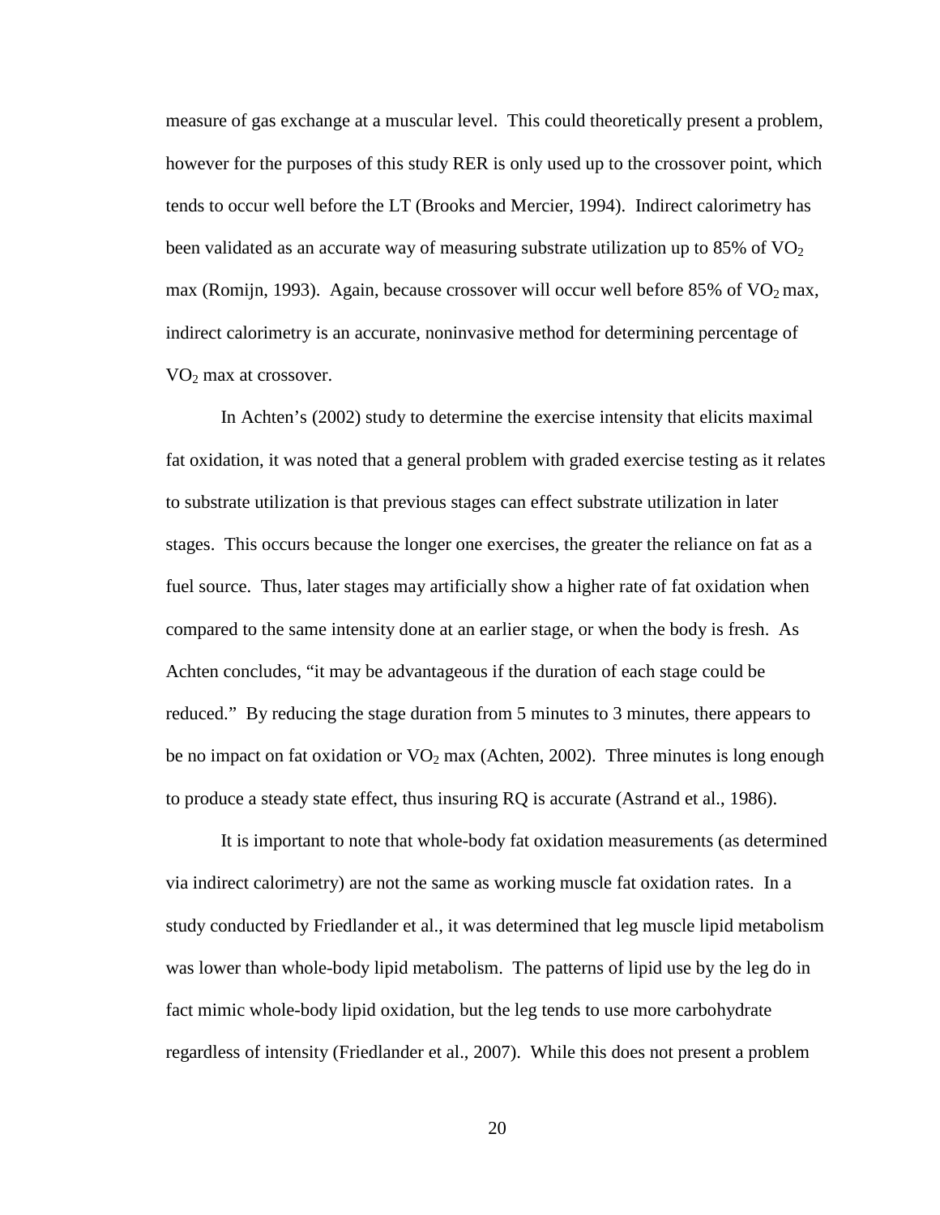measure of gas exchange at a muscular level. This could theoretically present a problem, however for the purposes of this study RER is only used up to the crossover point, which tends to occur well before the LT (Brooks and Mercier, 1994). Indirect calorimetry has been validated as an accurate way of measuring substrate utilization up to 85% of $VO_2$ max (Romijn, 1993). Again, because crossover will occur well before 85% of $VO_2$ max, indirect calorimetry is an accurate, noninvasive method for determining percentage of $VO_2$ max at crossover.

In Achten's (2002) study to determine the exercise intensity that elicits maximal fat oxidation, it was noted that a general problem with graded exercise testing as it relates to substrate utilization is that previous stages can effect substrate utilization in later stages. This occurs because the longer one exercises, the greater the reliance on fat as a fuel source. Thus, later stages may artificially show a higher rate of fat oxidation when compared to the same intensity done at an earlier stage, or when the body is fresh. As Achten concludes, "it may be advantageous if the duration of each stage could be reduced." By reducing the stage duration from 5 minutes to 3 minutes, there appears to be no impact on fat oxidation or $VO_2$ max (Achten, 2002). Three minutes is long enough to produce a steady state effect, thus insuring RQ is accurate (Astrand et al., 1986).

It is important to note that whole-body fat oxidation measurements (as determined via indirect calorimetry) are not the same as working muscle fat oxidation rates. In a study conducted by Friedlander et al., it was determined that leg muscle lipid metabolism was lower than whole-body lipid metabolism. The patterns of lipid use by the leg do in fact mimic whole-body lipid oxidation, but the leg tends to use more carbohydrate regardless of intensity (Friedlander et al., 2007). While this does not present a problem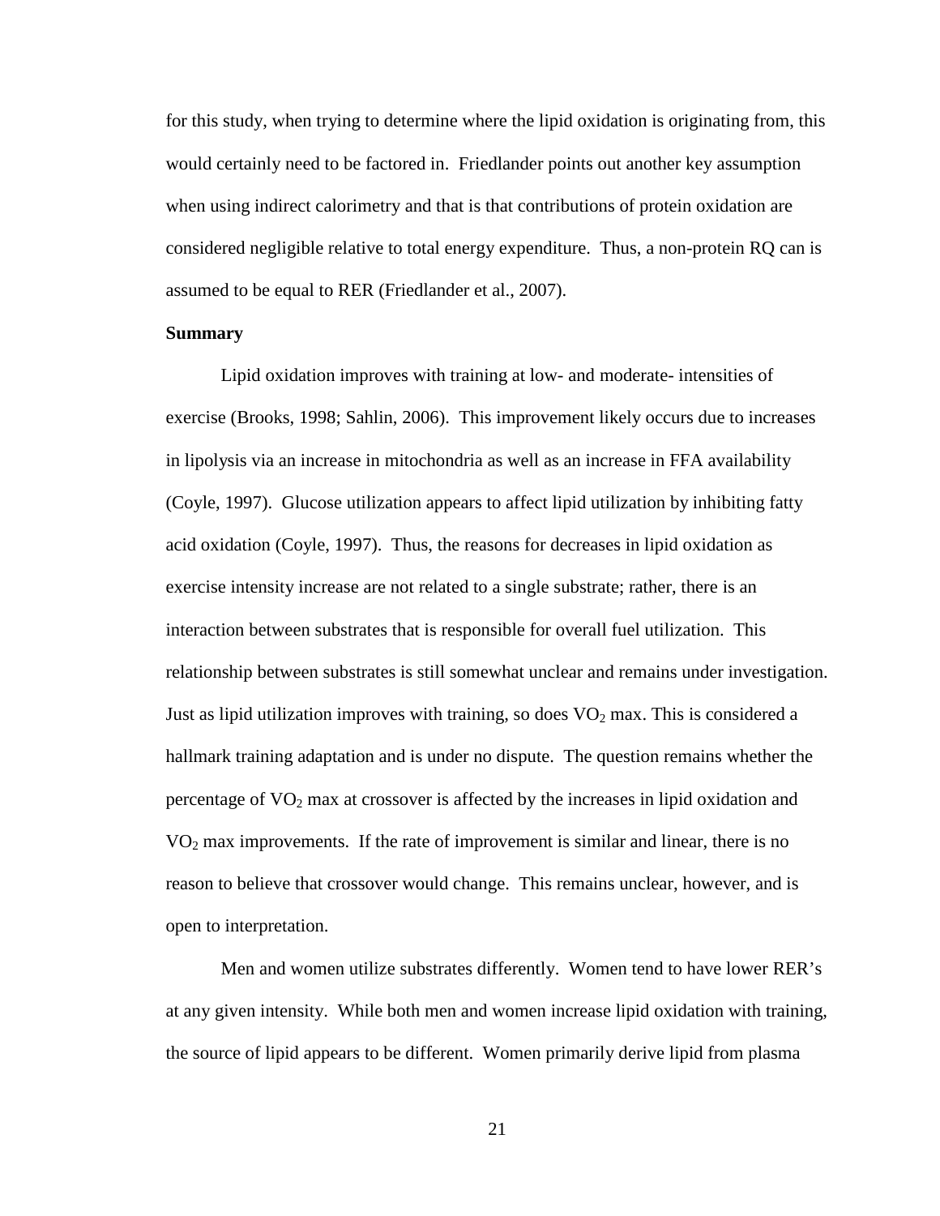for this study, when trying to determine where the lipid oxidation is originating from, this would certainly need to be factored in. Friedlander points out another key assumption when using indirect calorimetry and that is that contributions of protein oxidation are considered negligible relative to total energy expenditure. Thus, a non-protein RQ can is assumed to be equal to RER (Friedlander et al., 2007).

**Summary**

Lipid oxidation improves with training at low- and moderate- intensities of exercise (Brooks, 1998; Sahlin, 2006). This improvement likely occurs due to increases in lipolysis via an increase in mitochondria as well as an increase in FFA availability (Coyle, 1997). Glucose utilization appears to affect lipid utilization by inhibiting fatty acid oxidation (Coyle, 1997). Thus, the reasons for decreases in lipid oxidation as exercise intensity increase are not related to a single substrate; rather, there is an interaction between substrates that is responsible for overall fuel utilization. This relationship between substrates is still somewhat unclear and remains under investigation. Just as lipid utilization improves with training, so does $VO_2$ max. This is considered a hallmark training adaptation and is under no dispute. The question remains whether the percentage of $VO_2$ max at crossover is affected by the increases in lipid oxidation and $VO_2$ max improvements. If the rate of improvement is similar and linear, there is no reason to believe that crossover would change. This remains unclear, however, and is open to interpretation.

Men and women utilize substrates differently. Women tend to have lower RER's at any given intensity. While both men and women increase lipid oxidation with training, the source of lipid appears to be different. Women primarily derive lipid from plasma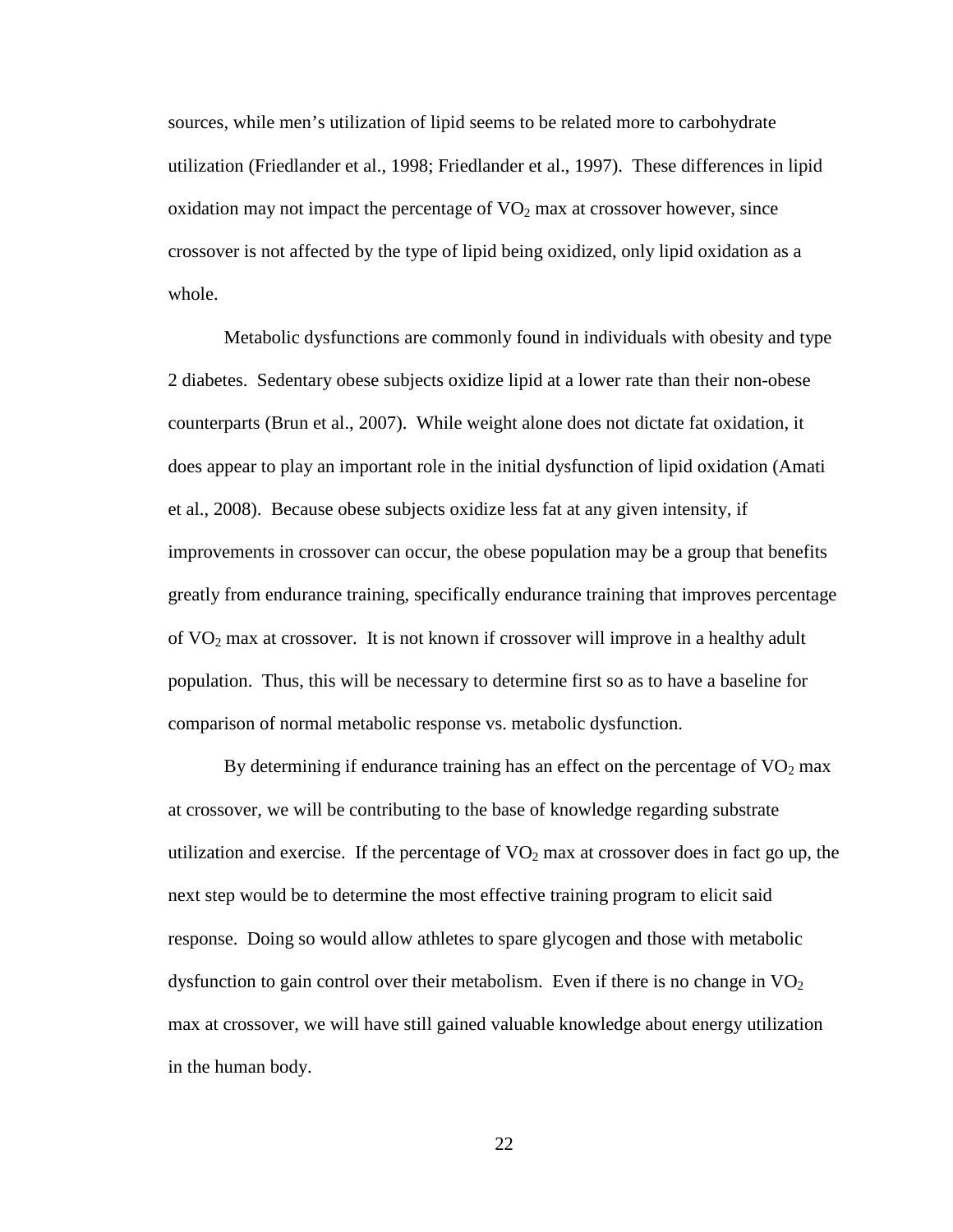sources, while men's utilization of lipid seems to be related more to carbohydrate utilization (Friedlander et al., 1998; Friedlander et al., 1997). These differences in lipid oxidation may not impact the percentage of $VO_2$ max at crossover however, since crossover is not affected by the type of lipid being oxidized, only lipid oxidation as a whole.

Metabolic dysfunctions are commonly found in individuals with obesity and type 2 diabetes. Sedentary obese subjects oxidize lipid at a lower rate than their non-obese counterparts (Brun et al., 2007). While weight alone does not dictate fat oxidation, it does appear to play an important role in the initial dysfunction of lipid oxidation (Amati et al., 2008). Because obese subjects oxidize less fat at any given intensity, if improvements in crossover can occur, the obese population may be a group that benefits greatly from endurance training, specifically endurance training that improves percentage of $VO_2$ max at crossover. It is not known if crossover will improve in a healthy adult population. Thus, this will be necessary to determine first so as to have a baseline for comparison of normal metabolic response vs. metabolic dysfunction.

By determining if endurance training has an effect on the percentage of $VO_2$ max at crossover, we will be contributing to the base of knowledge regarding substrate utilization and exercise. If the percentage of $VO_2$ max at crossover does in fact go up, the next step would be to determine the most effective training program to elicit said response. Doing so would allow athletes to spare glycogen and those with metabolic dysfunction to gain control over their metabolism. Even if there is no change in $VO_2$ max at crossover, we will have still gained valuable knowledge about energy utilization in the human body.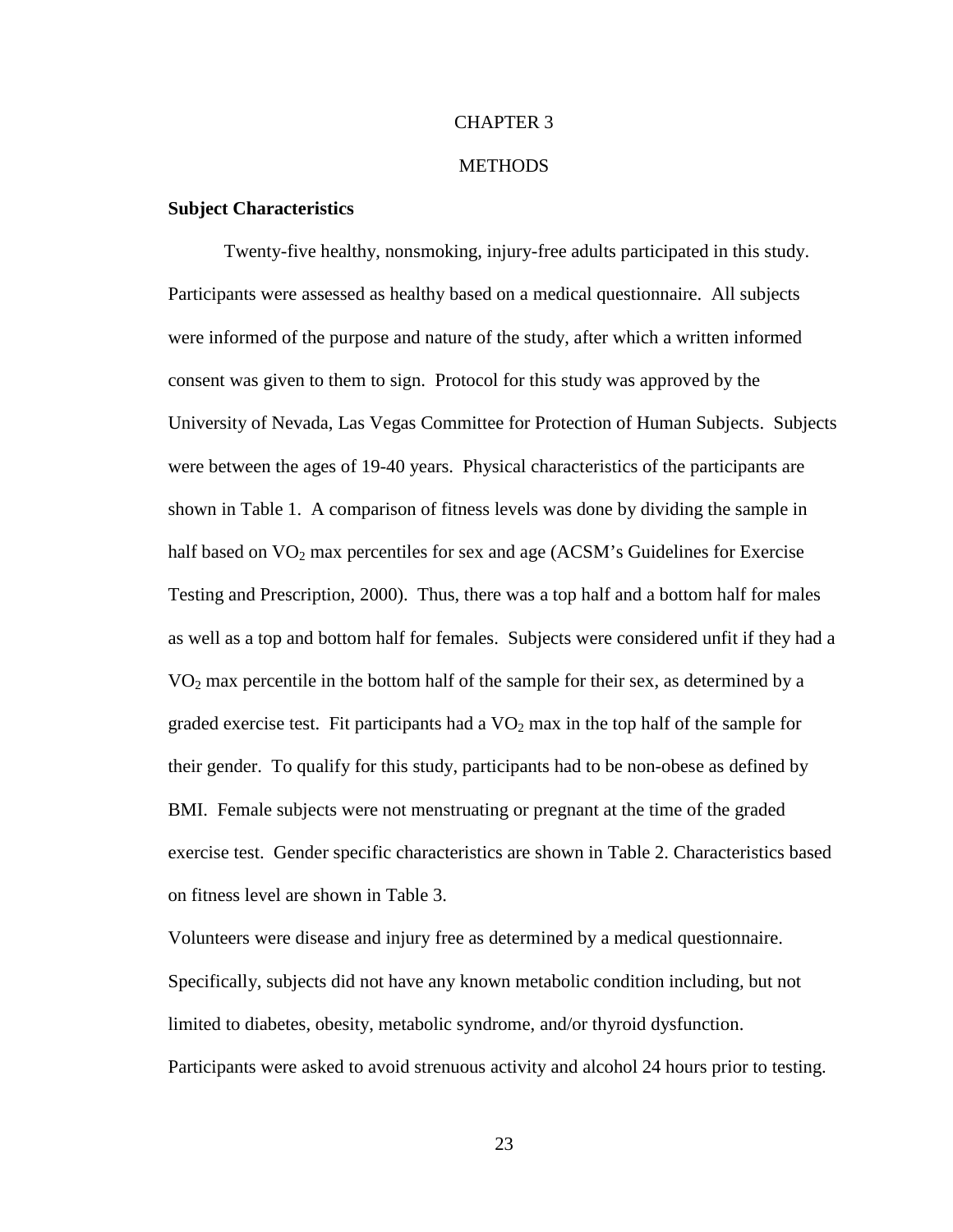# CHAPTER 3

# METHODS

**Subject Characteristics**

Twenty-five healthy, nonsmoking, injury-free adults participated in this study. Participants were assessed as healthy based on a medical questionnaire. All subjects were informed of the purpose and nature of the study, after which a written informed consent was given to them to sign. Protocol for this study was approved by the University of Nevada, Las Vegas Committee for Protection of Human Subjects. Subjects were between the ages of 19-40 years. Physical characteristics of the participants are shown in Table 1. A comparison of fitness levels was done by dividing the sample in half based on $VO_2$ max percentiles for sex and age (ACSM's Guidelines for Exercise Testing and Prescription, 2000). Thus, there was a top half and a bottom half for males as well as a top and bottom half for females. Subjects were considered unfit if they had a $VO_2$ max percentile in the bottom half of the sample for their sex, as determined by a graded exercise test. Fit participants had a $VO_2$ max in the top half of the sample for their gender. To qualify for this study, participants had to be non-obese as defined by BMI. Female subjects were not menstruating or pregnant at the time of the graded exercise test. Gender specific characteristics are shown in Table 2. Characteristics based on fitness level are shown in Table 3.

Volunteers were disease and injury free as determined by a medical questionnaire. Specifically, subjects did not have any known metabolic condition including, but not limited to diabetes, obesity, metabolic syndrome, and/or thyroid dysfunction. Participants were asked to avoid strenuous activity and alcohol 24 hours prior to testing.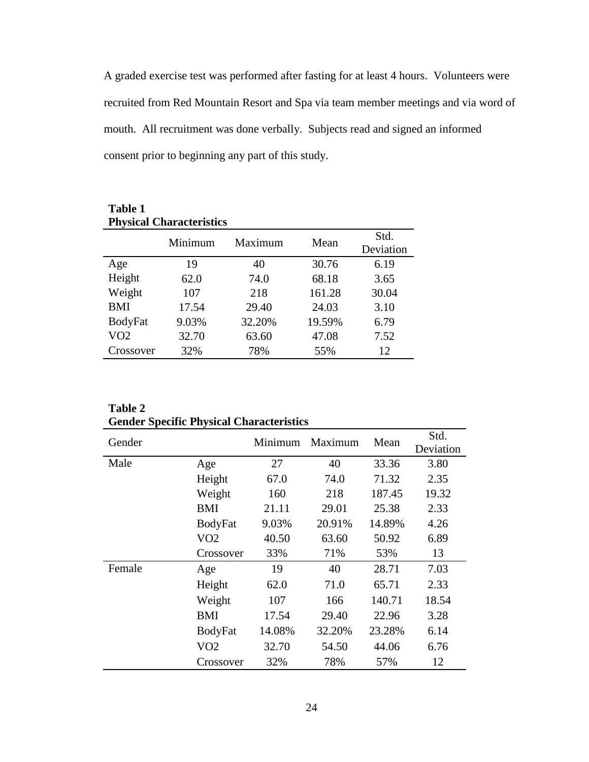A graded exercise test was performed after fasting for at least 4 hours. Volunteers were recruited from Red Mountain Resort and Spa via team member meetings and via word of mouth. All recruitment was done verbally. Subjects read and signed an informed consent prior to beginning any part of this study.

**Table 1**
**Physical Characteristics**

| | Minimum | Maximum | Mean | Std. Deviation |
|---|---|---|---|---|
| Age | 19 | 40 | 30.76 | 6.19 |
| Height | 62.0 | 74.0 | 68.18 | 3.65 |
| Weight | 107 | 218 | 161.28 | 30.04 |
| BMI | 17.54 | 29.40 | 24.03 | 3.10 |
| BodyFat | 9.03% | 32.20% | 19.59% | 6.79 |
| VO2 | 32.70 | 63.60 | 47.08 | 7.52 |
| Crossover | 32% | 78% | 55% | 12 |

**Table 2**
**Gender Specific Physical Characteristics**

| Gender | | Minimum | Maximum | Mean | Std. Deviation |
|---|---|---|---|---|---|
| Male | Age | 27 | 40 | 33.36 | 3.80 |
| | Height | 67.0 | 74.0 | 71.32 | 2.35 |
| | Weight | 160 | 218 | 187.45 | 19.32 |
| | BMI | 21.11 | 29.01 | 25.38 | 2.33 |
| | BodyFat | 9.03% | 20.91% | 14.89% | 4.26 |
| | VO2 | 40.50 | 63.60 | 50.92 | 6.89 |
| | Crossover | 33% | 71% | 53% | 13 |
| Female | Age | 19 | 40 | 28.71 | 7.03 |
| | Height | 62.0 | 71.0 | 65.71 | 2.33 |
| | Weight | 107 | 166 | 140.71 | 18.54 |
| | BMI | 17.54 | 29.40 | 22.96 | 3.28 |
| | BodyFat | 14.08% | 32.20% | 23.28% | 6.14 |
| | VO2 | 32.70 | 54.50 | 44.06 | 6.76 |
| | Crossover | 32% | 78% | 57% | 12 |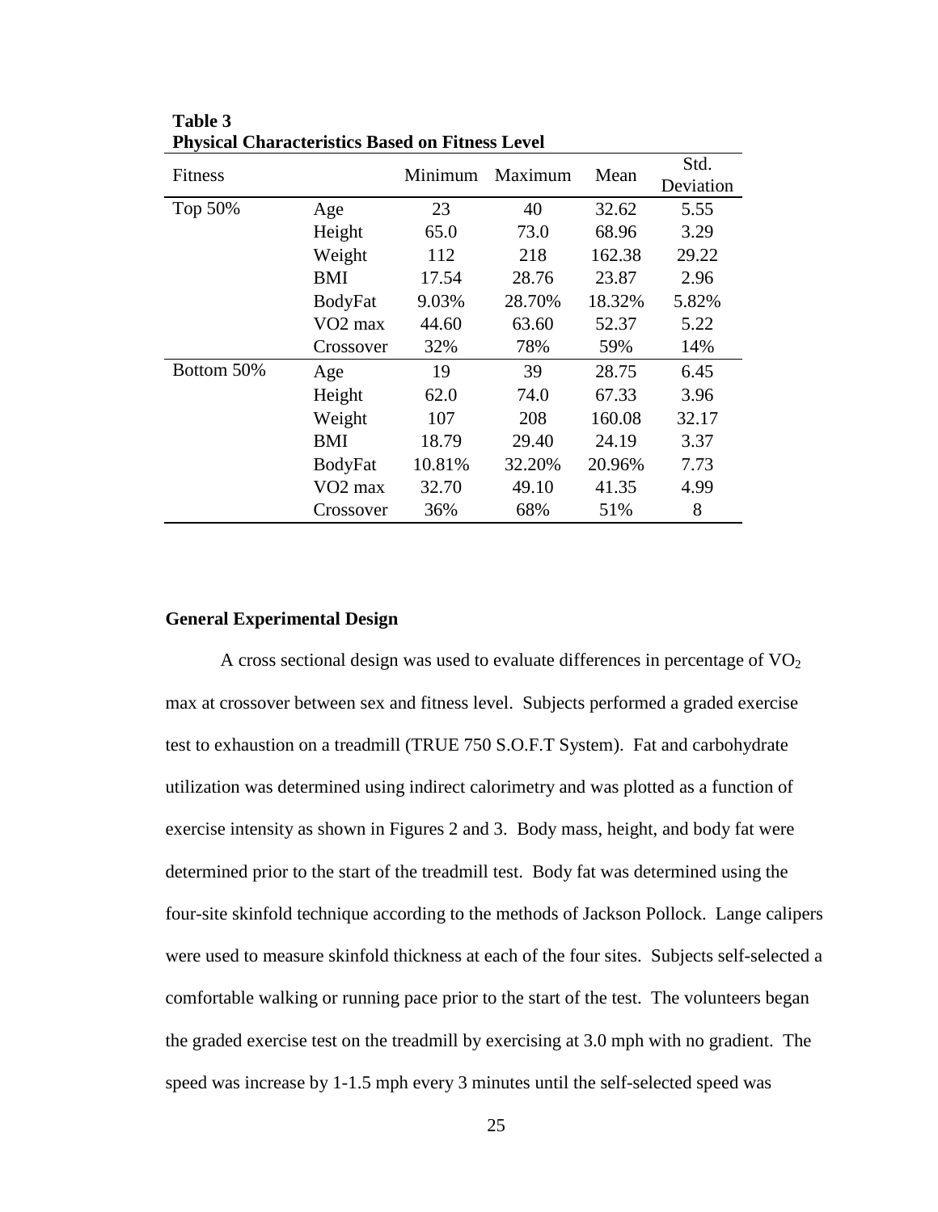**Table 3**
**Physical Characteristics Based on Fitness Level**

| Fitness | | Minimum | Maximum | Mean | Std. Deviation |
|---|---|---|---|---|---|
| Top 50% | Age | 23 | 40 | 32.62 | 5.55 |
| | Height | 65.0 | 73.0 | 68.96 | 3.29 |
| | Weight | 112 | 218 | 162.38 | 29.22 |
| | BMI | 17.54 | 28.76 | 23.87 | 2.96 |
| | BodyFat | 9.03% | 28.70% | 18.32% | 5.82% |
| | VO2 max | 44.60 | 63.60 | 52.37 | 5.22 |
| | Crossover | 32% | 78% | 59% | 14% |
| Bottom 50% | Age | 19 | 39 | 28.75 | 6.45 |
| | Height | 62.0 | 74.0 | 67.33 | 3.96 |
| | Weight | 107 | 208 | 160.08 | 32.17 |
| | BMI | 18.79 | 29.40 | 24.19 | 3.37 |
| | BodyFat | 10.81% | 32.20% | 20.96% | 7.73 |
| | VO2 max | 32.70 | 49.10 | 41.35 | 4.99 |
| | Crossover | 36% | 68% | 51% | 8 |

**General Experimental Design**

A cross sectional design was used to evaluate differences in percentage of $VO_2$ max at crossover between sex and fitness level. Subjects performed a graded exercise test to exhaustion on a treadmill (TRUE 750 S.O.F.T System). Fat and carbohydrate utilization was determined using indirect calorimetry and was plotted as a function of exercise intensity as shown in Figures 2 and 3. Body mass, height, and body fat were determined prior to the start of the treadmill test. Body fat was determined using the four-site skinfold technique according to the methods of Jackson Pollock. Lange calipers were used to measure skinfold thickness at each of the four sites. Subjects self-selected a comfortable walking or running pace prior to the start of the test. The volunteers began the graded exercise test on the treadmill by exercising at 3.0 mph with no gradient. The speed was increase by 1-1.5 mph every 3 minutes until the self-selected speed was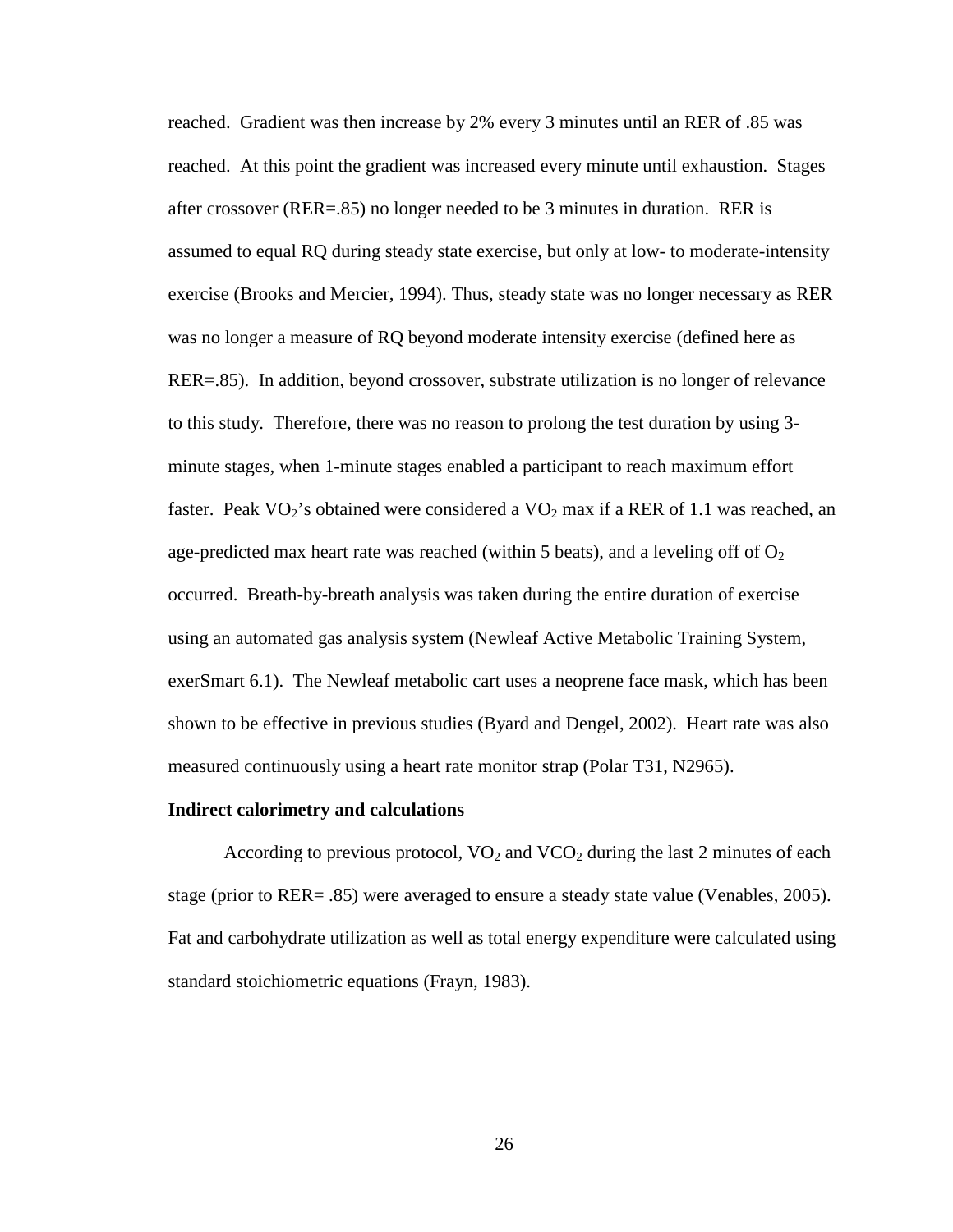reached. Gradient was then increase by 2% every 3 minutes until an RER of .85 was reached. At this point the gradient was increased every minute until exhaustion. Stages after crossover (RER=.85) no longer needed to be 3 minutes in duration. RER is assumed to equal RQ during steady state exercise, but only at low- to moderate-intensity exercise (Brooks and Mercier, 1994). Thus, steady state was no longer necessary as RER was no longer a measure of RQ beyond moderate intensity exercise (defined here as RER=.85). In addition, beyond crossover, substrate utilization is no longer of relevance to this study. Therefore, there was no reason to prolong the test duration by using 3-minute stages, when 1-minute stages enabled a participant to reach maximum effort faster. Peak $VO_2$'s obtained were considered a $VO_2$ max if a RER of 1.1 was reached, an age-predicted max heart rate was reached (within 5 beats), and a leveling off of $O_2$ occurred. Breath-by-breath analysis was taken during the entire duration of exercise using an automated gas analysis system (Newleaf Active Metabolic Training System, exerSmart 6.1). The Newleaf metabolic cart uses a neoprene face mask, which has been shown to be effective in previous studies (Byard and Dengel, 2002). Heart rate was also measured continuously using a heart rate monitor strap (Polar T31, N2965).

**Indirect calorimetry and calculations**

According to previous protocol, $VO_2$ and $VCO_2$ during the last 2 minutes of each stage (prior to RER= .85) were averaged to ensure a steady state value (Venables, 2005). Fat and carbohydrate utilization as well as total energy expenditure were calculated using standard stoichiometric equations (Frayn, 1983).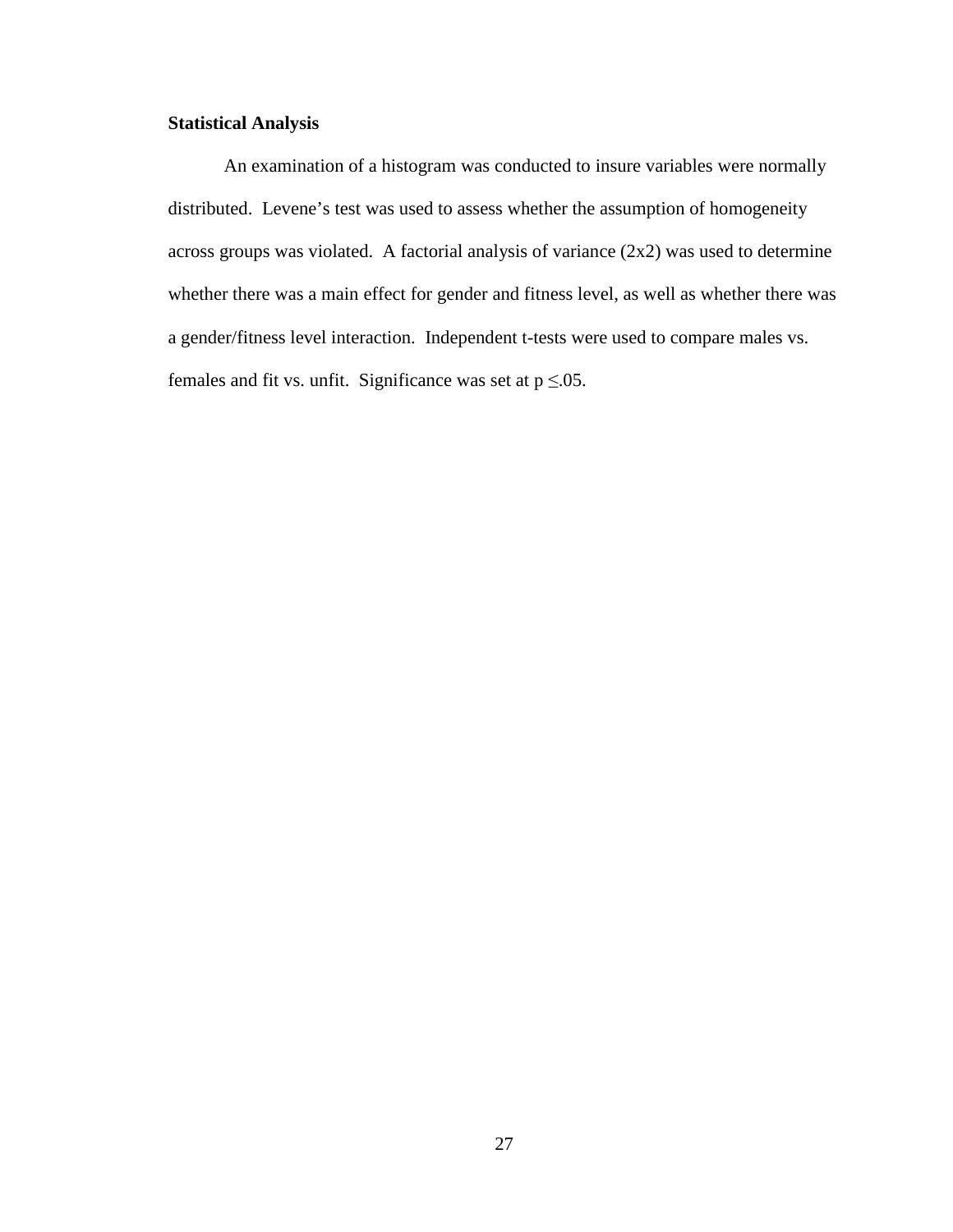**Statistical Analysis**

An examination of a histogram was conducted to insure variables were normally distributed. Levene's test was used to assess whether the assumption of homogeneity across groups was violated. A factorial analysis of variance (2x2) was used to determine whether there was a main effect for gender and fitness level, as well as whether there was a gender/fitness level interaction. Independent t-tests were used to compare males vs. females and fit vs. unfit. Significance was set at $p \leq .05$.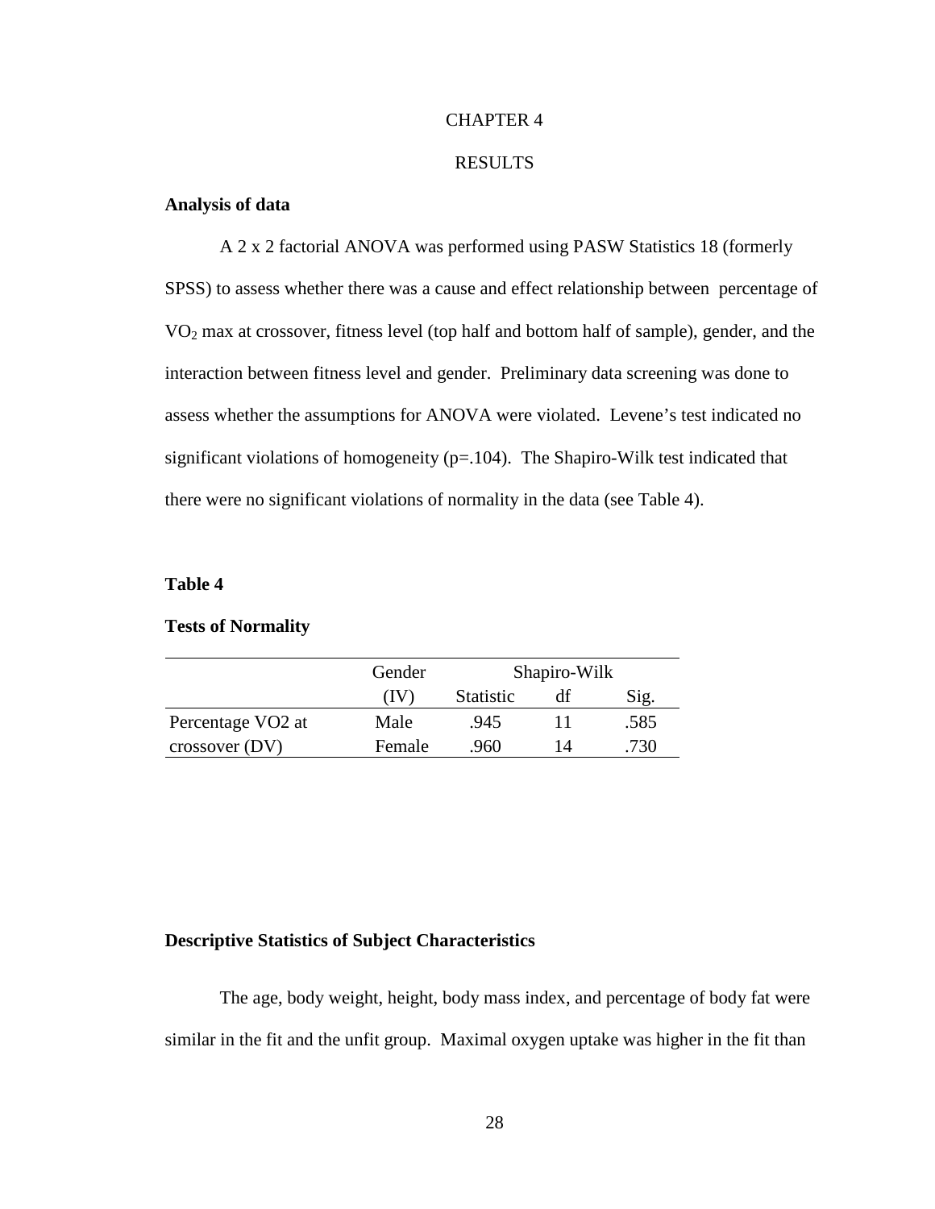# CHAPTER 4

# RESULTS

### Analysis of data

A 2 x 2 factorial ANOVA was performed using PASW Statistics 18 (formerly SPSS) to assess whether there was a cause and effect relationship between percentage of $VO_2$ max at crossover, fitness level (top half and bottom half of sample), gender, and the interaction between fitness level and gender. Preliminary data screening was done to assess whether the assumptions for ANOVA were violated. Levene's test indicated no significant violations of homogeneity (p=.104). The Shapiro-Wilk test indicated that there were no significant violations of normality in the data (see Table 4).

**Table 4**

**Tests of Normality**

| | Gender | Shapiro-Wilk | | |
|---|---|---|---|---|
| | (IV) | Statistic | df | Sig. |
| Percentage VO2 at crossover (DV) | Male | .945 | 11 | .585 |
| | Female | .960 | 14 | .730 |

### Descriptive Statistics of Subject Characteristics

The age, body weight, height, body mass index, and percentage of body fat were similar in the fit and the unfit group. Maximal oxygen uptake was higher in the fit than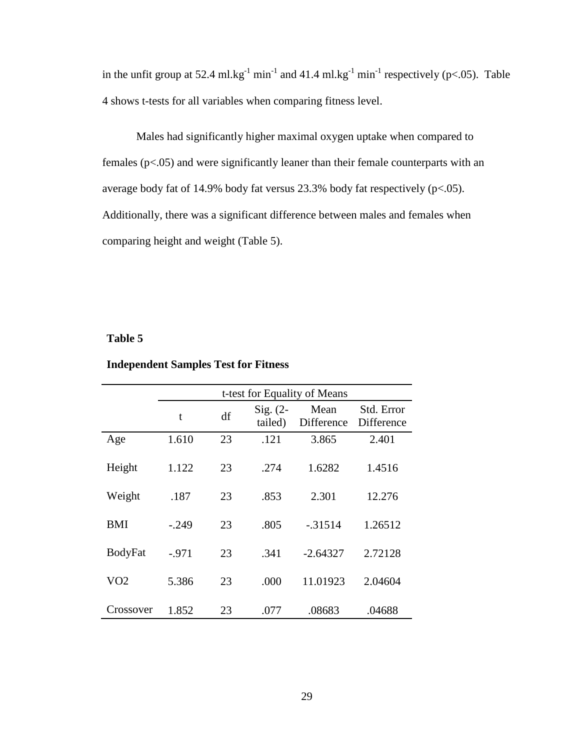in the unfit group at 52.4 ml.kg$^{-1}$ min$^{-1}$ and 41.4 ml.kg$^{-1}$ min$^{-1}$ respectively ($p<.05$). Table 4 shows t-tests for all variables when comparing fitness level.

Males had significantly higher maximal oxygen uptake when compared to females ($p<.05$) and were significantly leaner than their female counterparts with an average body fat of 14.9% body fat versus 23.3% body fat respectively ($p<.05$). Additionally, there was a significant difference between males and females when comparing height and weight (Table 5).

**Table 5**

**Independent Samples Test for Fitness**

| | t-test for Equality of Means | | | | |
|---|---|---|---|---|---|
| | t | df | Sig. (2-tailed) | Mean Difference | Std. Error Difference |
| Age | 1.610 | 23 | .121 | 3.865 | 2.401 |
| Height | 1.122 | 23 | .274 | 1.6282 | 1.4516 |
| Weight | .187 | 23 | .853 | 2.301 | 12.276 |
| BMI | -.249 | 23 | .805 | -.31514 | 1.26512 |
| BodyFat | -.971 | 23 | .341 | -2.64327 | 2.72128 |
| VO2 | 5.386 | 23 | .000 | 11.01923 | 2.04604 |
| Crossover | 1.852 | 23 | .077 | .08683 | .04688 |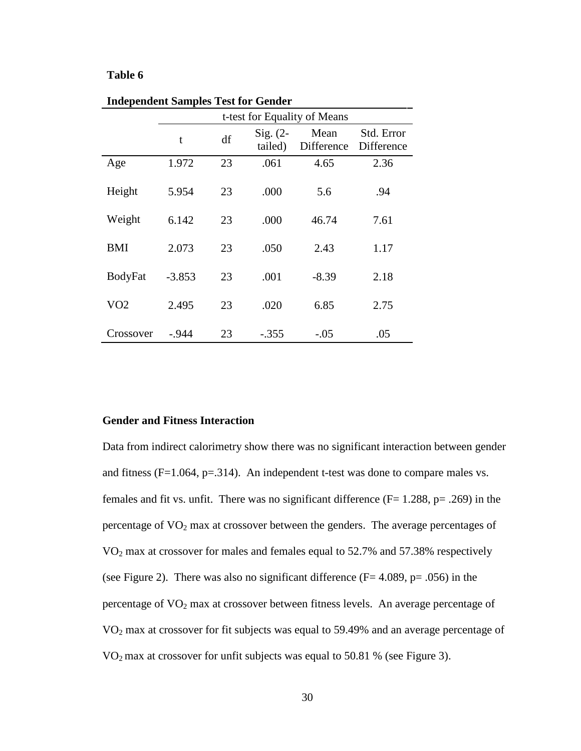**Table 6**

**Independent Samples Test for Gender**

| | t-test for Equality of Means | | | | |
|---|---|---|---|---|---|
| | t | df | Sig. (2-tailed) | Mean Difference | Std. Error Difference |
| Age | 1.972 | 23 | .061 | 4.65 | 2.36 |
| Height | 5.954 | 23 | .000 | 5.6 | .94 |
| Weight | 6.142 | 23 | .000 | 46.74 | 7.61 |
| BMI | 2.073 | 23 | .050 | 2.43 | 1.17 |
| BodyFat | -3.853 | 23 | .001 | -8.39 | 2.18 |
| VO2 | 2.495 | 23 | .020 | 6.85 | 2.75 |
| Crossover | -.944 | 23 | -.355 | -.05 | .05 |

**Gender and Fitness Interaction**

Data from indirect calorimetry show there was no significant interaction between gender and fitness ($F$=1.064, $p$=.314). An independent t-test was done to compare males vs. females and fit vs. unfit. There was no significant difference ($F$= 1.288, $p$= .269) in the percentage of $VO_2$ max at crossover between the genders. The average percentages of $VO_2$ max at crossover for males and females equal to 52.7% and 57.38% respectively (see Figure 2). There was also no significant difference ($F$= 4.089, $p$= .056) in the percentage of $VO_2$ max at crossover between fitness levels. An average percentage of $VO_2$ max at crossover for fit subjects was equal to 59.49% and an average percentage of $VO_2$ max at crossover for unfit subjects was equal to 50.81 % (see Figure 3).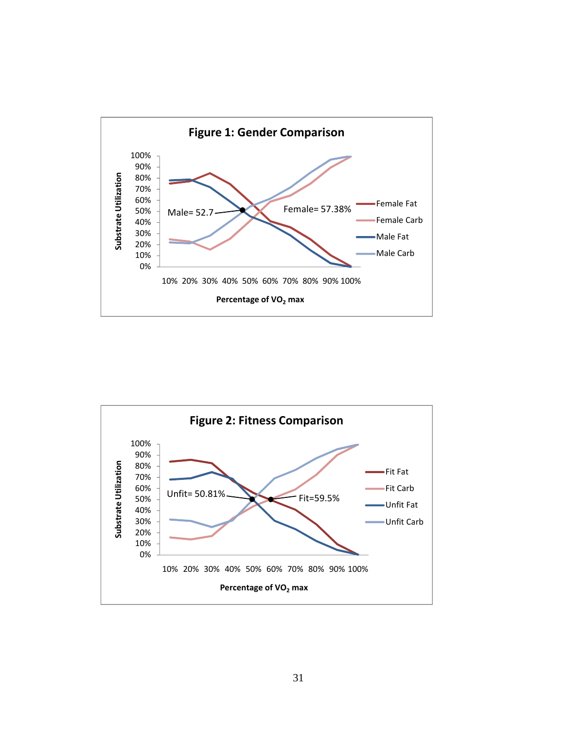**Figure 1: Gender Comparison**

Substrate Utilization (0%–100%) vs. Percentage of $VO_2$ max (10%–100%)

Legend: Female Fat, Female Carb, Male Fat, Male Carb

Male= 52.7

Female= 57.38%

**Figure 2: Fitness Comparison**

Substrate Utilization (0%–100%) vs. Percentage of $VO_2$ max (10%–100%)

Legend: Fit Fat, Fit Carb, Unfit Fat, Unfit Carb

Unfit= 50.81%

Fit=59.5%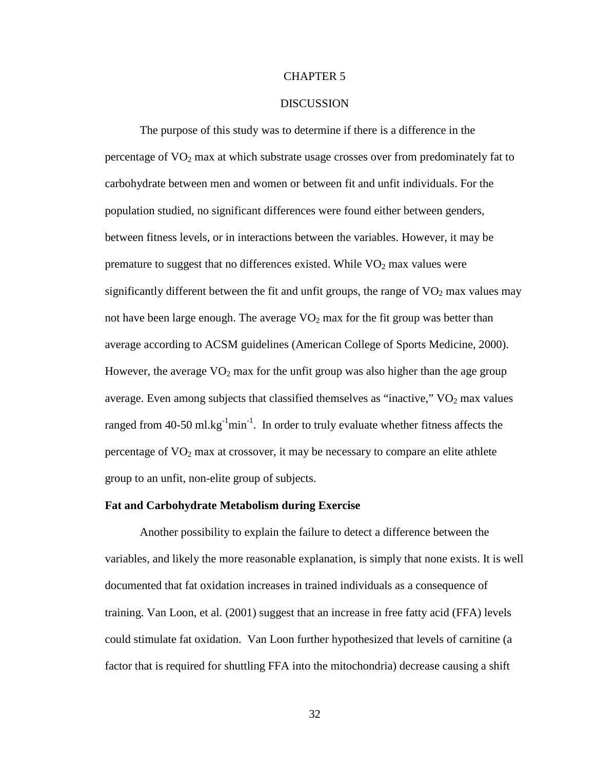# CHAPTER 5

# DISCUSSION

The purpose of this study was to determine if there is a difference in the percentage of $VO_2$ max at which substrate usage crosses over from predominately fat to carbohydrate between men and women or between fit and unfit individuals. For the population studied, no significant differences were found either between genders, between fitness levels, or in interactions between the variables. However, it may be premature to suggest that no differences existed. While $VO_2$ max values were significantly different between the fit and unfit groups, the range of $VO_2$ max values may not have been large enough. The average $VO_2$ max for the fit group was better than average according to ACSM guidelines (American College of Sports Medicine, 2000). However, the average $VO_2$ max for the unfit group was also higher than the age group average. Even among subjects that classified themselves as "inactive," $VO_2$ max values ranged from 40-50 $ml.kg^{-1}min^{-1}$. In order to truly evaluate whether fitness affects the percentage of $VO_2$ max at crossover, it may be necessary to compare an elite athlete group to an unfit, non-elite group of subjects.

**Fat and Carbohydrate Metabolism during Exercise**

Another possibility to explain the failure to detect a difference between the variables, and likely the more reasonable explanation, is simply that none exists. It is well documented that fat oxidation increases in trained individuals as a consequence of training. Van Loon, et al. (2001) suggest that an increase in free fatty acid (FFA) levels could stimulate fat oxidation. Van Loon further hypothesized that levels of carnitine (a factor that is required for shuttling FFA into the mitochondria) decrease causing a shift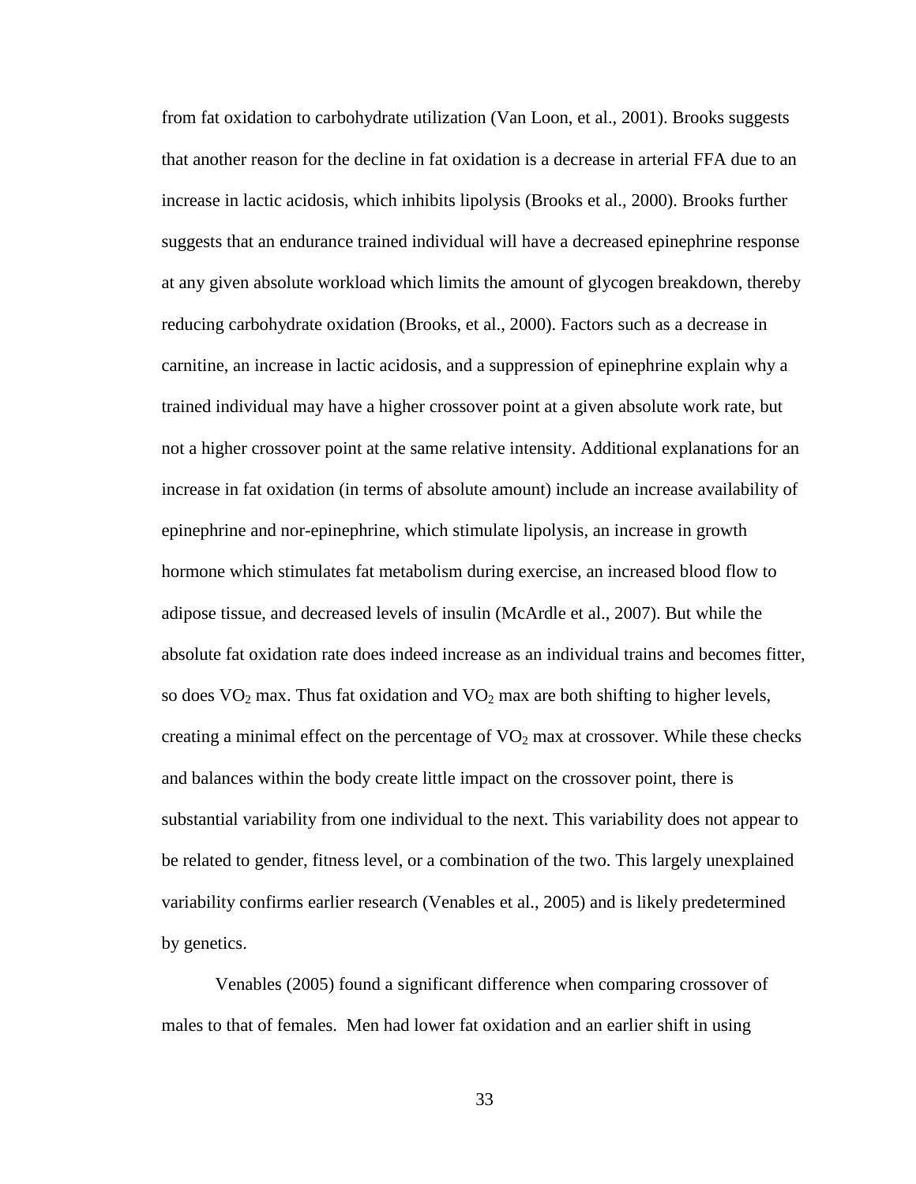from fat oxidation to carbohydrate utilization (Van Loon, et al., 2001). Brooks suggests that another reason for the decline in fat oxidation is a decrease in arterial FFA due to an increase in lactic acidosis, which inhibits lipolysis (Brooks et al., 2000). Brooks further suggests that an endurance trained individual will have a decreased epinephrine response at any given absolute workload which limits the amount of glycogen breakdown, thereby reducing carbohydrate oxidation (Brooks, et al., 2000). Factors such as a decrease in carnitine, an increase in lactic acidosis, and a suppression of epinephrine explain why a trained individual may have a higher crossover point at a given absolute work rate, but not a higher crossover point at the same relative intensity. Additional explanations for an increase in fat oxidation (in terms of absolute amount) include an increase availability of epinephrine and nor-epinephrine, which stimulate lipolysis, an increase in growth hormone which stimulates fat metabolism during exercise, an increased blood flow to adipose tissue, and decreased levels of insulin (McArdle et al., 2007). But while the absolute fat oxidation rate does indeed increase as an individual trains and becomes fitter, so does $VO_2$ max. Thus fat oxidation and $VO_2$ max are both shifting to higher levels, creating a minimal effect on the percentage of $VO_2$ max at crossover. While these checks and balances within the body create little impact on the crossover point, there is substantial variability from one individual to the next. This variability does not appear to be related to gender, fitness level, or a combination of the two. This largely unexplained variability confirms earlier research (Venables et al., 2005) and is likely predetermined by genetics.

Venables (2005) found a significant difference when comparing crossover of males to that of females. Men had lower fat oxidation and an earlier shift in using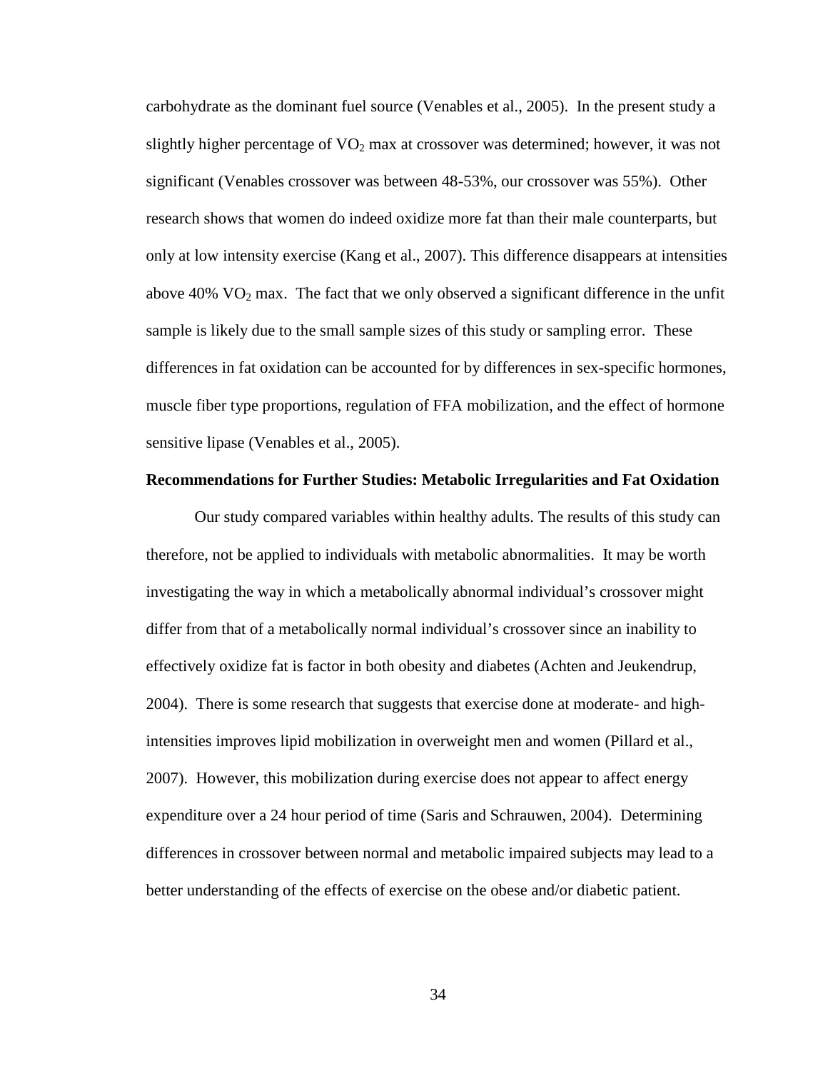carbohydrate as the dominant fuel source (Venables et al., 2005). In the present study a slightly higher percentage of $VO_2$ max at crossover was determined; however, it was not significant (Venables crossover was between 48-53%, our crossover was 55%). Other research shows that women do indeed oxidize more fat than their male counterparts, but only at low intensity exercise (Kang et al., 2007). This difference disappears at intensities above 40% $VO_2$ max. The fact that we only observed a significant difference in the unfit sample is likely due to the small sample sizes of this study or sampling error. These differences in fat oxidation can be accounted for by differences in sex-specific hormones, muscle fiber type proportions, regulation of FFA mobilization, and the effect of hormone sensitive lipase (Venables et al., 2005).

**Recommendations for Further Studies: Metabolic Irregularities and Fat Oxidation**

Our study compared variables within healthy adults. The results of this study can therefore, not be applied to individuals with metabolic abnormalities. It may be worth investigating the way in which a metabolically abnormal individual's crossover might differ from that of a metabolically normal individual's crossover since an inability to effectively oxidize fat is factor in both obesity and diabetes (Achten and Jeukendrup, 2004). There is some research that suggests that exercise done at moderate- and high-intensities improves lipid mobilization in overweight men and women (Pillard et al., 2007). However, this mobilization during exercise does not appear to affect energy expenditure over a 24 hour period of time (Saris and Schrauwen, 2004). Determining differences in crossover between normal and metabolic impaired subjects may lead to a better understanding of the effects of exercise on the obese and/or diabetic patient.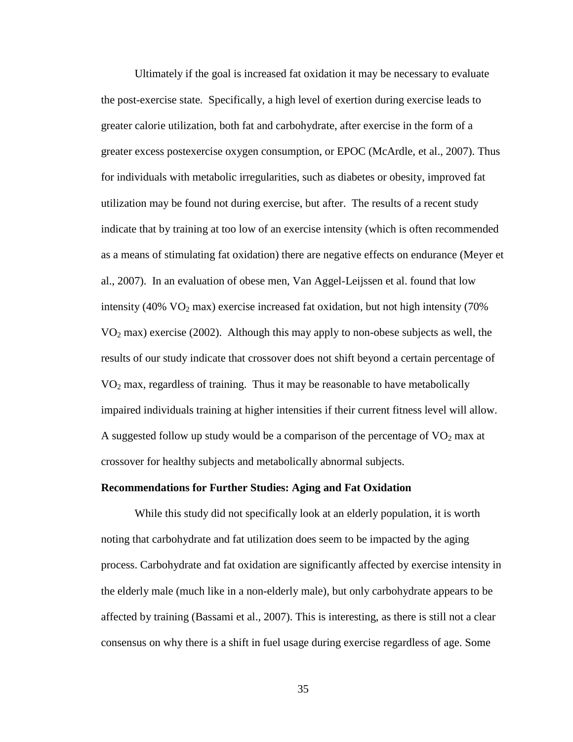Ultimately if the goal is increased fat oxidation it may be necessary to evaluate the post-exercise state. Specifically, a high level of exertion during exercise leads to greater calorie utilization, both fat and carbohydrate, after exercise in the form of a greater excess postexercise oxygen consumption, or EPOC (McArdle, et al., 2007). Thus for individuals with metabolic irregularities, such as diabetes or obesity, improved fat utilization may be found not during exercise, but after. The results of a recent study indicate that by training at too low of an exercise intensity (which is often recommended as a means of stimulating fat oxidation) there are negative effects on endurance (Meyer et al., 2007). In an evaluation of obese men, Van Aggel-Leijssen et al. found that low intensity (40% $VO_2$ max) exercise increased fat oxidation, but not high intensity (70% $VO_2$ max) exercise (2002). Although this may apply to non-obese subjects as well, the results of our study indicate that crossover does not shift beyond a certain percentage of $VO_2$ max, regardless of training. Thus it may be reasonable to have metabolically impaired individuals training at higher intensities if their current fitness level will allow. A suggested follow up study would be a comparison of the percentage of $VO_2$ max at crossover for healthy subjects and metabolically abnormal subjects.

**Recommendations for Further Studies: Aging and Fat Oxidation**

While this study did not specifically look at an elderly population, it is worth noting that carbohydrate and fat utilization does seem to be impacted by the aging process. Carbohydrate and fat oxidation are significantly affected by exercise intensity in the elderly male (much like in a non-elderly male), but only carbohydrate appears to be affected by training (Bassami et al., 2007). This is interesting, as there is still not a clear consensus on why there is a shift in fuel usage during exercise regardless of age. Some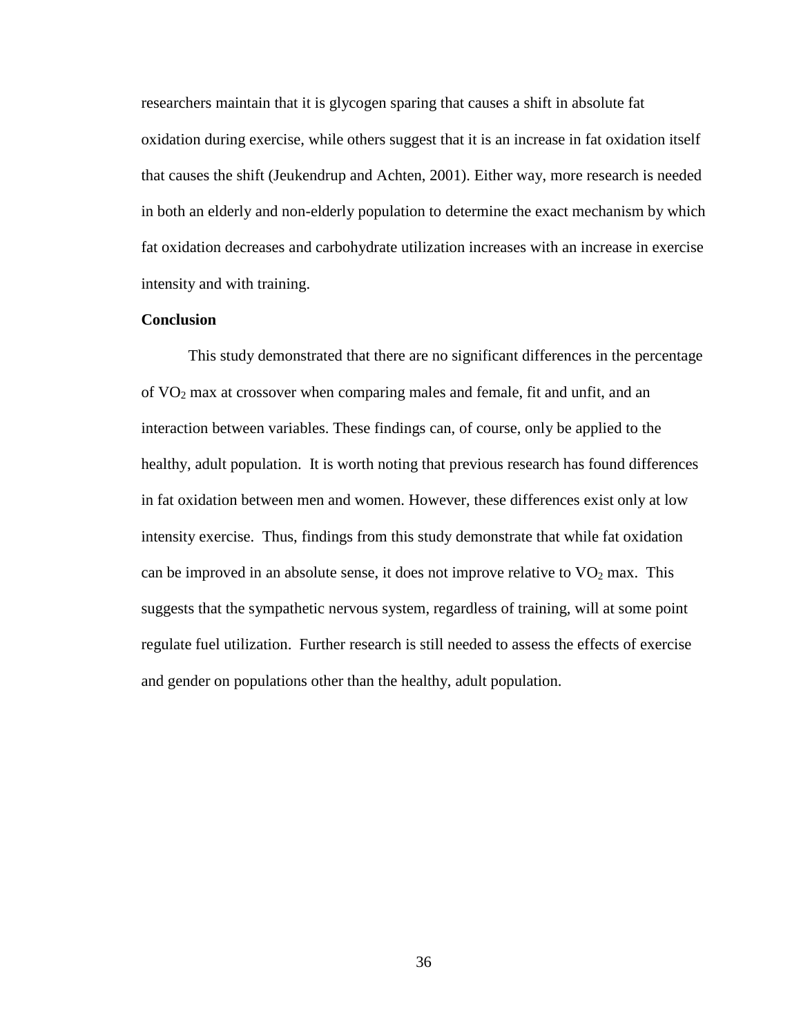researchers maintain that it is glycogen sparing that causes a shift in absolute fat oxidation during exercise, while others suggest that it is an increase in fat oxidation itself that causes the shift (Jeukendrup and Achten, 2001). Either way, more research is needed in both an elderly and non-elderly population to determine the exact mechanism by which fat oxidation decreases and carbohydrate utilization increases with an increase in exercise intensity and with training.

**Conclusion**

This study demonstrated that there are no significant differences in the percentage of $VO_2$ max at crossover when comparing males and female, fit and unfit, and an interaction between variables. These findings can, of course, only be applied to the healthy, adult population. It is worth noting that previous research has found differences in fat oxidation between men and women. However, these differences exist only at low intensity exercise. Thus, findings from this study demonstrate that while fat oxidation can be improved in an absolute sense, it does not improve relative to $VO_2$ max. This suggests that the sympathetic nervous system, regardless of training, will at some point regulate fuel utilization. Further research is still needed to assess the effects of exercise and gender on populations other than the healthy, adult population.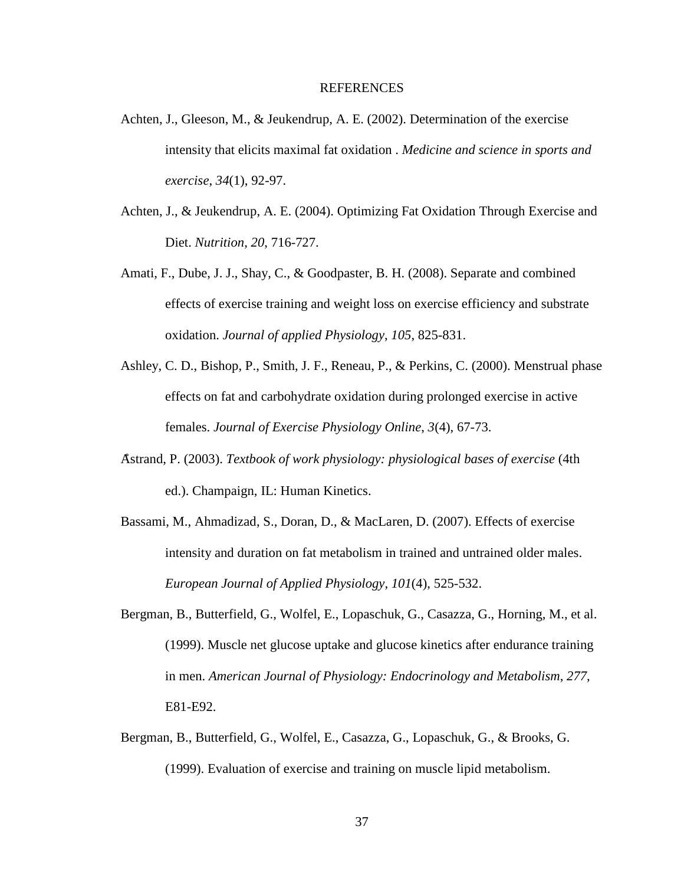# REFERENCES

Achten, J., Gleeson, M., & Jeukendrup, A. E. (2002). Determination of the exercise intensity that elicits maximal fat oxidation . *Medicine and science in sports and exercise*, *34*(1), 92-97.

Achten, J., & Jeukendrup, A. E. (2004). Optimizing Fat Oxidation Through Exercise and Diet. *Nutrition*, *20*, 716-727.

Amati, F., Dube, J. J., Shay, C., & Goodpaster, B. H. (2008). Separate and combined effects of exercise training and weight loss on exercise efficiency and substrate oxidation. *Journal of applied Physiology*, *105*, 825-831.

Ashley, C. D., Bishop, P., Smith, J. F., Reneau, P., & Perkins, C. (2000). Menstrual phase effects on fat and carbohydrate oxidation during prolonged exercise in active females. *Journal of Exercise Physiology Online*, *3*(4), 67-73.

Åstrand, P. (2003). *Textbook of work physiology: physiological bases of exercise* (4th ed.). Champaign, IL: Human Kinetics.

Bassami, M., Ahmadizad, S., Doran, D., & MacLaren, D. (2007). Effects of exercise intensity and duration on fat metabolism in trained and untrained older males. *European Journal of Applied Physiology*, *101*(4), 525-532.

Bergman, B., Butterfield, G., Wolfel, E., Lopaschuk, G., Casazza, G., Horning, M., et al. (1999). Muscle net glucose uptake and glucose kinetics after endurance training in men. *American Journal of Physiology: Endocrinology and Metabolism*, *277*, E81-E92.

Bergman, B., Butterfield, G., Wolfel, E., Casazza, G., Lopaschuk, G., & Brooks, G. (1999). Evaluation of exercise and training on muscle lipid metabolism.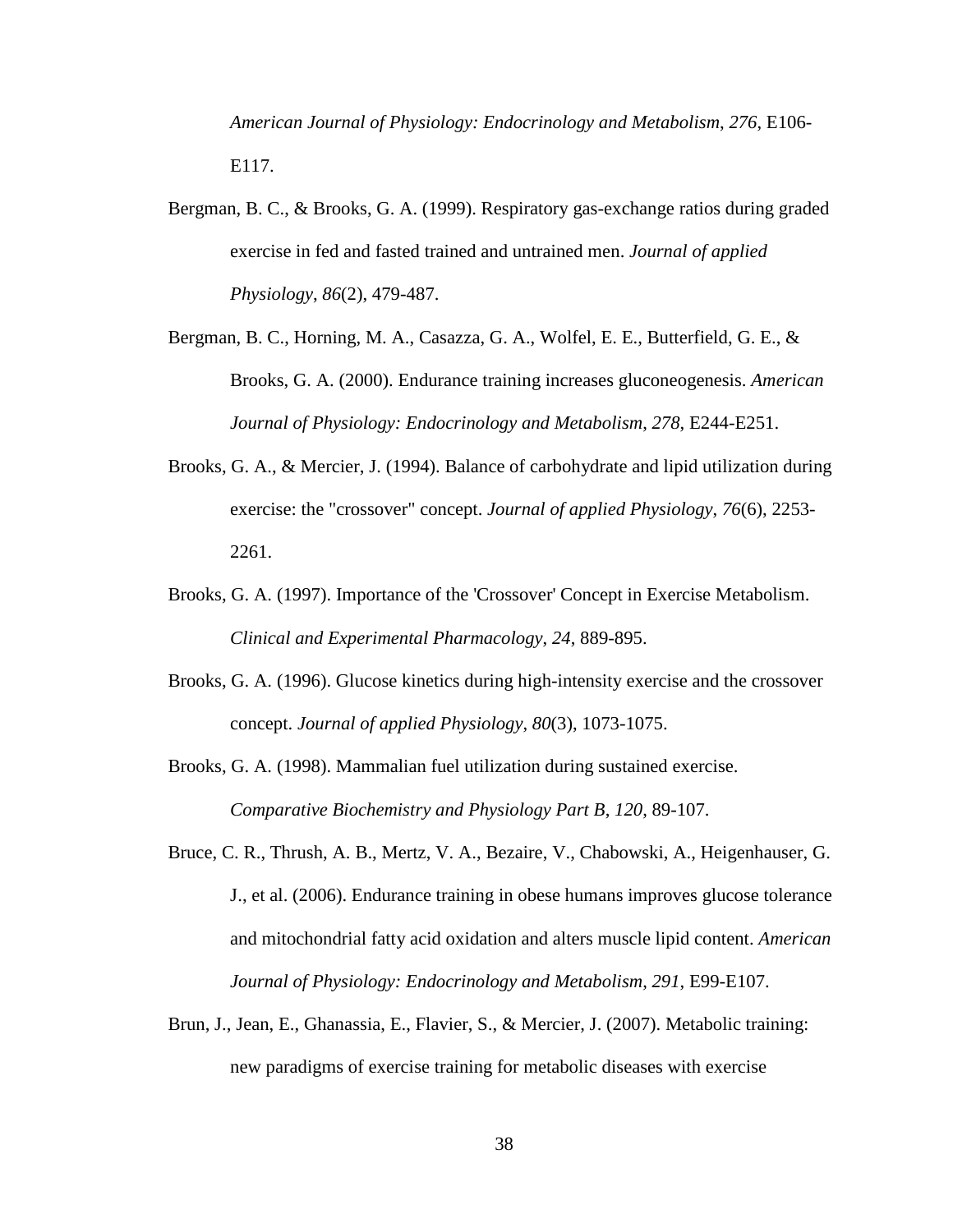*American Journal of Physiology: Endocrinology and Metabolism*, *276*, E106-E117.

Bergman, B. C., & Brooks, G. A. (1999). Respiratory gas-exchange ratios during graded exercise in fed and fasted trained and untrained men. *Journal of applied Physiology*, *86*(2), 479-487.

Bergman, B. C., Horning, M. A., Casazza, G. A., Wolfel, E. E., Butterfield, G. E., & Brooks, G. A. (2000). Endurance training increases gluconeogenesis. *American Journal of Physiology: Endocrinology and Metabolism*, *278*, E244-E251.

Brooks, G. A., & Mercier, J. (1994). Balance of carbohydrate and lipid utilization during exercise: the "crossover" concept. *Journal of applied Physiology*, *76*(6), 2253-2261.

Brooks, G. A. (1997). Importance of the 'Crossover' Concept in Exercise Metabolism. *Clinical and Experimental Pharmacology*, *24*, 889-895.

Brooks, G. A. (1996). Glucose kinetics during high-intensity exercise and the crossover concept. *Journal of applied Physiology*, *80*(3), 1073-1075.

Brooks, G. A. (1998). Mammalian fuel utilization during sustained exercise. *Comparative Biochemistry and Physiology Part B*, *120*, 89-107.

Bruce, C. R., Thrush, A. B., Mertz, V. A., Bezaire, V., Chabowski, A., Heigenhauser, G. J., et al. (2006). Endurance training in obese humans improves glucose tolerance and mitochondrial fatty acid oxidation and alters muscle lipid content. *American Journal of Physiology: Endocrinology and Metabolism*, *291*, E99-E107.

Brun, J., Jean, E., Ghanassia, E., Flavier, S., & Mercier, J. (2007). Metabolic training: new paradigms of exercise training for metabolic diseases with exercise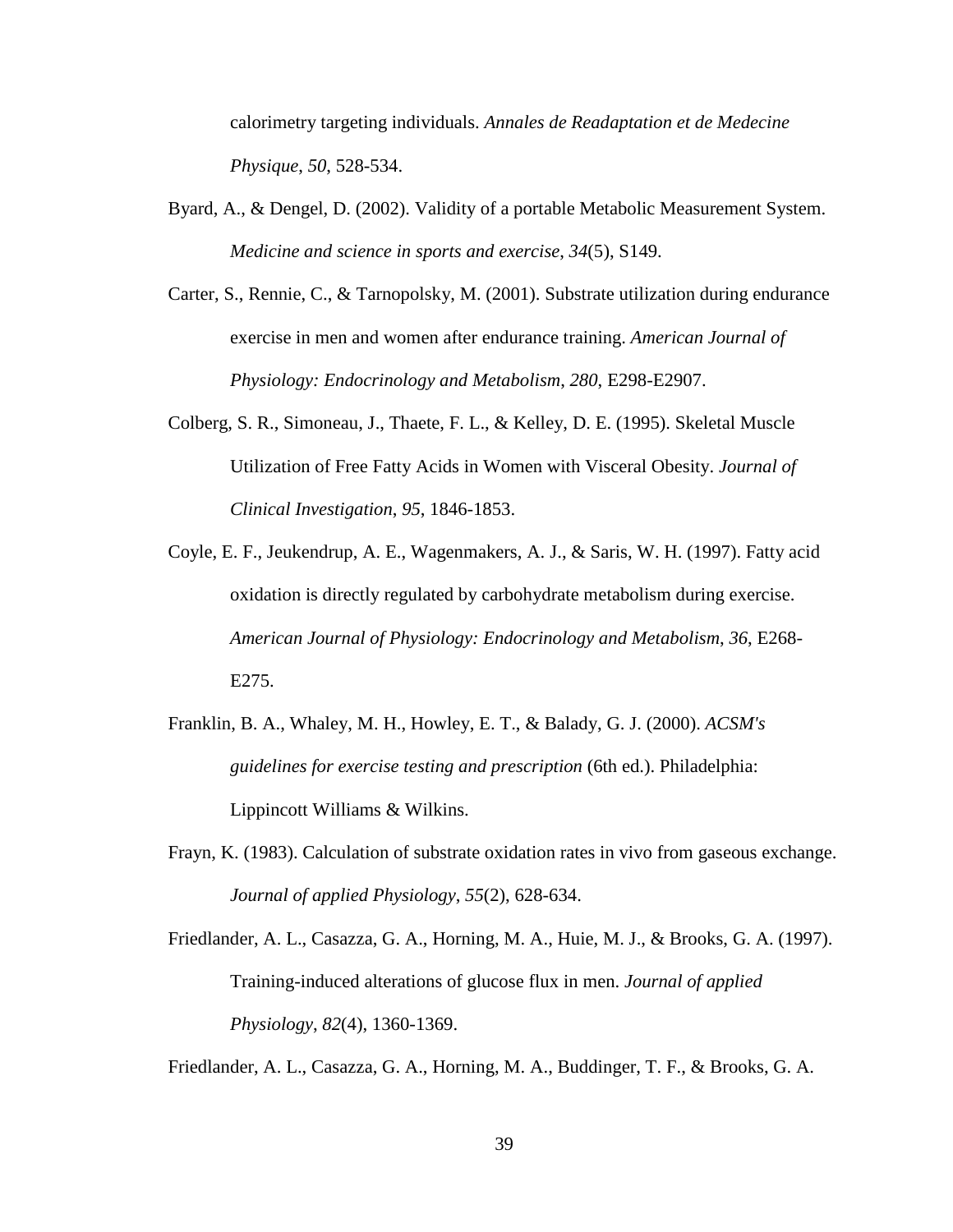calorimetry targeting individuals. *Annales de Readaptation et de Medecine Physique*, *50*, 528-534.

Byard, A., & Dengel, D. (2002). Validity of a portable Metabolic Measurement System. *Medicine and science in sports and exercise*, *34*(5), S149.

Carter, S., Rennie, C., & Tarnopolsky, M. (2001). Substrate utilization during endurance exercise in men and women after endurance training. *American Journal of Physiology: Endocrinology and Metabolism*, *280*, E298-E2907.

Colberg, S. R., Simoneau, J., Thaete, F. L., & Kelley, D. E. (1995). Skeletal Muscle Utilization of Free Fatty Acids in Women with Visceral Obesity. *Journal of Clinical Investigation*, *95*, 1846-1853.

Coyle, E. F., Jeukendrup, A. E., Wagenmakers, A. J., & Saris, W. H. (1997). Fatty acid oxidation is directly regulated by carbohydrate metabolism during exercise. *American Journal of Physiology: Endocrinology and Metabolism*, *36*, E268-E275.

Franklin, B. A., Whaley, M. H., Howley, E. T., & Balady, G. J. (2000). *ACSM's guidelines for exercise testing and prescription* (6th ed.). Philadelphia: Lippincott Williams & Wilkins.

Frayn, K. (1983). Calculation of substrate oxidation rates in vivo from gaseous exchange. *Journal of applied Physiology*, *55*(2), 628-634.

Friedlander, A. L., Casazza, G. A., Horning, M. A., Huie, M. J., & Brooks, G. A. (1997). Training-induced alterations of glucose flux in men. *Journal of applied Physiology*, *82*(4), 1360-1369.

Friedlander, A. L., Casazza, G. A., Horning, M. A., Buddinger, T. F., & Brooks, G. A.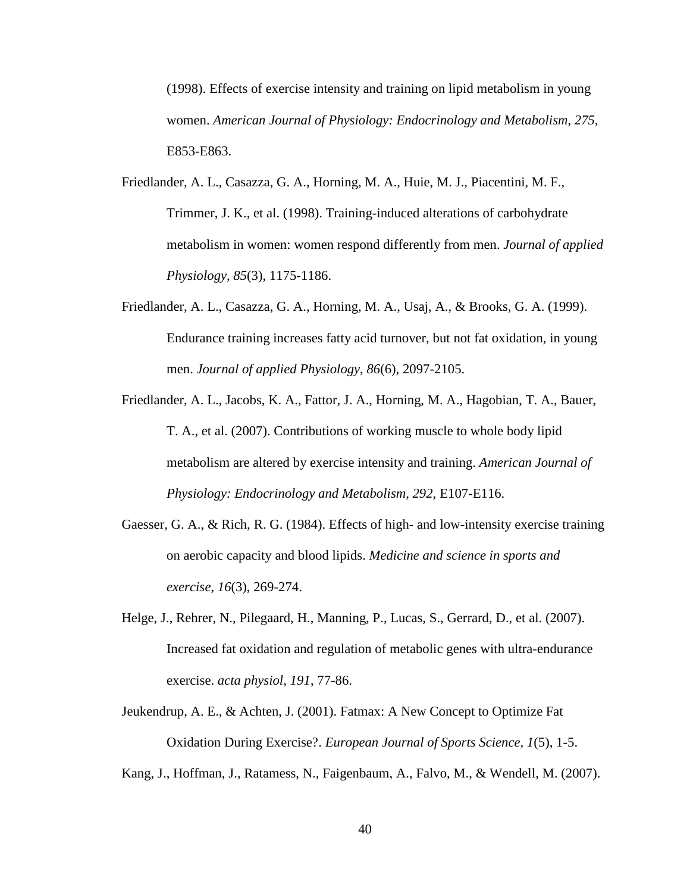(1998). Effects of exercise intensity and training on lipid metabolism in young women. *American Journal of Physiology: Endocrinology and Metabolism*, *275*, E853-E863.

Friedlander, A. L., Casazza, G. A., Horning, M. A., Huie, M. J., Piacentini, M. F., Trimmer, J. K., et al. (1998). Training-induced alterations of carbohydrate metabolism in women: women respond differently from men. *Journal of applied Physiology*, *85*(3), 1175-1186.

Friedlander, A. L., Casazza, G. A., Horning, M. A., Usaj, A., & Brooks, G. A. (1999). Endurance training increases fatty acid turnover, but not fat oxidation, in young men. *Journal of applied Physiology*, *86*(6), 2097-2105.

Friedlander, A. L., Jacobs, K. A., Fattor, J. A., Horning, M. A., Hagobian, T. A., Bauer, T. A., et al. (2007). Contributions of working muscle to whole body lipid metabolism are altered by exercise intensity and training. *American Journal of Physiology: Endocrinology and Metabolism*, *292*, E107-E116.

Gaesser, G. A., & Rich, R. G. (1984). Effects of high- and low-intensity exercise training on aerobic capacity and blood lipids. *Medicine and science in sports and exercise*, *16*(3), 269-274.

Helge, J., Rehrer, N., Pilegaard, H., Manning, P., Lucas, S., Gerrard, D., et al. (2007). Increased fat oxidation and regulation of metabolic genes with ultra-endurance exercise. *acta physiol*, *191*, 77-86.

Jeukendrup, A. E., & Achten, J. (2001). Fatmax: A New Concept to Optimize Fat Oxidation During Exercise?. *European Journal of Sports Science*, *1*(5), 1-5.

Kang, J., Hoffman, J., Ratamess, N., Faigenbaum, A., Falvo, M., & Wendell, M. (2007).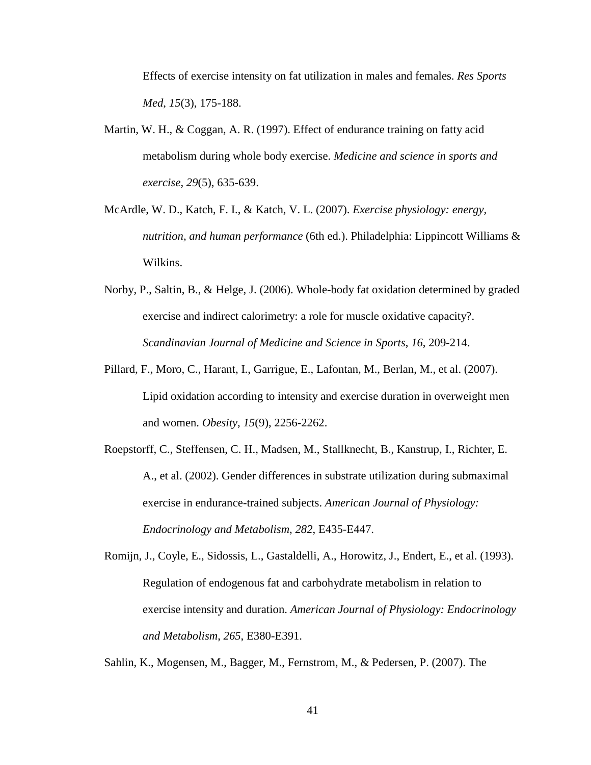Effects of exercise intensity on fat utilization in males and females. *Res Sports Med*, *15*(3), 175-188.

Martin, W. H., & Coggan, A. R. (1997). Effect of endurance training on fatty acid metabolism during whole body exercise. *Medicine and science in sports and exercise*, *29*(5), 635-639.

McArdle, W. D., Katch, F. I., & Katch, V. L. (2007). *Exercise physiology: energy, nutrition, and human performance* (6th ed.). Philadelphia: Lippincott Williams & Wilkins.

Norby, P., Saltin, B., & Helge, J. (2006). Whole-body fat oxidation determined by graded exercise and indirect calorimetry: a role for muscle oxidative capacity?. *Scandinavian Journal of Medicine and Science in Sports*, *16*, 209-214.

Pillard, F., Moro, C., Harant, I., Garrigue, E., Lafontan, M., Berlan, M., et al. (2007). Lipid oxidation according to intensity and exercise duration in overweight men and women. *Obesity*, *15*(9), 2256-2262.

Roepstorff, C., Steffensen, C. H., Madsen, M., Stallknecht, B., Kanstrup, I., Richter, E. A., et al. (2002). Gender differences in substrate utilization during submaximal exercise in endurance-trained subjects. *American Journal of Physiology: Endocrinology and Metabolism*, *282*, E435-E447.

Romijn, J., Coyle, E., Sidossis, L., Gastaldelli, A., Horowitz, J., Endert, E., et al. (1993). Regulation of endogenous fat and carbohydrate metabolism in relation to exercise intensity and duration. *American Journal of Physiology: Endocrinology and Metabolism*, *265*, E380-E391.

Sahlin, K., Mogensen, M., Bagger, M., Fernstrom, M., & Pedersen, P. (2007). The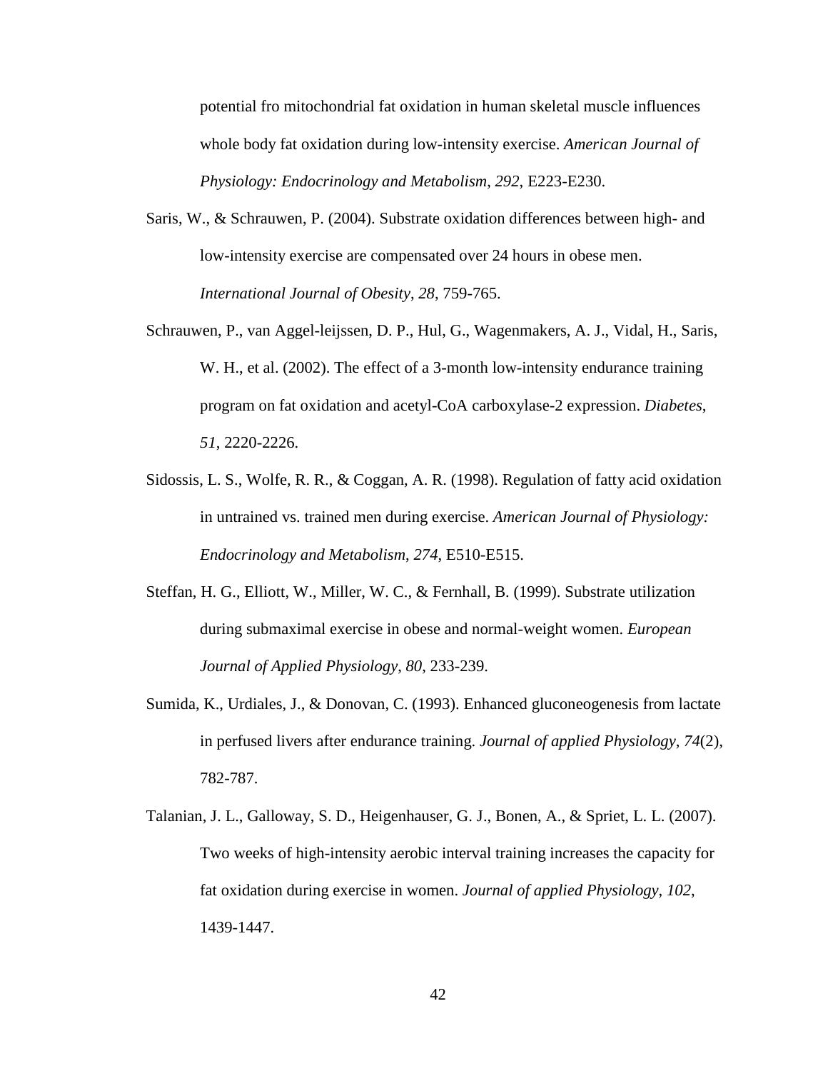potential fro mitochondrial fat oxidation in human skeletal muscle influences whole body fat oxidation during low-intensity exercise. *American Journal of Physiology: Endocrinology and Metabolism*, *292*, E223-E230.

Saris, W., & Schrauwen, P. (2004). Substrate oxidation differences between high- and low-intensity exercise are compensated over 24 hours in obese men. *International Journal of Obesity*, *28*, 759-765.

Schrauwen, P., van Aggel-leijssen, D. P., Hul, G., Wagenmakers, A. J., Vidal, H., Saris, W. H., et al. (2002). The effect of a 3-month low-intensity endurance training program on fat oxidation and acetyl-CoA carboxylase-2 expression. *Diabetes*, *51*, 2220-2226.

Sidossis, L. S., Wolfe, R. R., & Coggan, A. R. (1998). Regulation of fatty acid oxidation in untrained vs. trained men during exercise. *American Journal of Physiology: Endocrinology and Metabolism*, *274*, E510-E515.

Steffan, H. G., Elliott, W., Miller, W. C., & Fernhall, B. (1999). Substrate utilization during submaximal exercise in obese and normal-weight women. *European Journal of Applied Physiology*, *80*, 233-239.

Sumida, K., Urdiales, J., & Donovan, C. (1993). Enhanced gluconeogenesis from lactate in perfused livers after endurance training. *Journal of applied Physiology*, *74*(2), 782-787.

Talanian, J. L., Galloway, S. D., Heigenhauser, G. J., Bonen, A., & Spriet, L. L. (2007). Two weeks of high-intensity aerobic interval training increases the capacity for fat oxidation during exercise in women. *Journal of applied Physiology*, *102*, 1439-1447.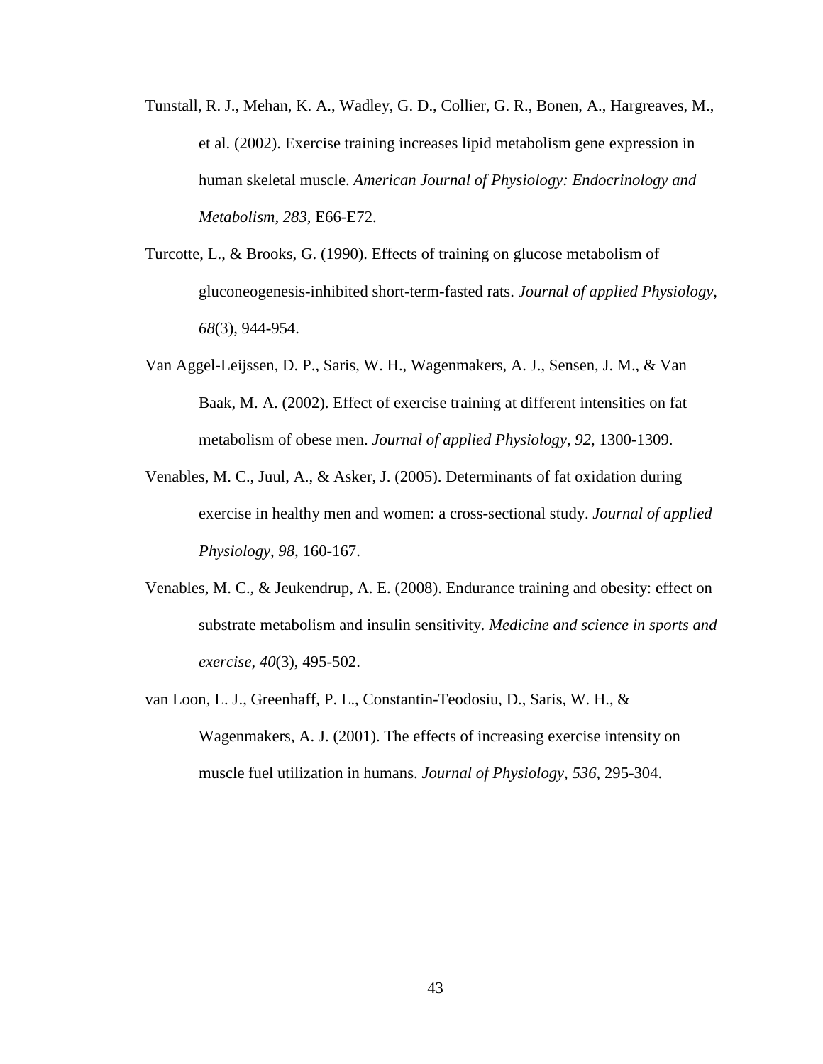Tunstall, R. J., Mehan, K. A., Wadley, G. D., Collier, G. R., Bonen, A., Hargreaves, M., et al. (2002). Exercise training increases lipid metabolism gene expression in human skeletal muscle. *American Journal of Physiology: Endocrinology and Metabolism*, *283*, E66-E72.

Turcotte, L., & Brooks, G. (1990). Effects of training on glucose metabolism of gluconeogenesis-inhibited short-term-fasted rats. *Journal of applied Physiology*, *68*(3), 944-954.

Van Aggel-Leijssen, D. P., Saris, W. H., Wagenmakers, A. J., Sensen, J. M., & Van Baak, M. A. (2002). Effect of exercise training at different intensities on fat metabolism of obese men. *Journal of applied Physiology*, *92*, 1300-1309.

Venables, M. C., Juul, A., & Asker, J. (2005). Determinants of fat oxidation during exercise in healthy men and women: a cross-sectional study. *Journal of applied Physiology*, *98*, 160-167.

Venables, M. C., & Jeukendrup, A. E. (2008). Endurance training and obesity: effect on substrate metabolism and insulin sensitivity. *Medicine and science in sports and exercise*, *40*(3), 495-502.

van Loon, L. J., Greenhaff, P. L., Constantin-Teodosiu, D., Saris, W. H., & Wagenmakers, A. J. (2001). The effects of increasing exercise intensity on muscle fuel utilization in humans. *Journal of Physiology*, *536*, 295-304.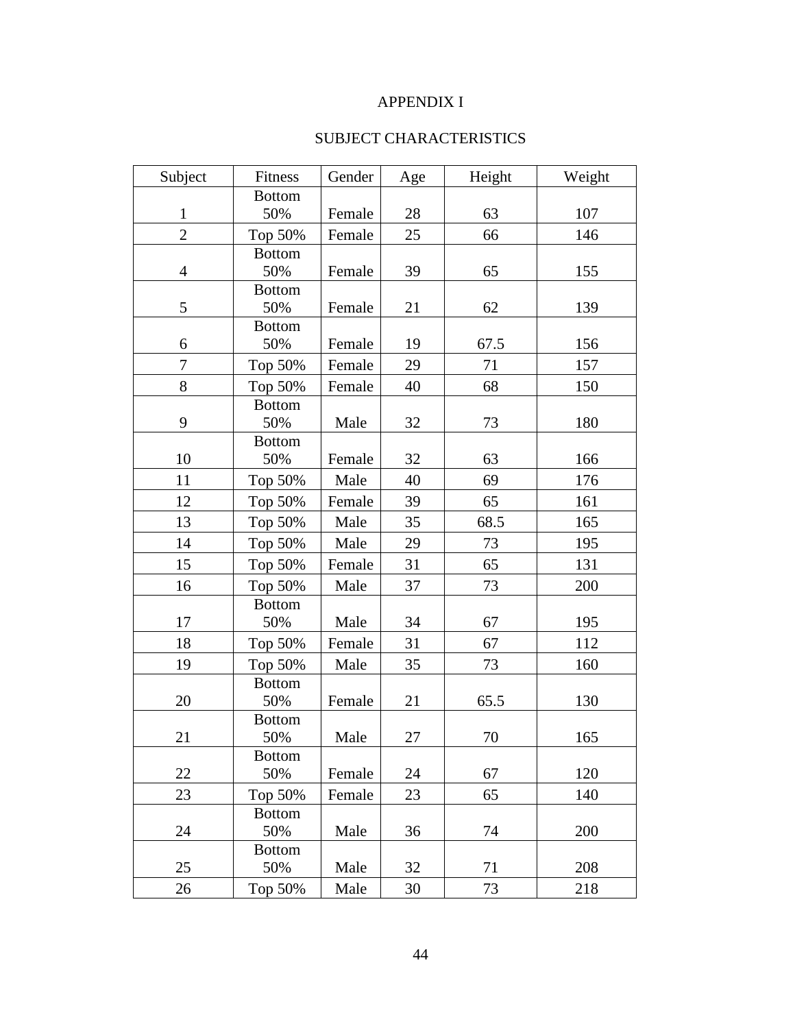# APPENDIX I

## SUBJECT CHARACTERISTICS

| Subject | Fitness | Gender | Age | Height | Weight |
|---|---|---|---|---|---|
| 1 | Bottom 50% | Female | 28 | 63 | 107 |
| 2 | Top 50% | Female | 25 | 66 | 146 |
| 4 | Bottom 50% | Female | 39 | 65 | 155 |
| 5 | Bottom 50% | Female | 21 | 62 | 139 |
| 6 | Bottom 50% | Female | 19 | 67.5 | 156 |
| 7 | Top 50% | Female | 29 | 71 | 157 |
| 8 | Top 50% | Female | 40 | 68 | 150 |
| 9 | Bottom 50% | Male | 32 | 73 | 180 |
| 10 | Bottom 50% | Female | 32 | 63 | 166 |
| 11 | Top 50% | Male | 40 | 69 | 176 |
| 12 | Top 50% | Female | 39 | 65 | 161 |
| 13 | Top 50% | Male | 35 | 68.5 | 165 |
| 14 | Top 50% | Male | 29 | 73 | 195 |
| 15 | Top 50% | Female | 31 | 65 | 131 |
| 16 | Top 50% | Male | 37 | 73 | 200 |
| 17 | Bottom 50% | Male | 34 | 67 | 195 |
| 18 | Top 50% | Female | 31 | 67 | 112 |
| 19 | Top 50% | Male | 35 | 73 | 160 |
| 20 | Bottom 50% | Female | 21 | 65.5 | 130 |
| 21 | Bottom 50% | Male | 27 | 70 | 165 |
| 22 | Bottom 50% | Female | 24 | 67 | 120 |
| 23 | Top 50% | Female | 23 | 65 | 140 |
| 24 | Bottom 50% | Male | 36 | 74 | 200 |
| 25 | Bottom 50% | Male | 32 | 71 | 208 |
| 26 | Top 50% | Male | 30 | 73 | 218 |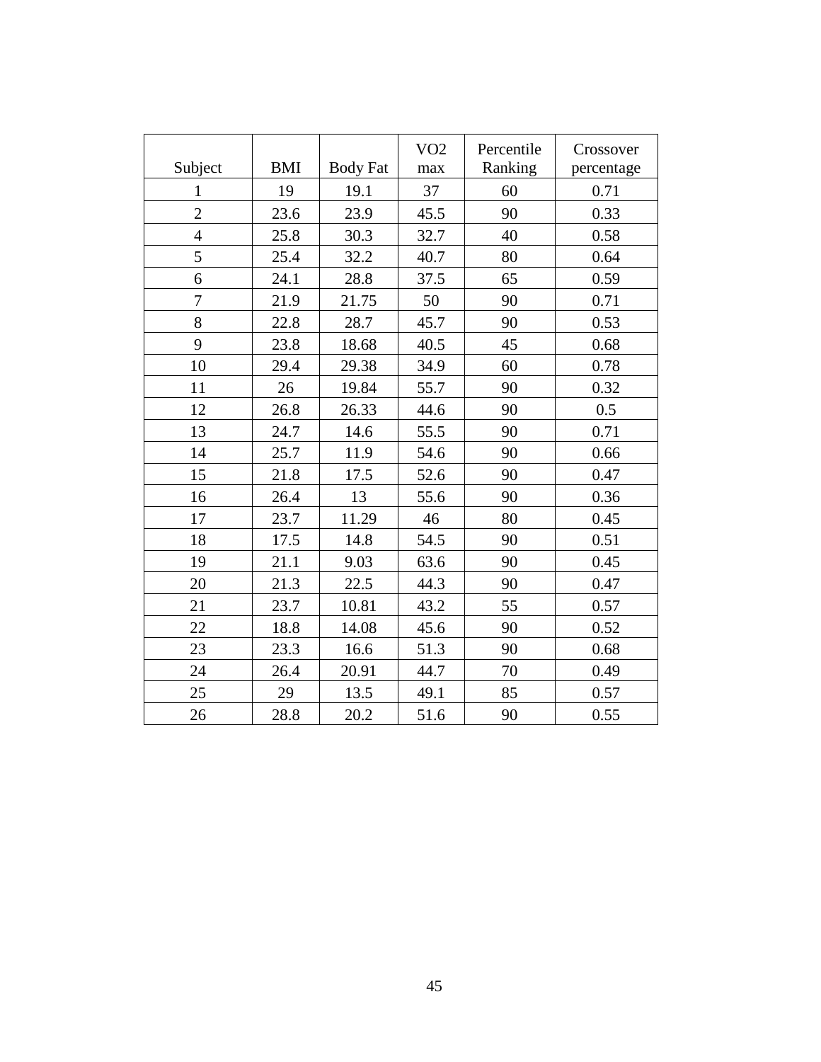| Subject | BMI | Body Fat | VO2 max | Percentile Ranking | Crossover percentage |
|---|---|---|---|---|---|
| 1 | 19 | 19.1 | 37 | 60 | 0.71 |
| 2 | 23.6 | 23.9 | 45.5 | 90 | 0.33 |
| 4 | 25.8 | 30.3 | 32.7 | 40 | 0.58 |
| 5 | 25.4 | 32.2 | 40.7 | 80 | 0.64 |
| 6 | 24.1 | 28.8 | 37.5 | 65 | 0.59 |
| 7 | 21.9 | 21.75 | 50 | 90 | 0.71 |
| 8 | 22.8 | 28.7 | 45.7 | 90 | 0.53 |
| 9 | 23.8 | 18.68 | 40.5 | 45 | 0.68 |
| 10 | 29.4 | 29.38 | 34.9 | 60 | 0.78 |
| 11 | 26 | 19.84 | 55.7 | 90 | 0.32 |
| 12 | 26.8 | 26.33 | 44.6 | 90 | 0.5 |
| 13 | 24.7 | 14.6 | 55.5 | 90 | 0.71 |
| 14 | 25.7 | 11.9 | 54.6 | 90 | 0.66 |
| 15 | 21.8 | 17.5 | 52.6 | 90 | 0.47 |
| 16 | 26.4 | 13 | 55.6 | 90 | 0.36 |
| 17 | 23.7 | 11.29 | 46 | 80 | 0.45 |
| 18 | 17.5 | 14.8 | 54.5 | 90 | 0.51 |
| 19 | 21.1 | 9.03 | 63.6 | 90 | 0.45 |
| 20 | 21.3 | 22.5 | 44.3 | 90 | 0.47 |
| 21 | 23.7 | 10.81 | 43.2 | 55 | 0.57 |
| 22 | 18.8 | 14.08 | 45.6 | 90 | 0.52 |
| 23 | 23.3 | 16.6 | 51.3 | 90 | 0.68 |
| 24 | 26.4 | 20.91 | 44.7 | 70 | 0.49 |
| 25 | 29 | 13.5 | 49.1 | 85 | 0.57 |
| 26 | 28.8 | 20.2 | 51.6 | 90 | 0.55 |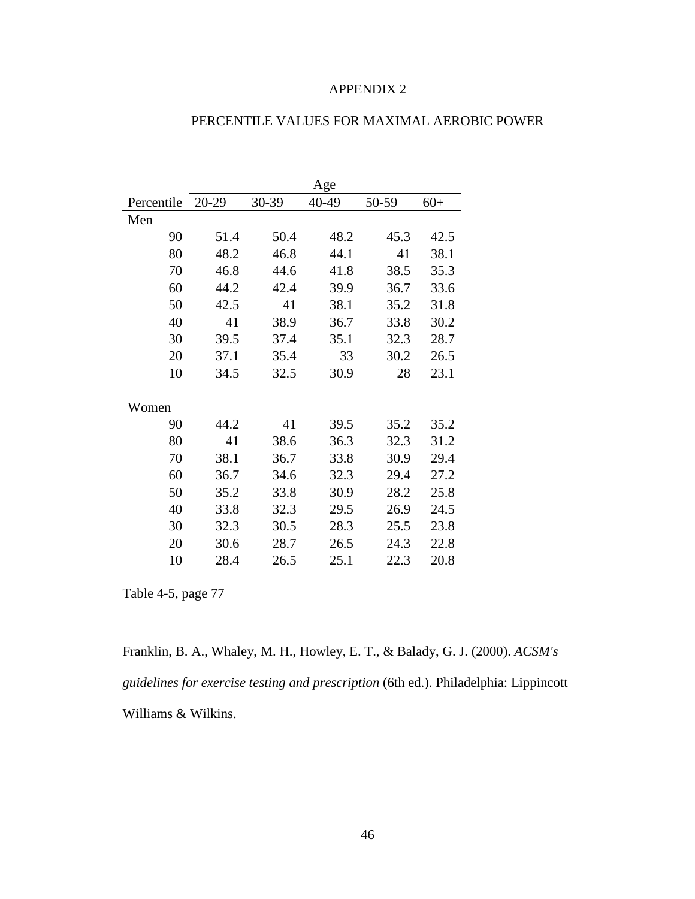# APPENDIX 2

## PERCENTILE VALUES FOR MAXIMAL AEROBIC POWER

| | Age | | | | |
|---|---|---|---|---|---|
| Percentile | 20-29 | 30-39 | 40-49 | 50-59 | 60+ |
| Men | | | | | |
| 90 | 51.4 | 50.4 | 48.2 | 45.3 | 42.5 |
| 80 | 48.2 | 46.8 | 44.1 | 41 | 38.1 |
| 70 | 46.8 | 44.6 | 41.8 | 38.5 | 35.3 |
| 60 | 44.2 | 42.4 | 39.9 | 36.7 | 33.6 |
| 50 | 42.5 | 41 | 38.1 | 35.2 | 31.8 |
| 40 | 41 | 38.9 | 36.7 | 33.8 | 30.2 |
| 30 | 39.5 | 37.4 | 35.1 | 32.3 | 28.7 |
| 20 | 37.1 | 35.4 | 33 | 30.2 | 26.5 |
| 10 | 34.5 | 32.5 | 30.9 | 28 | 23.1 |
| Women | | | | | |
| 90 | 44.2 | 41 | 39.5 | 35.2 | 35.2 |
| 80 | 41 | 38.6 | 36.3 | 32.3 | 31.2 |
| 70 | 38.1 | 36.7 | 33.8 | 30.9 | 29.4 |
| 60 | 36.7 | 34.6 | 32.3 | 29.4 | 27.2 |
| 50 | 35.2 | 33.8 | 30.9 | 28.2 | 25.8 |
| 40 | 33.8 | 32.3 | 29.5 | 26.9 | 24.5 |
| 30 | 32.3 | 30.5 | 28.3 | 25.5 | 23.8 |
| 20 | 30.6 | 28.7 | 26.5 | 24.3 | 22.8 |
| 10 | 28.4 | 26.5 | 25.1 | 22.3 | 20.8 |

Table 4-5, page 77

Franklin, B. A., Whaley, M. H., Howley, E. T., & Balady, G. J. (2000). *ACSM's guidelines for exercise testing and prescription* (6th ed.). Philadelphia: Lippincott Williams & Wilkins.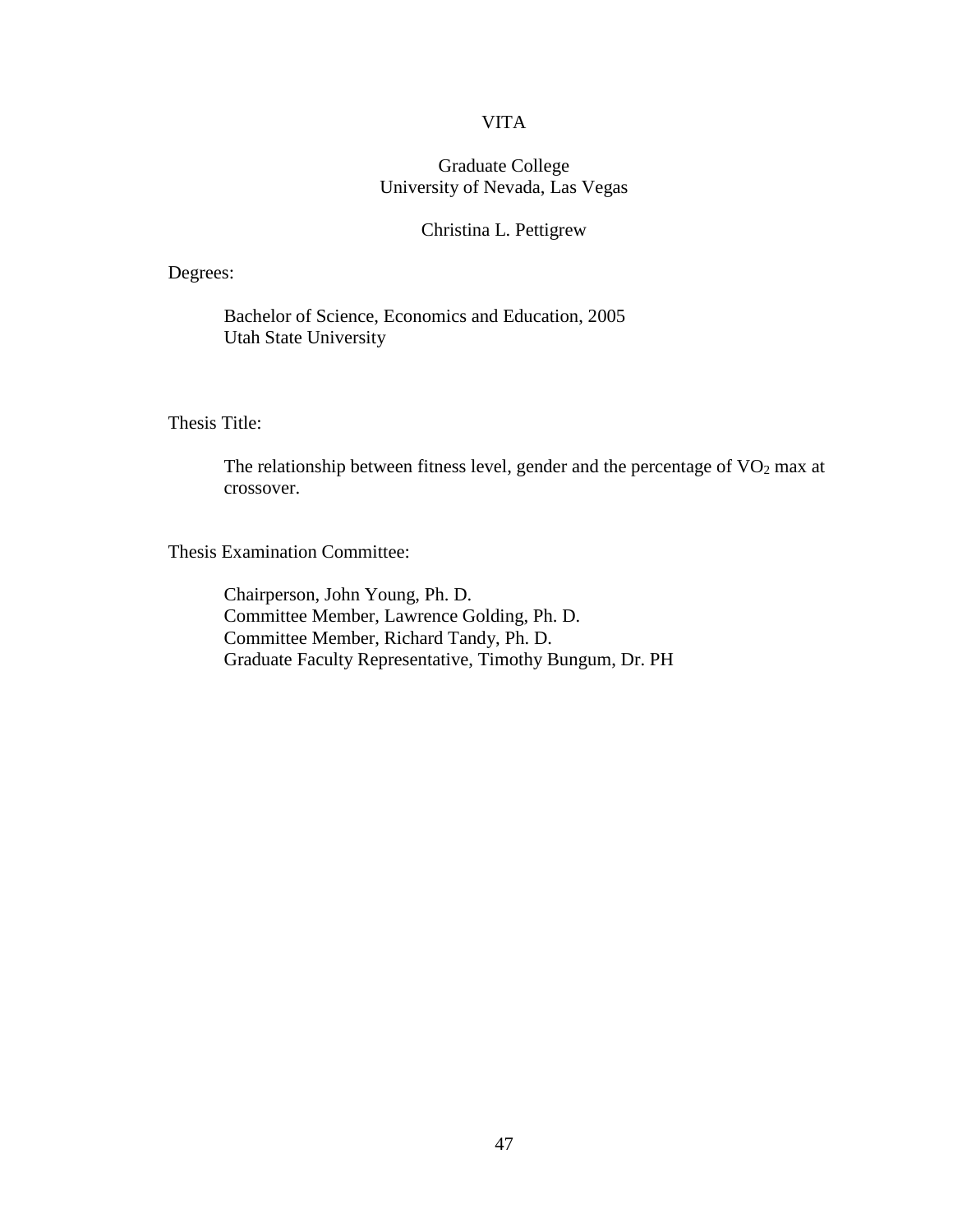# VITA

Graduate College
University of Nevada, Las Vegas

Christina L. Pettigrew

Degrees:

Bachelor of Science, Economics and Education, 2005
Utah State University

Thesis Title:

The relationship between fitness level, gender and the percentage of $VO_2$ max at crossover.

Thesis Examination Committee:

Chairperson, John Young, Ph. D.
Committee Member, Lawrence Golding, Ph. D.
Committee Member, Richard Tandy, Ph. D.
Graduate Faculty Representative, Timothy Bungum, Dr. PH